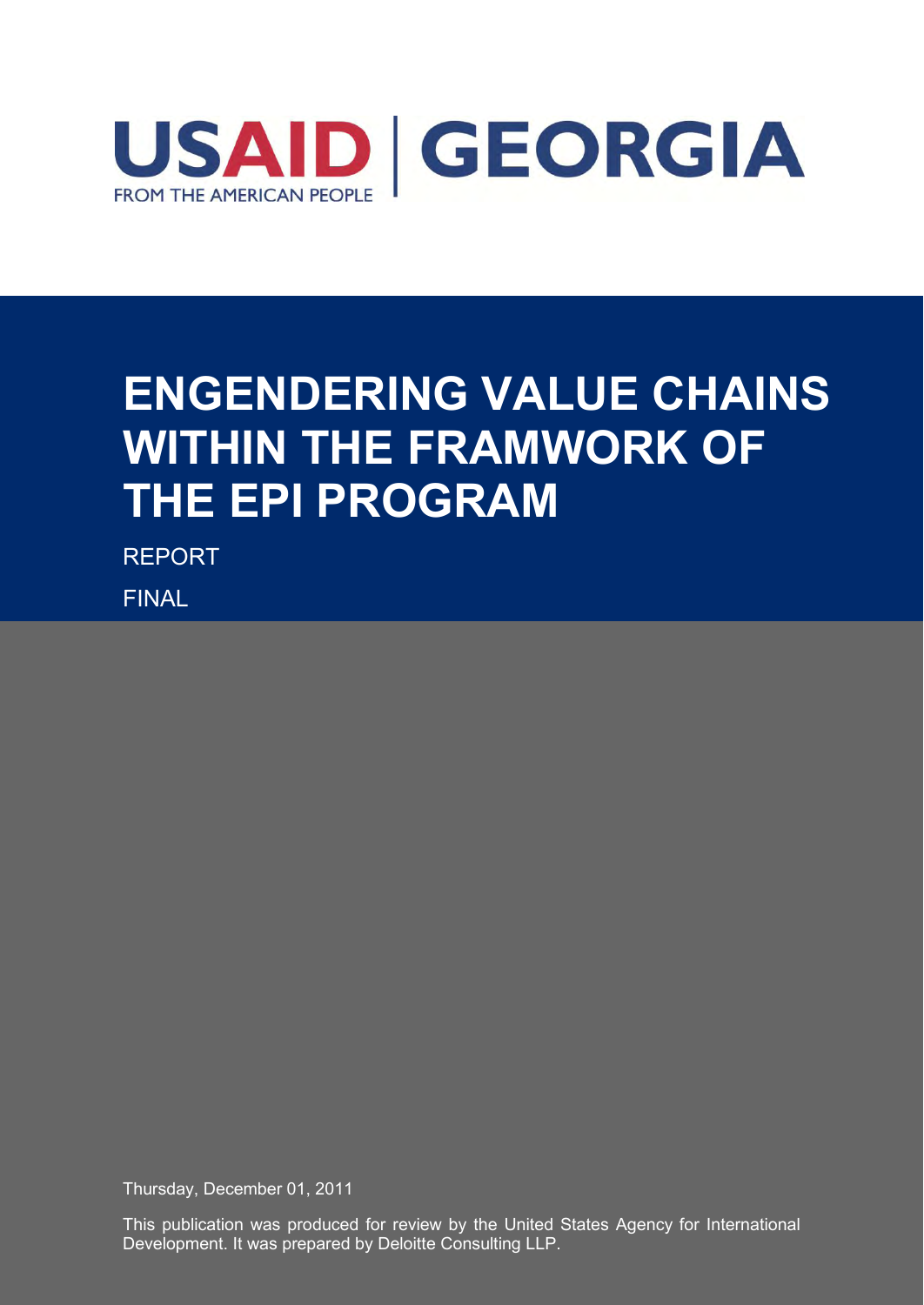USAID | GEORGIA

FROM THE AMERICAN PEOPLE

# ENGENDERING VALUE CHAINS WITHIN THE FRAMWORK OF THE EPI PROGRAM

REPORT

FINAL

Thursday, December 01, 2011

This publication was produced for review by the United States Agency for International Development. It was prepared by Deloitte Consulting LLP.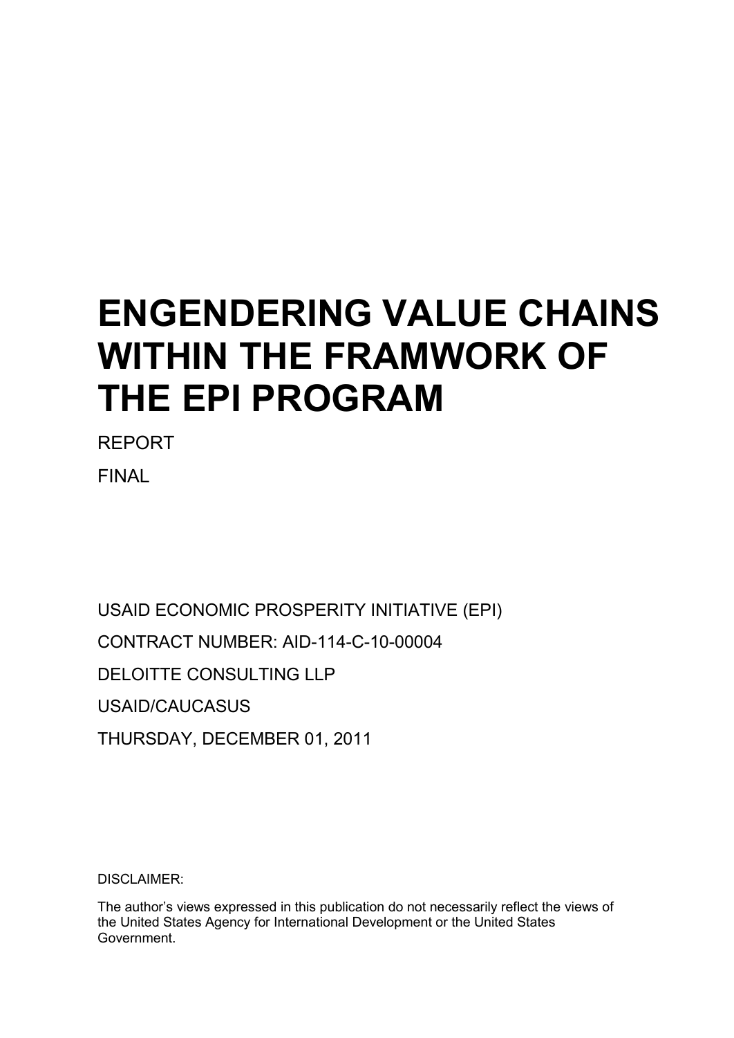# ENGENDERING VALUE CHAINS WITHIN THE FRAMWORK OF THE EPI PROGRAM

REPORT

FINAL

USAID ECONOMIC PROSPERITY INITIATIVE (EPI)

CONTRACT NUMBER: AID-114-C-10-00004

DELOITTE CONSULTING LLP

USAID/CAUCASUS

THURSDAY, DECEMBER 01, 2011

DISCLAIMER:

The author's views expressed in this publication do not necessarily reflect the views of the United States Agency for International Development or the United States Government.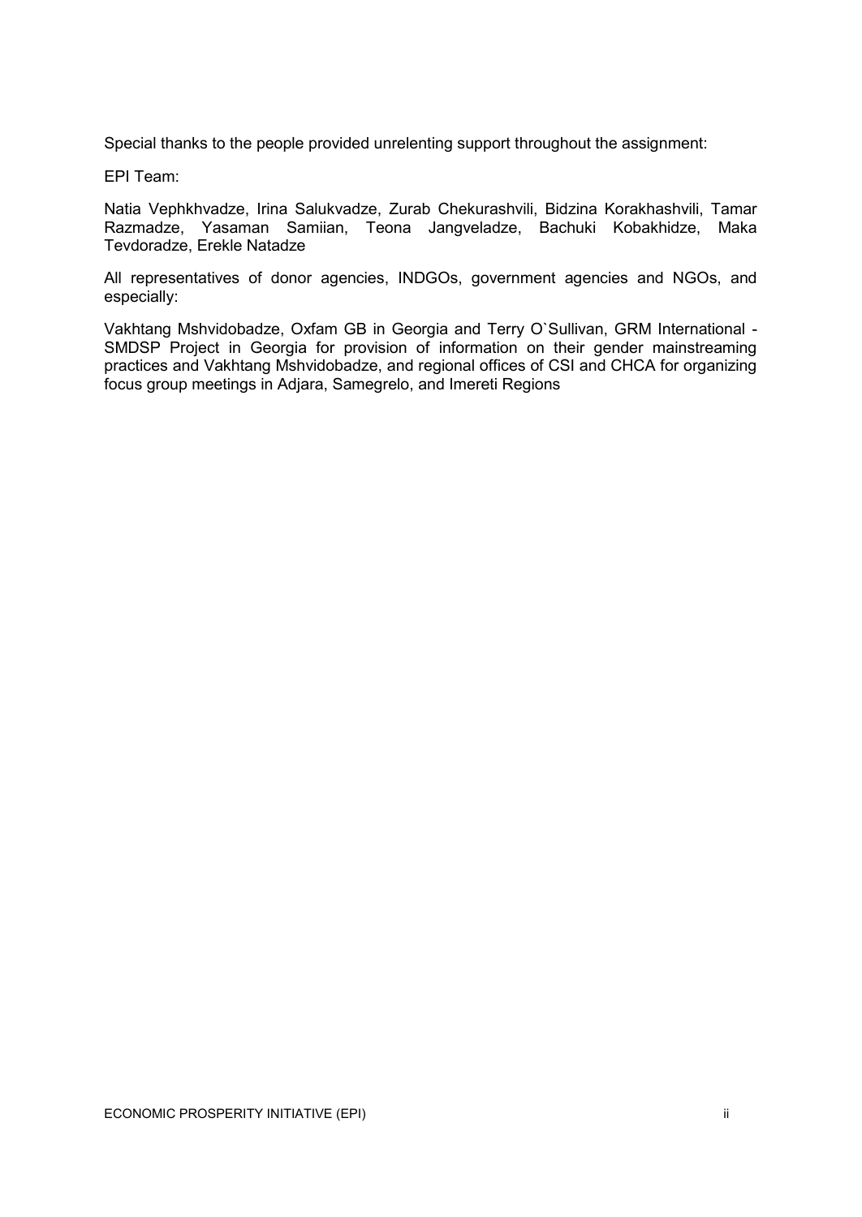Special thanks to the people provided unrelenting support throughout the assignment:

EPI Team:

Natia Vephkhvadze, Irina Salukvadze, Zurab Chekurashvili, Bidzina Korakhashvili, Tamar Razmadze, Yasaman Samiian, Teona Jangveladze, Bachuki Kobakhidze, Maka Tevdoradze, Erekle Natadze

All representatives of donor agencies, INDGOs, government agencies and NGOs, and especially:

Vakhtang Mshvidobadze, Oxfam GB in Georgia and Terry O`Sullivan, GRM International - SMDSP Project in Georgia for provision of information on their gender mainstreaming practices and Vakhtang Mshvidobadze, and regional offices of CSI and CHCA for organizing focus group meetings in Adjara, Samegrelo, and Imereti Regions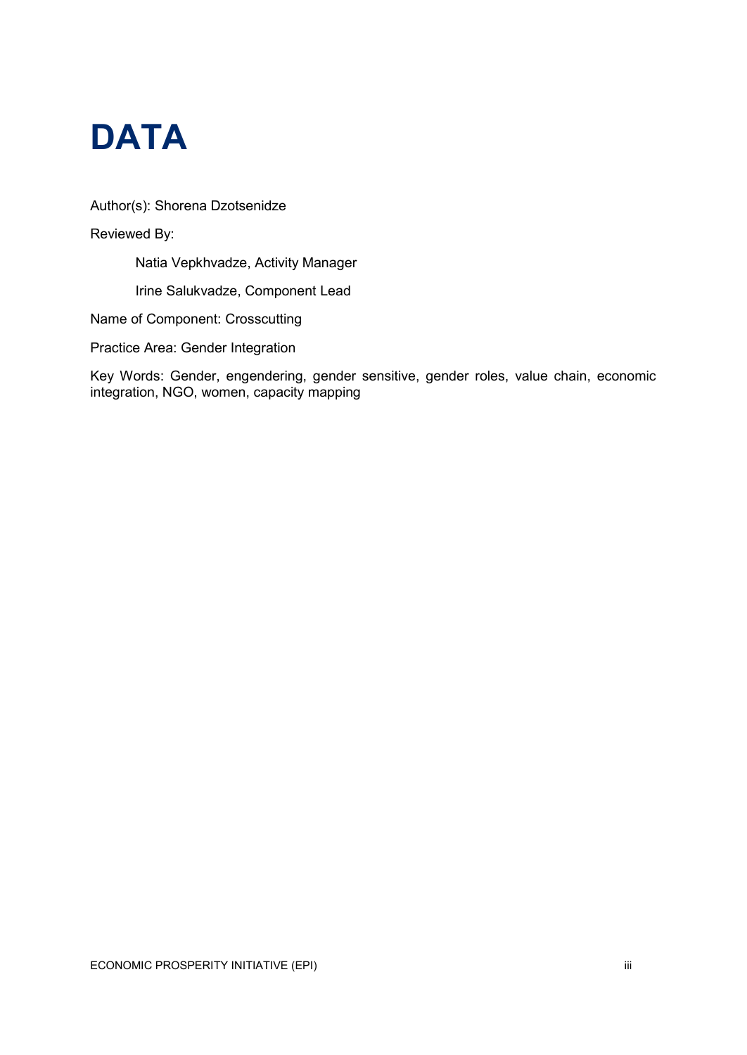# DATA

Author(s): Shorena Dzotsenidze

Reviewed By:

Natia Vepkhvadze, Activity Manager

Irine Salukvadze, Component Lead

Name of Component: Crosscutting

Practice Area: Gender Integration

Key Words: Gender, engendering, gender sensitive, gender roles, value chain, economic integration, NGO, women, capacity mapping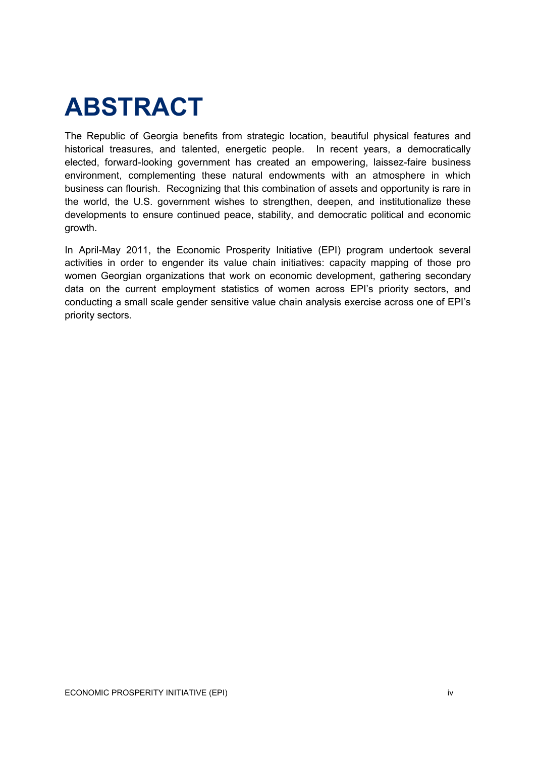# ABSTRACT

The Republic of Georgia benefits from strategic location, beautiful physical features and historical treasures, and talented, energetic people. In recent years, a democratically elected, forward-looking government has created an empowering, laissez-faire business environment, complementing these natural endowments with an atmosphere in which business can flourish. Recognizing that this combination of assets and opportunity is rare in the world, the U.S. government wishes to strengthen, deepen, and institutionalize these developments to ensure continued peace, stability, and democratic political and economic growth.

In April-May 2011, the Economic Prosperity Initiative (EPI) program undertook several activities in order to engender its value chain initiatives: capacity mapping of those pro women Georgian organizations that work on economic development, gathering secondary data on the current employment statistics of women across EPI's priority sectors, and conducting a small scale gender sensitive value chain analysis exercise across one of EPI's priority sectors.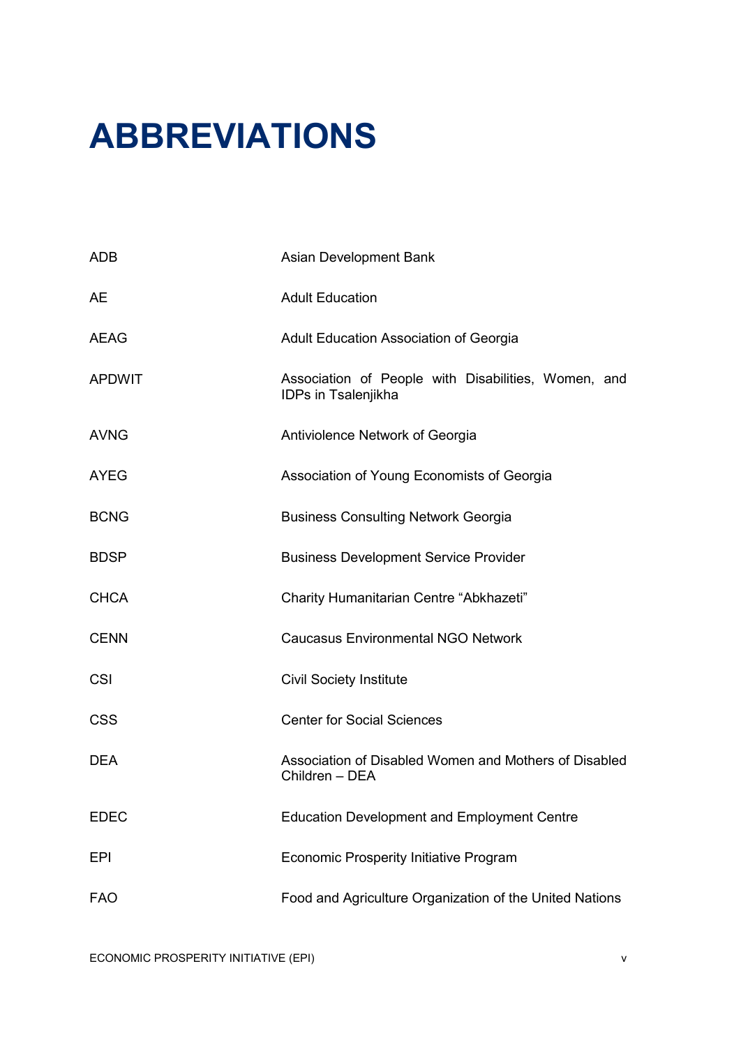# ABBREVIATIONS

| | |
|---|---|
| ADB | Asian Development Bank |
| AE | Adult Education |
| AEAG | Adult Education Association of Georgia |
| APDWIT | Association of People with Disabilities, Women, and IDPs in Tsalenjikha |
| AVNG | Antiviolence Network of Georgia |
| AYEG | Association of Young Economists of Georgia |
| BCNG | Business Consulting Network Georgia |
| BDSP | Business Development Service Provider |
| CHCA | Charity Humanitarian Centre "Abkhazeti" |
| CENN | Caucasus Environmental NGO Network |
| CSI | Civil Society Institute |
| CSS | Center for Social Sciences |
| DEA | Association of Disabled Women and Mothers of Disabled Children – DEA |
| EDEC | Education Development and Employment Centre |
| EPI | Economic Prosperity Initiative Program |
| FAO | Food and Agriculture Organization of the United Nations |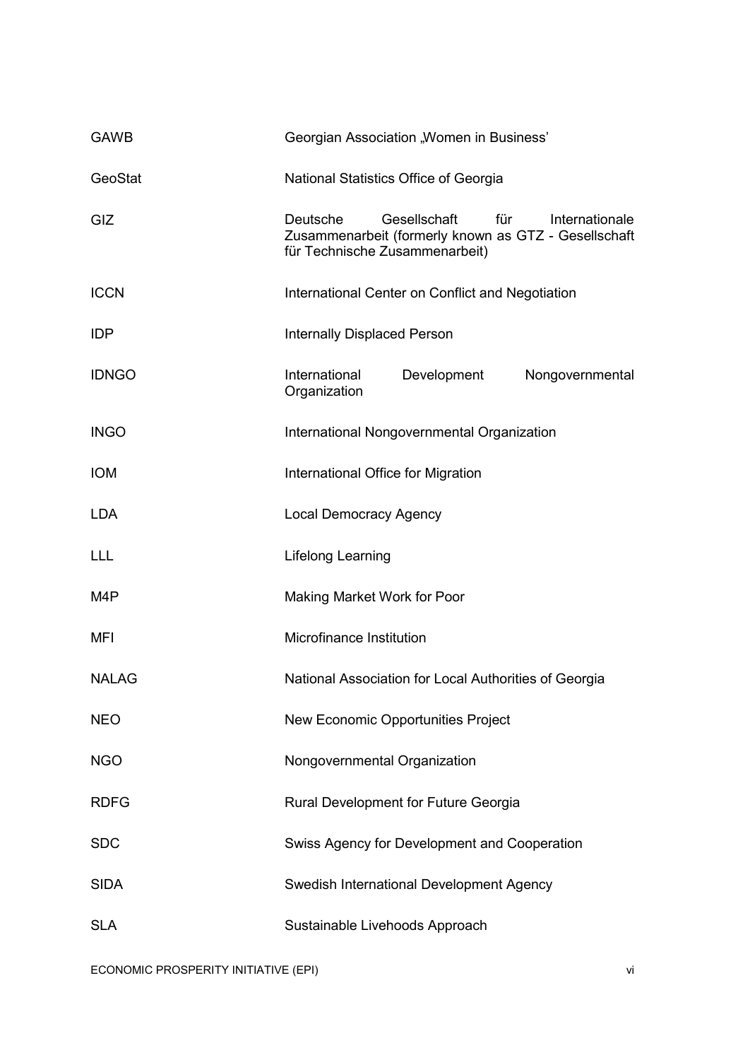| | |
|---|---|
| GAWB | Georgian Association „Women in Business' |
| GeoStat | National Statistics Office of Georgia |
| GIZ | Deutsche Gesellschaft für Internationale Zusammenarbeit (formerly known as GTZ - Gesellschaft für Technische Zusammenarbeit) |
| ICCN | International Center on Conflict and Negotiation |
| IDP | Internally Displaced Person |
| IDNGO | International Development Nongovernmental Organization |
| INGO | International Nongovernmental Organization |
| IOM | International Office for Migration |
| LDA | Local Democracy Agency |
| LLL | Lifelong Learning |
| M4P | Making Market Work for Poor |
| MFI | Microfinance Institution |
| NALAG | National Association for Local Authorities of Georgia |
| NEO | New Economic Opportunities Project |
| NGO | Nongovernmental Organization |
| RDFG | Rural Development for Future Georgia |
| SDC | Swiss Agency for Development and Cooperation |
| SIDA | Swedish International Development Agency |
| SLA | Sustainable Livehoods Approach |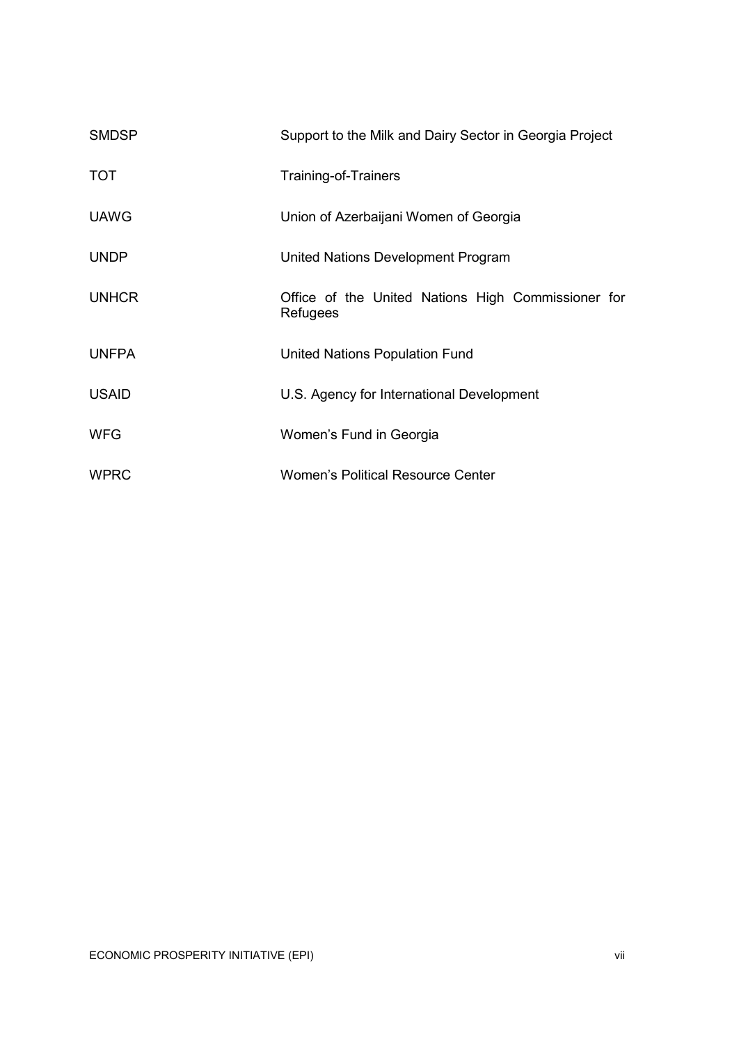| | |
|---|---|
| SMDSP | Support to the Milk and Dairy Sector in Georgia Project |
| TOT | Training-of-Trainers |
| UAWG | Union of Azerbaijani Women of Georgia |
| UNDP | United Nations Development Program |
| UNHCR | Office of the United Nations High Commissioner for Refugees |
| UNFPA | United Nations Population Fund |
| USAID | U.S. Agency for International Development |
| WFG | Women's Fund in Georgia |
| WPRC | Women's Political Resource Center |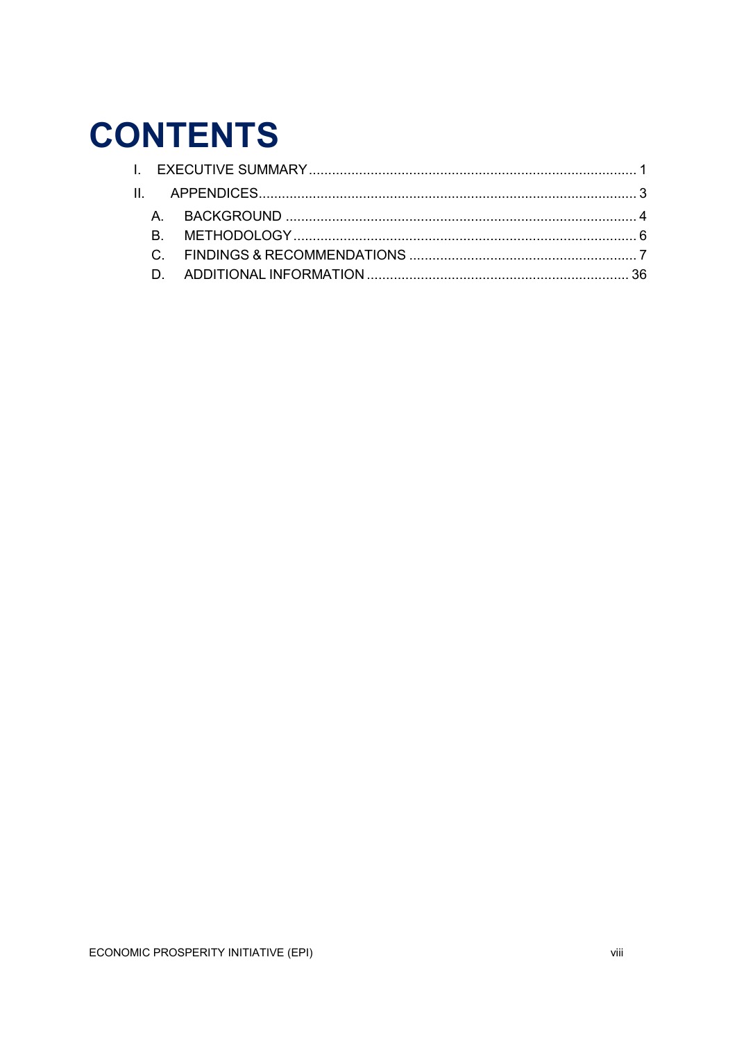# CONTENTS

I. EXECUTIVE SUMMARY ........................................................................................ 1

II. APPENDICES ........................................................................................................ 3

- A. BACKGROUND ........................................................................................... 4
- B. METHODOLOGY ......................................................................................... 6
- C. FINDINGS & RECOMMENDATIONS ........................................................... 7
- D. ADDITIONAL INFORMATION .................................................................... 36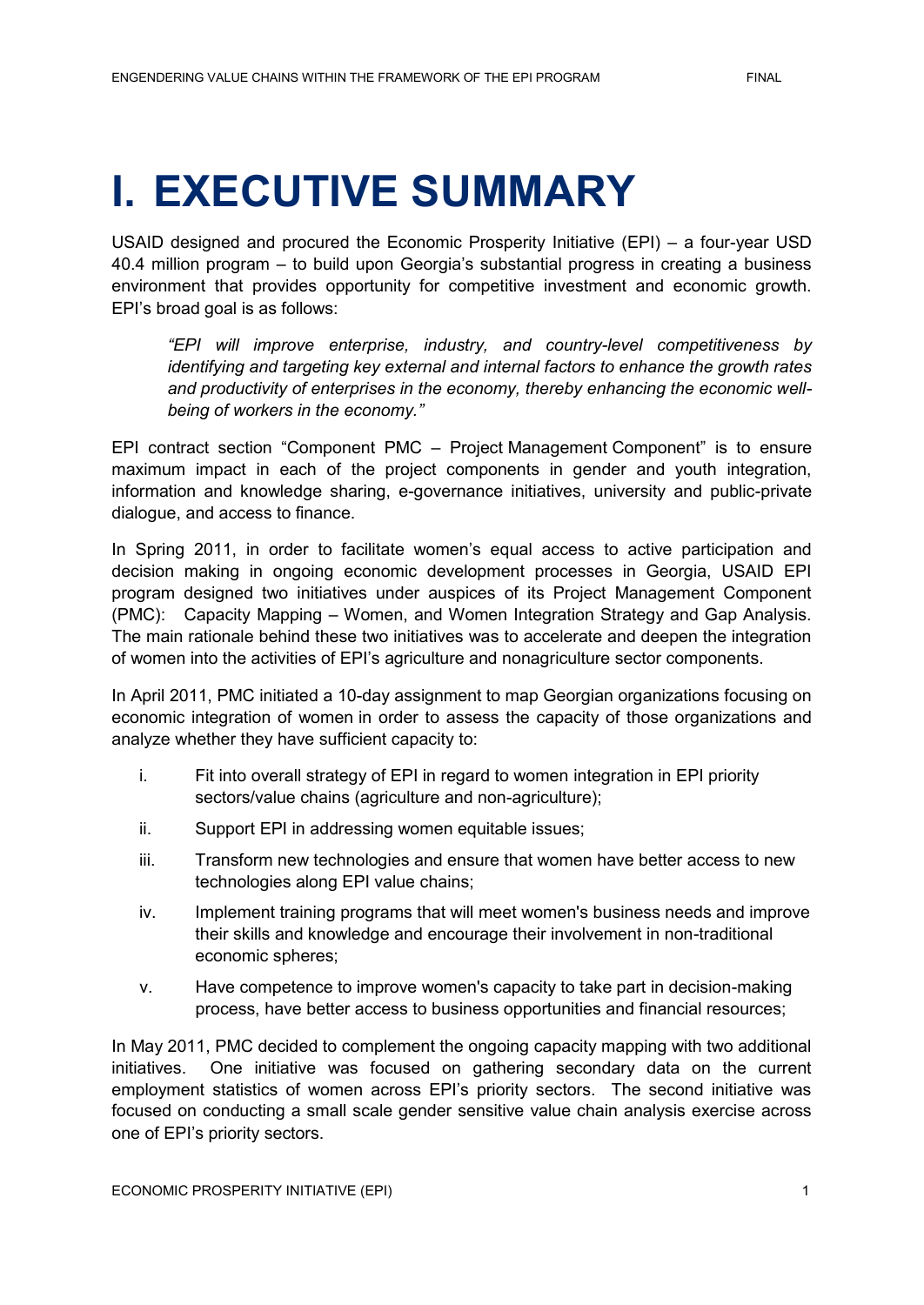# I. EXECUTIVE SUMMARY

USAID designed and procured the Economic Prosperity Initiative (EPI) – a four-year USD 40.4 million program – to build upon Georgia's substantial progress in creating a business environment that provides opportunity for competitive investment and economic growth. EPI's broad goal is as follows:

> *"EPI will improve enterprise, industry, and country-level competitiveness by identifying and targeting key external and internal factors to enhance the growth rates and productivity of enterprises in the economy, thereby enhancing the economic well-being of workers in the economy."*

EPI contract section "Component PMC – Project Management Component" is to ensure maximum impact in each of the project components in gender and youth integration, information and knowledge sharing, e-governance initiatives, university and public-private dialogue, and access to finance.

In Spring 2011, in order to facilitate women's equal access to active participation and decision making in ongoing economic development processes in Georgia, USAID EPI program designed two initiatives under auspices of its Project Management Component (PMC): Capacity Mapping – Women, and Women Integration Strategy and Gap Analysis. The main rationale behind these two initiatives was to accelerate and deepen the integration of women into the activities of EPI's agriculture and nonagriculture sector components.

In April 2011, PMC initiated a 10-day assignment to map Georgian organizations focusing on economic integration of women in order to assess the capacity of those organizations and analyze whether they have sufficient capacity to:

i. Fit into overall strategy of EPI in regard to women integration in EPI priority sectors/value chains (agriculture and non-agriculture);

ii. Support EPI in addressing women equitable issues;

iii. Transform new technologies and ensure that women have better access to new technologies along EPI value chains;

iv. Implement training programs that will meet women's business needs and improve their skills and knowledge and encourage their involvement in non-traditional economic spheres;

v. Have competence to improve women's capacity to take part in decision-making process, have better access to business opportunities and financial resources;

In May 2011, PMC decided to complement the ongoing capacity mapping with two additional initiatives. One initiative was focused on gathering secondary data on the current employment statistics of women across EPI's priority sectors. The second initiative was focused on conducting a small scale gender sensitive value chain analysis exercise across one of EPI's priority sectors.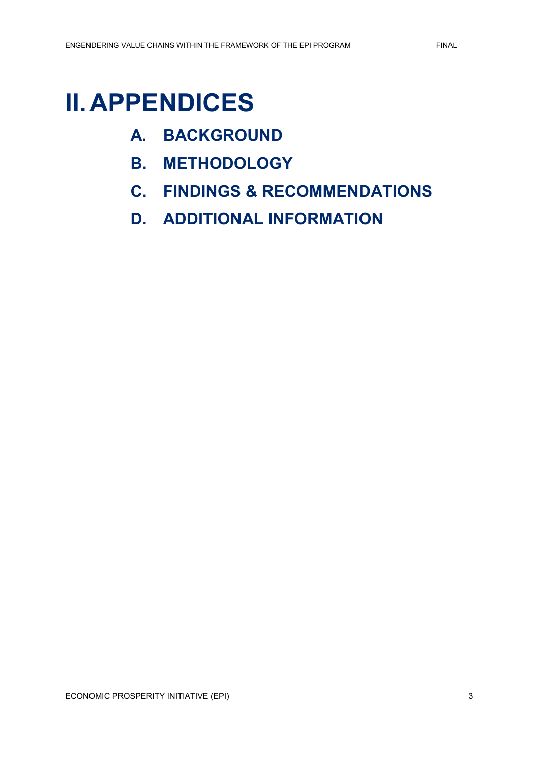# II. APPENDICES

## A. BACKGROUND

## B. METHODOLOGY

## C. FINDINGS & RECOMMENDATIONS

## D. ADDITIONAL INFORMATION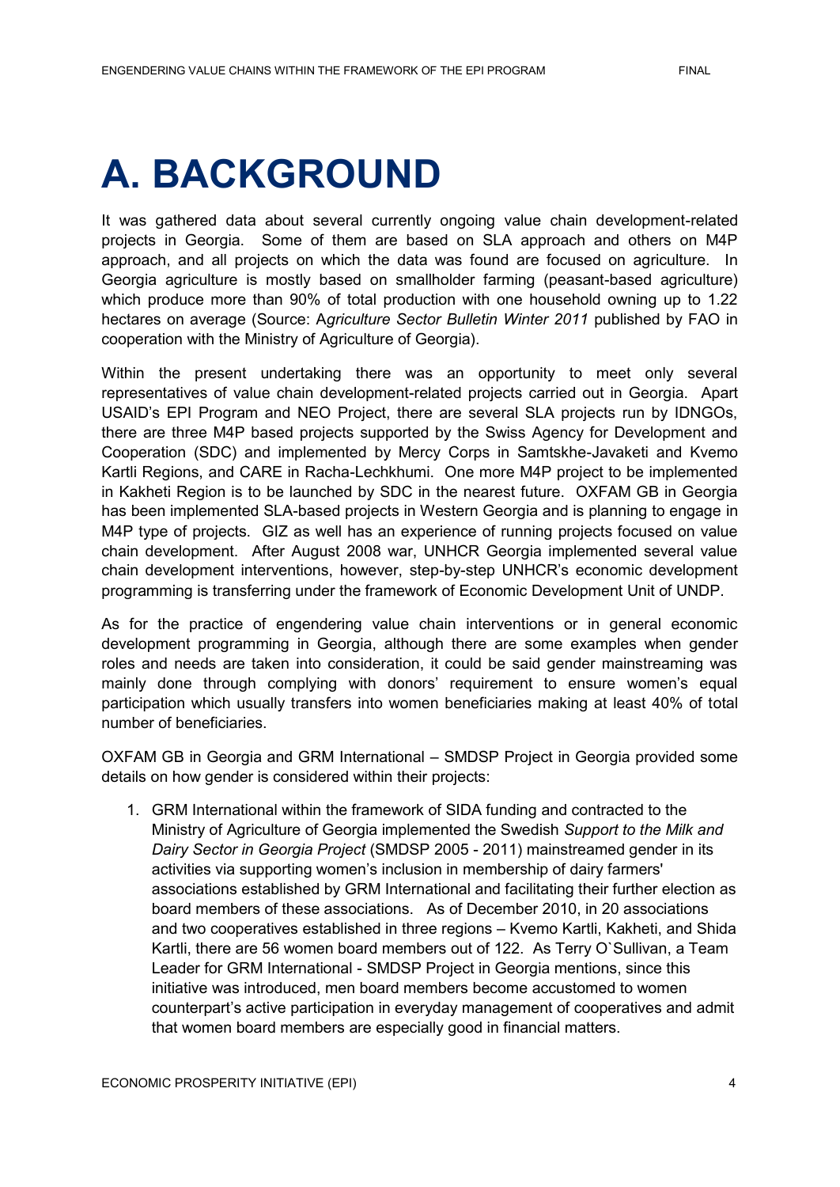# A. BACKGROUND

It was gathered data about several currently ongoing value chain development-related projects in Georgia. Some of them are based on SLA approach and others on M4P approach, and all projects on which the data was found are focused on agriculture. In Georgia agriculture is mostly based on smallholder farming (peasant-based agriculture) which produce more than 90% of total production with one household owning up to 1.22 hectares on average (Source: A*griculture Sector Bulletin Winter 2011* published by FAO in cooperation with the Ministry of Agriculture of Georgia).

Within the present undertaking there was an opportunity to meet only several representatives of value chain development-related projects carried out in Georgia. Apart USAID's EPI Program and NEO Project, there are several SLA projects run by IDNGOs, there are three M4P based projects supported by the Swiss Agency for Development and Cooperation (SDC) and implemented by Mercy Corps in Samtskhe-Javaketi and Kvemo Kartli Regions, and CARE in Racha-Lechkhumi. One more M4P project to be implemented in Kakheti Region is to be launched by SDC in the nearest future. OXFAM GB in Georgia has been implemented SLA-based projects in Western Georgia and is planning to engage in M4P type of projects. GIZ as well has an experience of running projects focused on value chain development. After August 2008 war, UNHCR Georgia implemented several value chain development interventions, however, step-by-step UNHCR's economic development programming is transferring under the framework of Economic Development Unit of UNDP.

As for the practice of engendering value chain interventions or in general economic development programming in Georgia, although there are some examples when gender roles and needs are taken into consideration, it could be said gender mainstreaming was mainly done through complying with donors' requirement to ensure women's equal participation which usually transfers into women beneficiaries making at least 40% of total number of beneficiaries.

OXFAM GB in Georgia and GRM International – SMDSP Project in Georgia provided some details on how gender is considered within their projects:

1. GRM International within the framework of SIDA funding and contracted to the Ministry of Agriculture of Georgia implemented the Swedish *Support to the Milk and Dairy Sector in Georgia Project* (SMDSP 2005 - 2011) mainstreamed gender in its activities via supporting women's inclusion in membership of dairy farmers' associations established by GRM International and facilitating their further election as board members of these associations. As of December 2010, in 20 associations and two cooperatives established in three regions – Kvemo Kartli, Kakheti, and Shida Kartli, there are 56 women board members out of 122. As Terry O`Sullivan, a Team Leader for GRM International - SMDSP Project in Georgia mentions, since this initiative was introduced, men board members become accustomed to women counterpart's active participation in everyday management of cooperatives and admit that women board members are especially good in financial matters.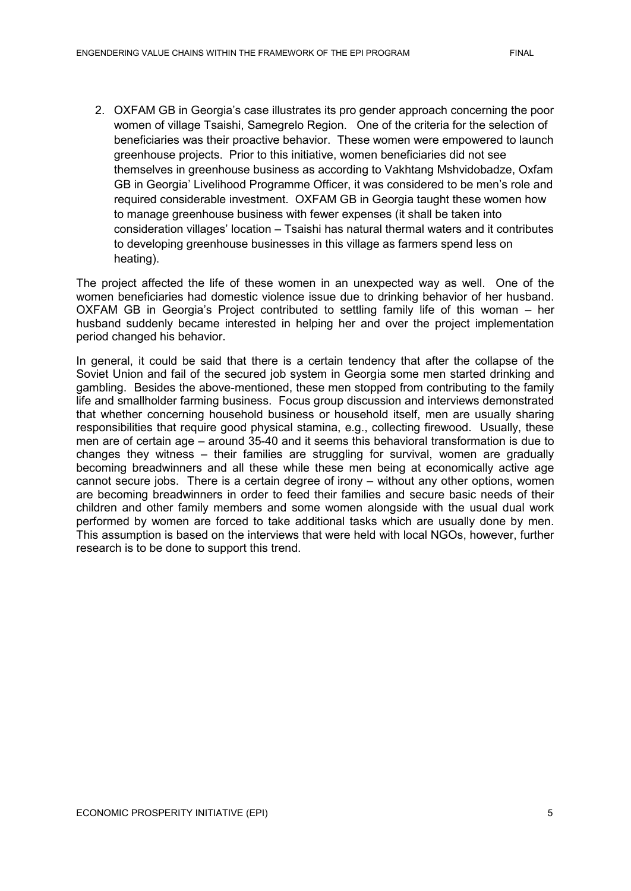2. OXFAM GB in Georgia's case illustrates its pro gender approach concerning the poor women of village Tsaishi, Samegrelo Region. One of the criteria for the selection of beneficiaries was their proactive behavior. These women were empowered to launch greenhouse projects. Prior to this initiative, women beneficiaries did not see themselves in greenhouse business as according to Vakhtang Mshvidobadze, Oxfam GB in Georgia' Livelihood Programme Officer, it was considered to be men's role and required considerable investment. OXFAM GB in Georgia taught these women how to manage greenhouse business with fewer expenses (it shall be taken into consideration villages' location – Tsaishi has natural thermal waters and it contributes to developing greenhouse businesses in this village as farmers spend less on heating).

The project affected the life of these women in an unexpected way as well. One of the women beneficiaries had domestic violence issue due to drinking behavior of her husband. OXFAM GB in Georgia's Project contributed to settling family life of this woman – her husband suddenly became interested in helping her and over the project implementation period changed his behavior.

In general, it could be said that there is a certain tendency that after the collapse of the Soviet Union and fail of the secured job system in Georgia some men started drinking and gambling. Besides the above-mentioned, these men stopped from contributing to the family life and smallholder farming business. Focus group discussion and interviews demonstrated that whether concerning household business or household itself, men are usually sharing responsibilities that require good physical stamina, e.g., collecting firewood. Usually, these men are of certain age – around 35-40 and it seems this behavioral transformation is due to changes they witness – their families are struggling for survival, women are gradually becoming breadwinners and all these while these men being at economically active age cannot secure jobs. There is a certain degree of irony – without any other options, women are becoming breadwinners in order to feed their families and secure basic needs of their children and other family members and some women alongside with the usual dual work performed by women are forced to take additional tasks which are usually done by men. This assumption is based on the interviews that were held with local NGOs, however, further research is to be done to support this trend.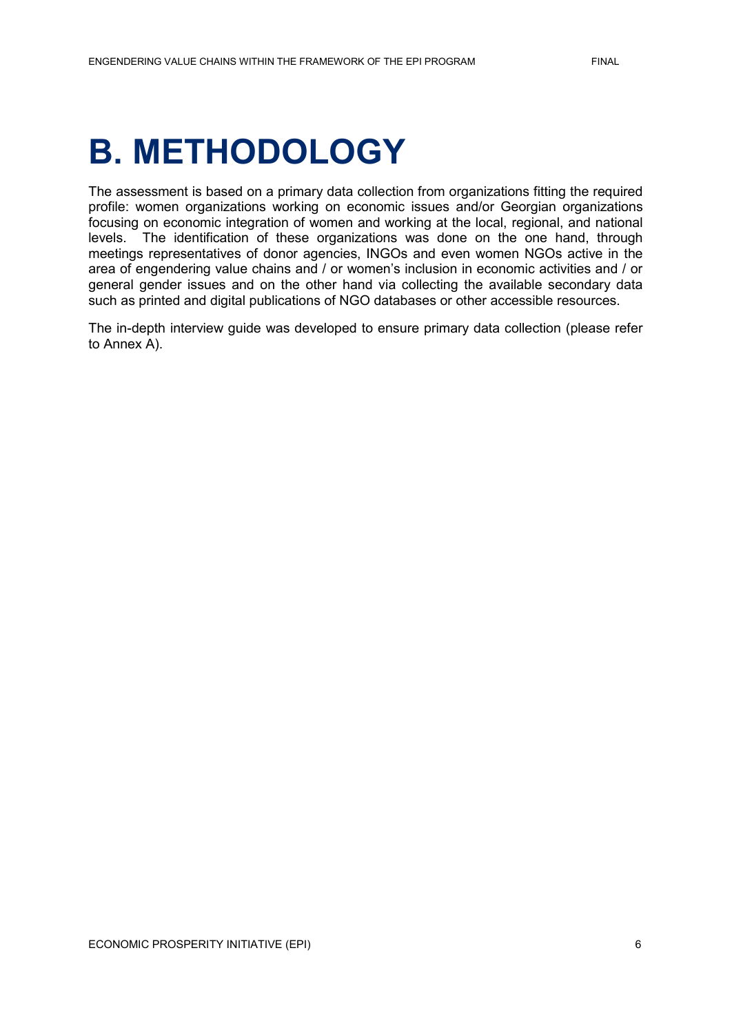# B. METHODOLOGY

The assessment is based on a primary data collection from organizations fitting the required profile: women organizations working on economic issues and/or Georgian organizations focusing on economic integration of women and working at the local, regional, and national levels. The identification of these organizations was done on the one hand, through meetings representatives of donor agencies, INGOs and even women NGOs active in the area of engendering value chains and / or women's inclusion in economic activities and / or general gender issues and on the other hand via collecting the available secondary data such as printed and digital publications of NGO databases or other accessible resources.

The in-depth interview guide was developed to ensure primary data collection (please refer to Annex A).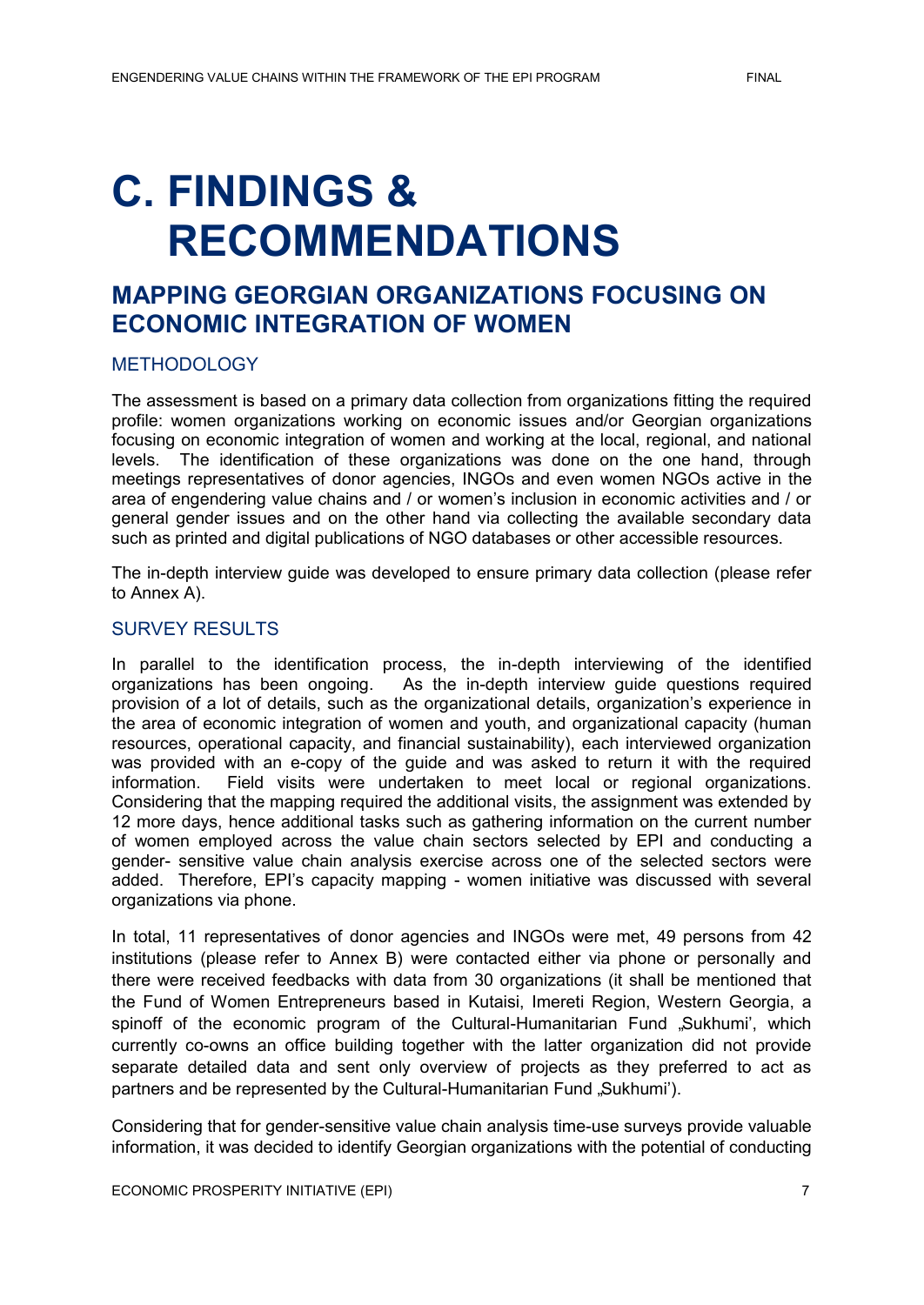# C. FINDINGS & RECOMMENDATIONS

## MAPPING GEORGIAN ORGANIZATIONS FOCUSING ON ECONOMIC INTEGRATION OF WOMEN

### METHODOLOGY

The assessment is based on a primary data collection from organizations fitting the required profile: women organizations working on economic issues and/or Georgian organizations focusing on economic integration of women and working at the local, regional, and national levels. The identification of these organizations was done on the one hand, through meetings representatives of donor agencies, INGOs and even women NGOs active in the area of engendering value chains and / or women's inclusion in economic activities and / or general gender issues and on the other hand via collecting the available secondary data such as printed and digital publications of NGO databases or other accessible resources.

The in-depth interview guide was developed to ensure primary data collection (please refer to Annex A).

### SURVEY RESULTS

In parallel to the identification process, the in-depth interviewing of the identified organizations has been ongoing. As the in-depth interview guide questions required provision of a lot of details, such as the organizational details, organization's experience in the area of economic integration of women and youth, and organizational capacity (human resources, operational capacity, and financial sustainability), each interviewed organization was provided with an e-copy of the guide and was asked to return it with the required information. Field visits were undertaken to meet local or regional organizations. Considering that the mapping required the additional visits, the assignment was extended by 12 more days, hence additional tasks such as gathering information on the current number of women employed across the value chain sectors selected by EPI and conducting a gender- sensitive value chain analysis exercise across one of the selected sectors were added. Therefore, EPI's capacity mapping - women initiative was discussed with several organizations via phone.

In total, 11 representatives of donor agencies and INGOs were met, 49 persons from 42 institutions (please refer to Annex B) were contacted either via phone or personally and there were received feedbacks with data from 30 organizations (it shall be mentioned that the Fund of Women Entrepreneurs based in Kutaisi, Imereti Region, Western Georgia, a spinoff of the economic program of the Cultural-Humanitarian Fund „Sukhumi', which currently co-owns an office building together with the latter organization did not provide separate detailed data and sent only overview of projects as they preferred to act as partners and be represented by the Cultural-Humanitarian Fund „Sukhumi').

Considering that for gender-sensitive value chain analysis time-use surveys provide valuable information, it was decided to identify Georgian organizations with the potential of conducting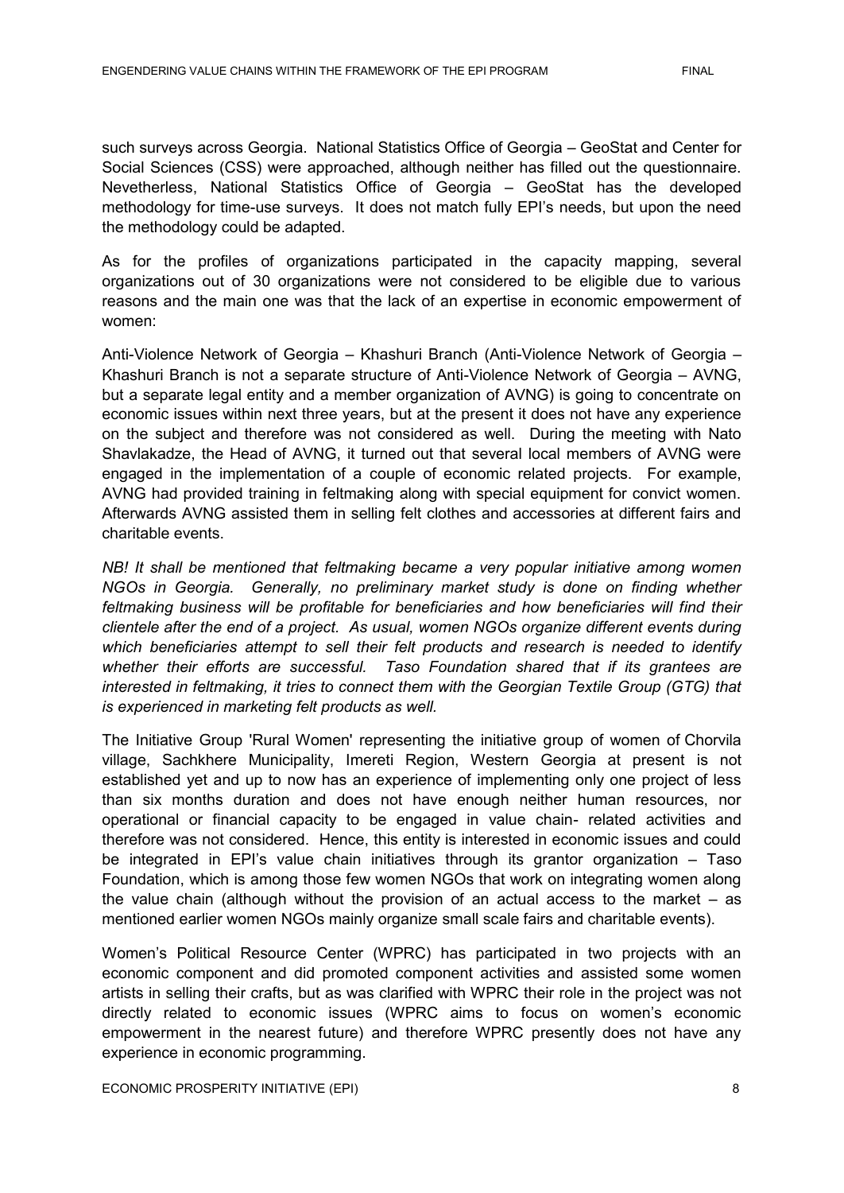such surveys across Georgia. National Statistics Office of Georgia – GeoStat and Center for Social Sciences (CSS) were approached, although neither has filled out the questionnaire. Nevetherless, National Statistics Office of Georgia – GeoStat has the developed methodology for time-use surveys. It does not match fully EPI's needs, but upon the need the methodology could be adapted.

As for the profiles of organizations participated in the capacity mapping, several organizations out of 30 organizations were not considered to be eligible due to various reasons and the main one was that the lack of an expertise in economic empowerment of women:

Anti-Violence Network of Georgia – Khashuri Branch (Anti-Violence Network of Georgia – Khashuri Branch is not a separate structure of Anti-Violence Network of Georgia – AVNG, but a separate legal entity and a member organization of AVNG) is going to concentrate on economic issues within next three years, but at the present it does not have any experience on the subject and therefore was not considered as well. During the meeting with Nato Shavlakadze, the Head of AVNG, it turned out that several local members of AVNG were engaged in the implementation of a couple of economic related projects. For example, AVNG had provided training in feltmaking along with special equipment for convict women. Afterwards AVNG assisted them in selling felt clothes and accessories at different fairs and charitable events.

*NB! It shall be mentioned that feltmaking became a very popular initiative among women NGOs in Georgia. Generally, no preliminary market study is done on finding whether feltmaking business will be profitable for beneficiaries and how beneficiaries will find their clientele after the end of a project. As usual, women NGOs organize different events during which beneficiaries attempt to sell their felt products and research is needed to identify whether their efforts are successful. Taso Foundation shared that if its grantees are interested in feltmaking, it tries to connect them with the Georgian Textile Group (GTG) that is experienced in marketing felt products as well.*

The Initiative Group 'Rural Women' representing the initiative group of women of Chorvila village, Sachkhere Municipality, Imereti Region, Western Georgia at present is not established yet and up to now has an experience of implementing only one project of less than six months duration and does not have enough neither human resources, nor operational or financial capacity to be engaged in value chain- related activities and therefore was not considered. Hence, this entity is interested in economic issues and could be integrated in EPI's value chain initiatives through its grantor organization – Taso Foundation, which is among those few women NGOs that work on integrating women along the value chain (although without the provision of an actual access to the market – as mentioned earlier women NGOs mainly organize small scale fairs and charitable events).

Women's Political Resource Center (WPRC) has participated in two projects with an economic component and did promoted component activities and assisted some women artists in selling their crafts, but as was clarified with WPRC their role in the project was not directly related to economic issues (WPRC aims to focus on women's economic empowerment in the nearest future) and therefore WPRC presently does not have any experience in economic programming.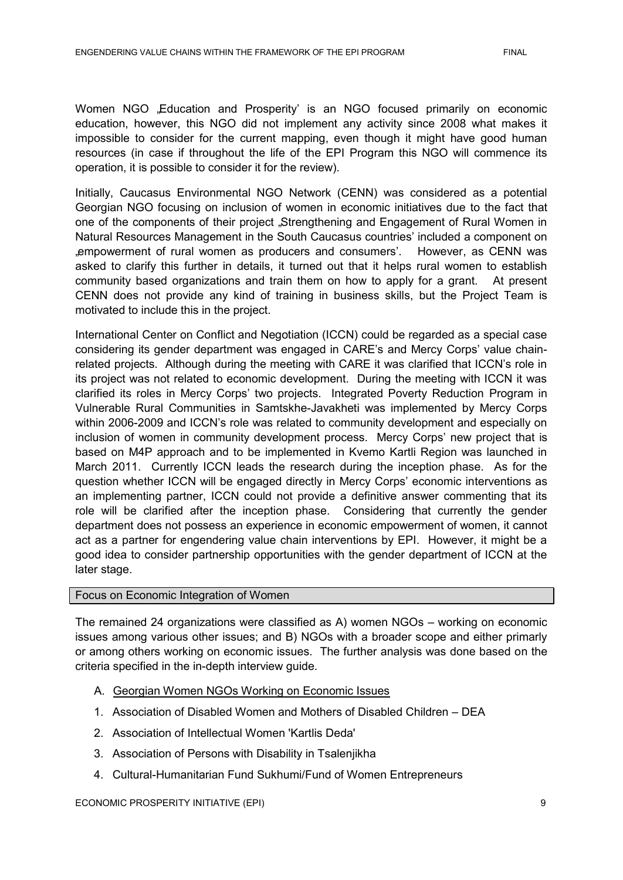Women NGO „Education and Prosperity' is an NGO focused primarily on economic education, however, this NGO did not implement any activity since 2008 what makes it impossible to consider for the current mapping, even though it might have good human resources (in case if throughout the life of the EPI Program this NGO will commence its operation, it is possible to consider it for the review).

Initially, Caucasus Environmental NGO Network (CENN) was considered as a potential Georgian NGO focusing on inclusion of women in economic initiatives due to the fact that one of the components of their project „Strengthening and Engagement of Rural Women in Natural Resources Management in the South Caucasus countries' included a component on „empowerment of rural women as producers and consumers'. However, as CENN was asked to clarify this further in details, it turned out that it helps rural women to establish community based organizations and train them on how to apply for a grant. At present CENN does not provide any kind of training in business skills, but the Project Team is motivated to include this in the project.

International Center on Conflict and Negotiation (ICCN) could be regarded as a special case considering its gender department was engaged in CARE's and Mercy Corps' value chain-related projects. Although during the meeting with CARE it was clarified that ICCN's role in its project was not related to economic development. During the meeting with ICCN it was clarified its roles in Mercy Corps' two projects. Integrated Poverty Reduction Program in Vulnerable Rural Communities in Samtskhe-Javakheti was implemented by Mercy Corps within 2006-2009 and ICCN's role was related to community development and especially on inclusion of women in community development process. Mercy Corps' new project that is based on M4P approach and to be implemented in Kvemo Kartli Region was launched in March 2011. Currently ICCN leads the research during the inception phase. As for the question whether ICCN will be engaged directly in Mercy Corps' economic interventions as an implementing partner, ICCN could not provide a definitive answer commenting that its role will be clarified after the inception phase. Considering that currently the gender department does not possess an experience in economic empowerment of women, it cannot act as a partner for engendering value chain interventions by EPI. However, it might be a good idea to consider partnership opportunities with the gender department of ICCN at the later stage.

### Focus on Economic Integration of Women

The remained 24 organizations were classified as A) women NGOs – working on economic issues among various other issues; and B) NGOs with a broader scope and either primarily or among others working on economic issues. The further analysis was done based on the criteria specified in the in-depth interview guide.

A. Georgian Women NGOs Working on Economic Issues

1. Association of Disabled Women and Mothers of Disabled Children – DEA
2. Association of Intellectual Women 'Kartlis Deda'
3. Association of Persons with Disability in Tsalenjikha
4. Cultural-Humanitarian Fund Sukhumi/Fund of Women Entrepreneurs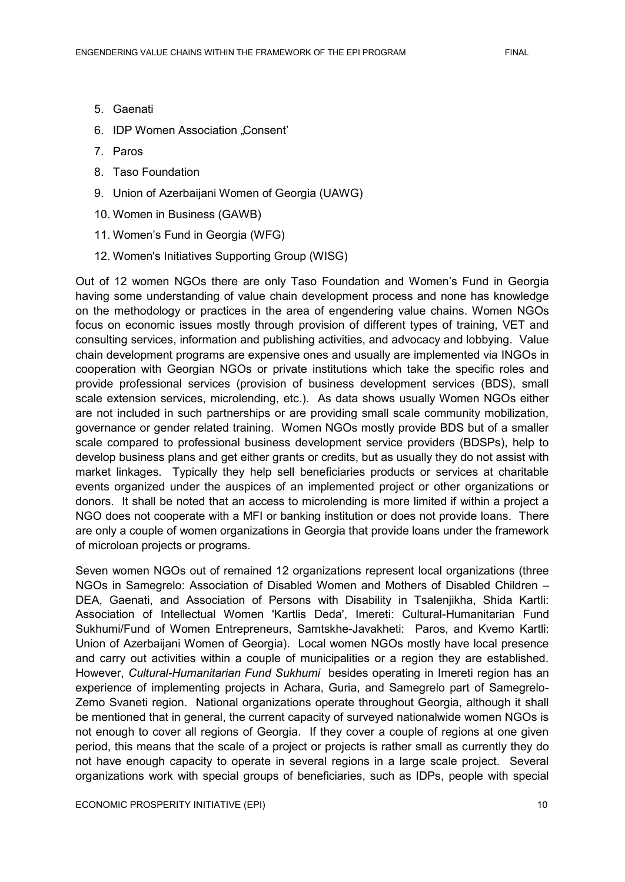5. Gaenati
6. IDP Women Association „Consent'
7. Paros
8. Taso Foundation
9. Union of Azerbaijani Women of Georgia (UAWG)
10. Women in Business (GAWB)
11. Women's Fund in Georgia (WFG)
12. Women's Initiatives Supporting Group (WISG)

Out of 12 women NGOs there are only Taso Foundation and Women's Fund in Georgia having some understanding of value chain development process and none has knowledge on the methodology or practices in the area of engendering value chains. Women NGOs focus on economic issues mostly through provision of different types of training, VET and consulting services, information and publishing activities, and advocacy and lobbying. Value chain development programs are expensive ones and usually are implemented via INGOs in cooperation with Georgian NGOs or private institutions which take the specific roles and provide professional services (provision of business development services (BDS), small scale extension services, microlending, etc.). As data shows usually Women NGOs either are not included in such partnerships or are providing small scale community mobilization, governance or gender related training. Women NGOs mostly provide BDS but of a smaller scale compared to professional business development service providers (BDSPs), help to develop business plans and get either grants or credits, but as usually they do not assist with market linkages. Typically they help sell beneficiaries products or services at charitable events organized under the auspices of an implemented project or other organizations or donors. It shall be noted that an access to microlending is more limited if within a project a NGO does not cooperate with a MFI or banking institution or does not provide loans. There are only a couple of women organizations in Georgia that provide loans under the framework of microloan projects or programs.

Seven women NGOs out of remained 12 organizations represent local organizations (three NGOs in Samegrelo: Association of Disabled Women and Mothers of Disabled Children – DEA, Gaenati, and Association of Persons with Disability in Tsalenjikha, Shida Kartli: Association of Intellectual Women 'Kartlis Deda', Imereti: Cultural-Humanitarian Fund Sukhumi/Fund of Women Entrepreneurs, Samtskhe-Javakheti: Paros, and Kvemo Kartli: Union of Azerbaijani Women of Georgia). Local women NGOs mostly have local presence and carry out activities within a couple of municipalities or a region they are established. However, *Cultural-Humanitarian Fund Sukhumi* besides operating in Imereti region has an experience of implementing projects in Achara, Guria, and Samegrelo part of Samegrelo-Zemo Svaneti region. National organizations operate throughout Georgia, although it shall be mentioned that in general, the current capacity of surveyed nationalwide women NGOs is not enough to cover all regions of Georgia. If they cover a couple of regions at one given period, this means that the scale of a project or projects is rather small as currently they do not have enough capacity to operate in several regions in a large scale project. Several organizations work with special groups of beneficiaries, such as IDPs, people with special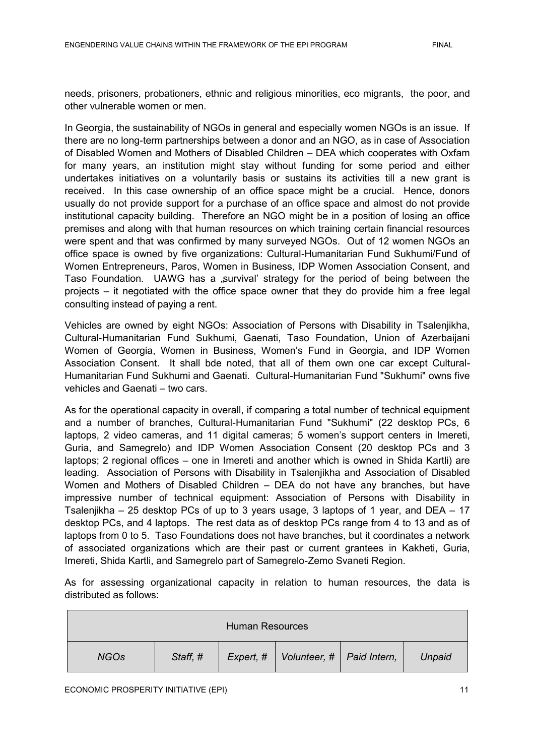needs, prisoners, probationers, ethnic and religious minorities, eco migrants, the poor, and other vulnerable women or men.

In Georgia, the sustainability of NGOs in general and especially women NGOs is an issue. If there are no long-term partnerships between a donor and an NGO, as in case of Association of Disabled Women and Mothers of Disabled Children – DEA which cooperates with Oxfam for many years, an institution might stay without funding for some period and either undertakes initiatives on a voluntarily basis or sustains its activities till a new grant is received. In this case ownership of an office space might be a crucial. Hence, donors usually do not provide support for a purchase of an office space and almost do not provide institutional capacity building. Therefore an NGO might be in a position of losing an office premises and along with that human resources on which training certain financial resources were spent and that was confirmed by many surveyed NGOs. Out of 12 women NGOs an office space is owned by five organizations: Cultural-Humanitarian Fund Sukhumi/Fund of Women Entrepreneurs, Paros, Women in Business, IDP Women Association Consent, and Taso Foundation. UAWG has a „survival' strategy for the period of being between the projects – it negotiated with the office space owner that they do provide him a free legal consulting instead of paying a rent.

Vehicles are owned by eight NGOs: Association of Persons with Disability in Tsalenjikha, Cultural-Humanitarian Fund Sukhumi, Gaenati, Taso Foundation, Union of Azerbaijani Women of Georgia, Women in Business, Women's Fund in Georgia, and IDP Women Association Consent. It shall bde noted, that all of them own one car except Cultural-Humanitarian Fund Sukhumi and Gaenati. Cultural-Humanitarian Fund "Sukhumi" owns five vehicles and Gaenati – two cars.

As for the operational capacity in overall, if comparing a total number of technical equipment and a number of branches, Cultural-Humanitarian Fund "Sukhumi" (22 desktop PCs, 6 laptops, 2 video cameras, and 11 digital cameras; 5 women's support centers in Imereti, Guria, and Samegrelo) and IDP Women Association Consent (20 desktop PCs and 3 laptops; 2 regional offices – one in Imereti and another which is owned in Shida Kartli) are leading. Association of Persons with Disability in Tsalenjikha and Association of Disabled Women and Mothers of Disabled Children – DEA do not have any branches, but have impressive number of technical equipment: Association of Persons with Disability in Tsalenjikha – 25 desktop PCs of up to 3 years usage, 3 laptops of 1 year, and DEA – 17 desktop PCs, and 4 laptops. The rest data as of desktop PCs range from 4 to 13 and as of laptops from 0 to 5. Taso Foundations does not have branches, but it coordinates a network of associated organizations which are their past or current grantees in Kakheti, Guria, Imereti, Shida Kartli, and Samegrelo part of Samegrelo-Zemo Svaneti Region.

As for assessing organizational capacity in relation to human resources, the data is distributed as follows:

| Human Resources | | | | | |
|---|---|---|---|---|---|
| *NGOs* | *Staff, #* | *Expert, #* | *Volunteer, #* | *Paid Intern,* | *Unpaid* |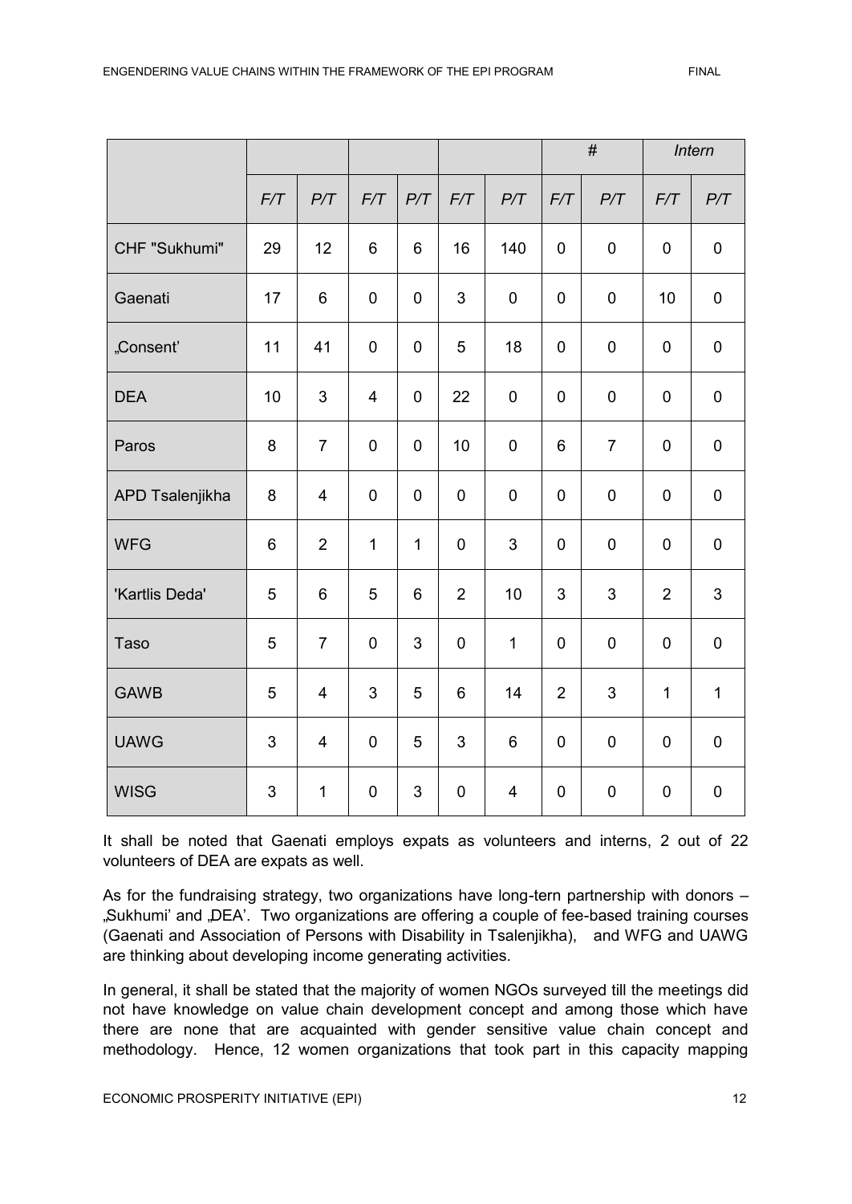| | | | | | | | # | | Intern | |
|---|---|---|---|---|---|---|---|---|---|---|
| | F/T | P/T | F/T | P/T | F/T | P/T | F/T | P/T | F/T | P/T |
| CHF "Sukhumi" | 29 | 12 | 6 | 6 | 16 | 140 | 0 | 0 | 0 | 0 |
| Gaenati | 17 | 6 | 0 | 0 | 3 | 0 | 0 | 0 | 10 | 0 |
| „Consent' | 11 | 41 | 0 | 0 | 5 | 18 | 0 | 0 | 0 | 0 |
| DEA | 10 | 3 | 4 | 0 | 22 | 0 | 0 | 0 | 0 | 0 |
| Paros | 8 | 7 | 0 | 0 | 10 | 0 | 6 | 7 | 0 | 0 |
| APD Tsalenjikha | 8 | 4 | 0 | 0 | 0 | 0 | 0 | 0 | 0 | 0 |
| WFG | 6 | 2 | 1 | 1 | 0 | 3 | 0 | 0 | 0 | 0 |
| 'Kartlis Deda' | 5 | 6 | 5 | 6 | 2 | 10 | 3 | 3 | 2 | 3 |
| Taso | 5 | 7 | 0 | 3 | 0 | 1 | 0 | 0 | 0 | 0 |
| GAWB | 5 | 4 | 3 | 5 | 6 | 14 | 2 | 3 | 1 | 1 |
| UAWG | 3 | 4 | 0 | 5 | 3 | 6 | 0 | 0 | 0 | 0 |
| WISG | 3 | 1 | 0 | 3 | 0 | 4 | 0 | 0 | 0 | 0 |

It shall be noted that Gaenati employs expats as volunteers and interns, 2 out of 22 volunteers of DEA are expats as well.

As for the fundraising strategy, two organizations have long-tern partnership with donors – „Sukhumi' and „DEA'. Two organizations are offering a couple of fee-based training courses (Gaenati and Association of Persons with Disability in Tsalenjikha), and WFG and UAWG are thinking about developing income generating activities.

In general, it shall be stated that the majority of women NGOs surveyed till the meetings did not have knowledge on value chain development concept and among those which have there are none that are acquainted with gender sensitive value chain concept and methodology. Hence, 12 women organizations that took part in this capacity mapping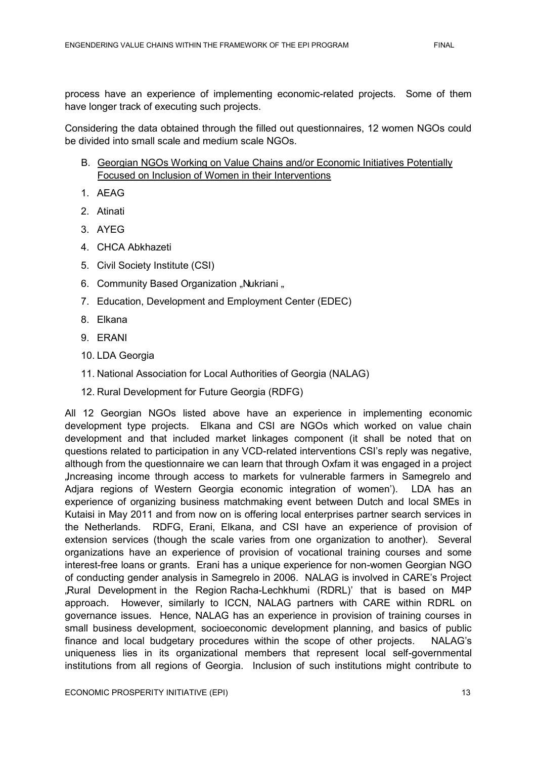process have an experience of implementing economic-related projects. Some of them have longer track of executing such projects.

Considering the data obtained through the filled out questionnaires, 12 women NGOs could be divided into small scale and medium scale NGOs.

B. Georgian NGOs Working on Value Chains and/or Economic Initiatives Potentially Focused on Inclusion of Women in their Interventions

1. AEAG
2. Atinati
3. AYEG
4. CHCA Abkhazeti
5. Civil Society Institute (CSI)
6. Community Based Organization „Nukriani „
7. Education, Development and Employment Center (EDEC)
8. Elkana
9. ERANI
10. LDA Georgia
11. National Association for Local Authorities of Georgia (NALAG)
12. Rural Development for Future Georgia (RDFG)

All 12 Georgian NGOs listed above have an experience in implementing economic development type projects. Elkana and CSI are NGOs which worked on value chain development and that included market linkages component (it shall be noted that on questions related to participation in any VCD-related interventions CSI's reply was negative, although from the questionnaire we can learn that through Oxfam it was engaged in a project „Increasing income through access to markets for vulnerable farmers in Samegrelo and Adjara regions of Western Georgia economic integration of women'). LDA has an experience of organizing business matchmaking event between Dutch and local SMEs in Kutaisi in May 2011 and from now on is offering local enterprises partner search services in the Netherlands. RDFG, Erani, Elkana, and CSI have an experience of provision of extension services (though the scale varies from one organization to another). Several organizations have an experience of provision of vocational training courses and some interest-free loans or grants. Erani has a unique experience for non-women Georgian NGO of conducting gender analysis in Samegrelo in 2006. NALAG is involved in CARE's Project „Rural Development in the Region Racha-Lechkhumi (RDRL)' that is based on M4P approach. However, similarly to ICCN, NALAG partners with CARE within RDRL on governance issues. Hence, NALAG has an experience in provision of training courses in small business development, socioeconomic development planning, and basics of public finance and local budgetary procedures within the scope of other projects. NALAG's uniqueness lies in its organizational members that represent local self-governmental institutions from all regions of Georgia. Inclusion of such institutions might contribute to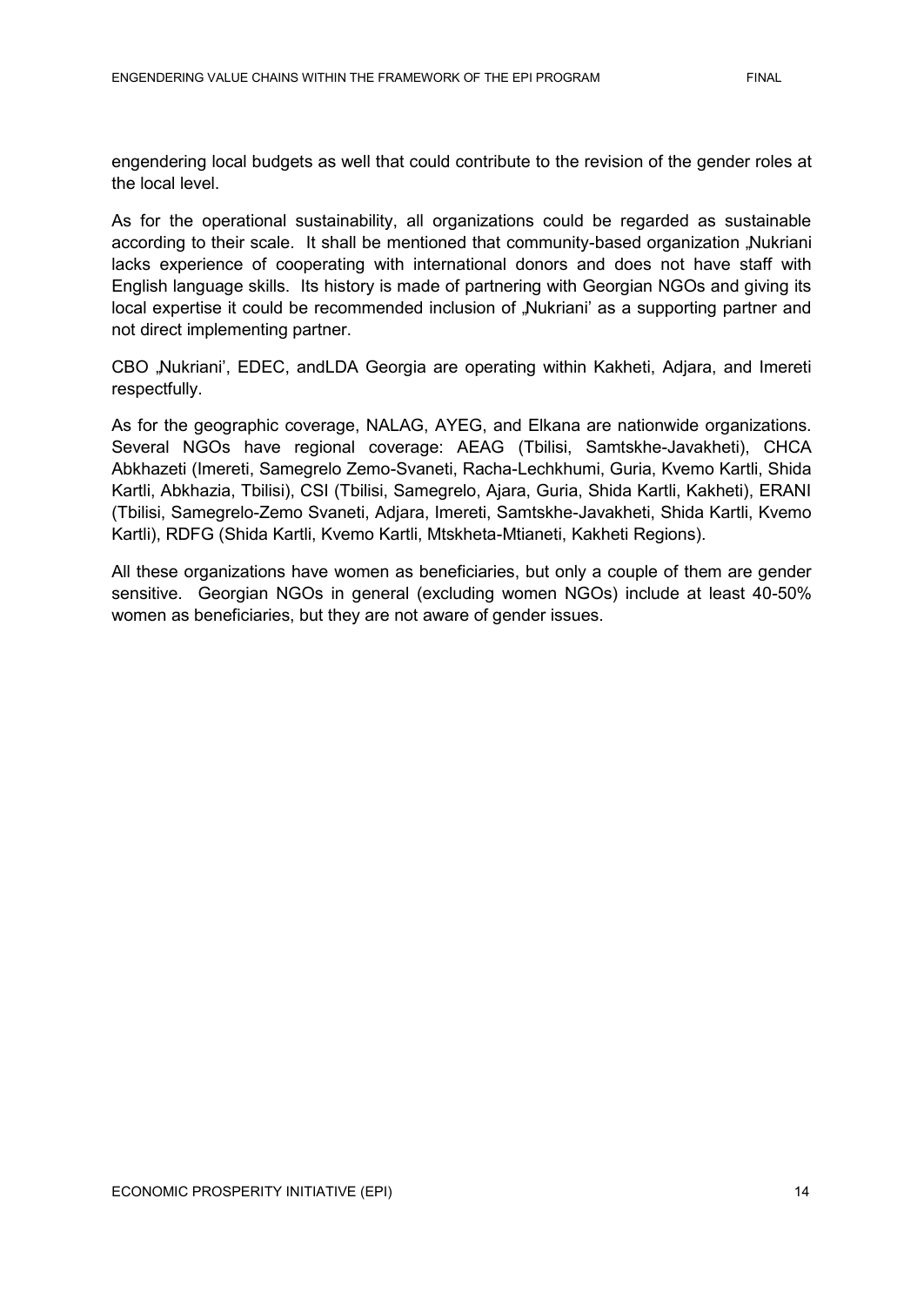engendering local budgets as well that could contribute to the revision of the gender roles at the local level.

As for the operational sustainability, all organizations could be regarded as sustainable according to their scale. It shall be mentioned that community-based organization „Nukriani lacks experience of cooperating with international donors and does not have staff with English language skills. Its history is made of partnering with Georgian NGOs and giving its local expertise it could be recommended inclusion of „Nukriani' as a supporting partner and not direct implementing partner.

CBO „Nukriani', EDEC, andLDA Georgia are operating within Kakheti, Adjara, and Imereti respectfully.

As for the geographic coverage, NALAG, AYEG, and Elkana are nationwide organizations. Several NGOs have regional coverage: AEAG (Tbilisi, Samtskhe-Javakheti), CHCA Abkhazeti (Imereti, Samegrelo Zemo-Svaneti, Racha-Lechkhumi, Guria, Kvemo Kartli, Shida Kartli, Abkhazia, Tbilisi), CSI (Tbilisi, Samegrelo, Ajara, Guria, Shida Kartli, Kakheti), ERANI (Tbilisi, Samegrelo-Zemo Svaneti, Adjara, Imereti, Samtskhe-Javakheti, Shida Kartli, Kvemo Kartli), RDFG (Shida Kartli, Kvemo Kartli, Mtskheta-Mtianeti, Kakheti Regions).

All these organizations have women as beneficiaries, but only a couple of them are gender sensitive. Georgian NGOs in general (excluding women NGOs) include at least 40-50% women as beneficiaries, but they are not aware of gender issues.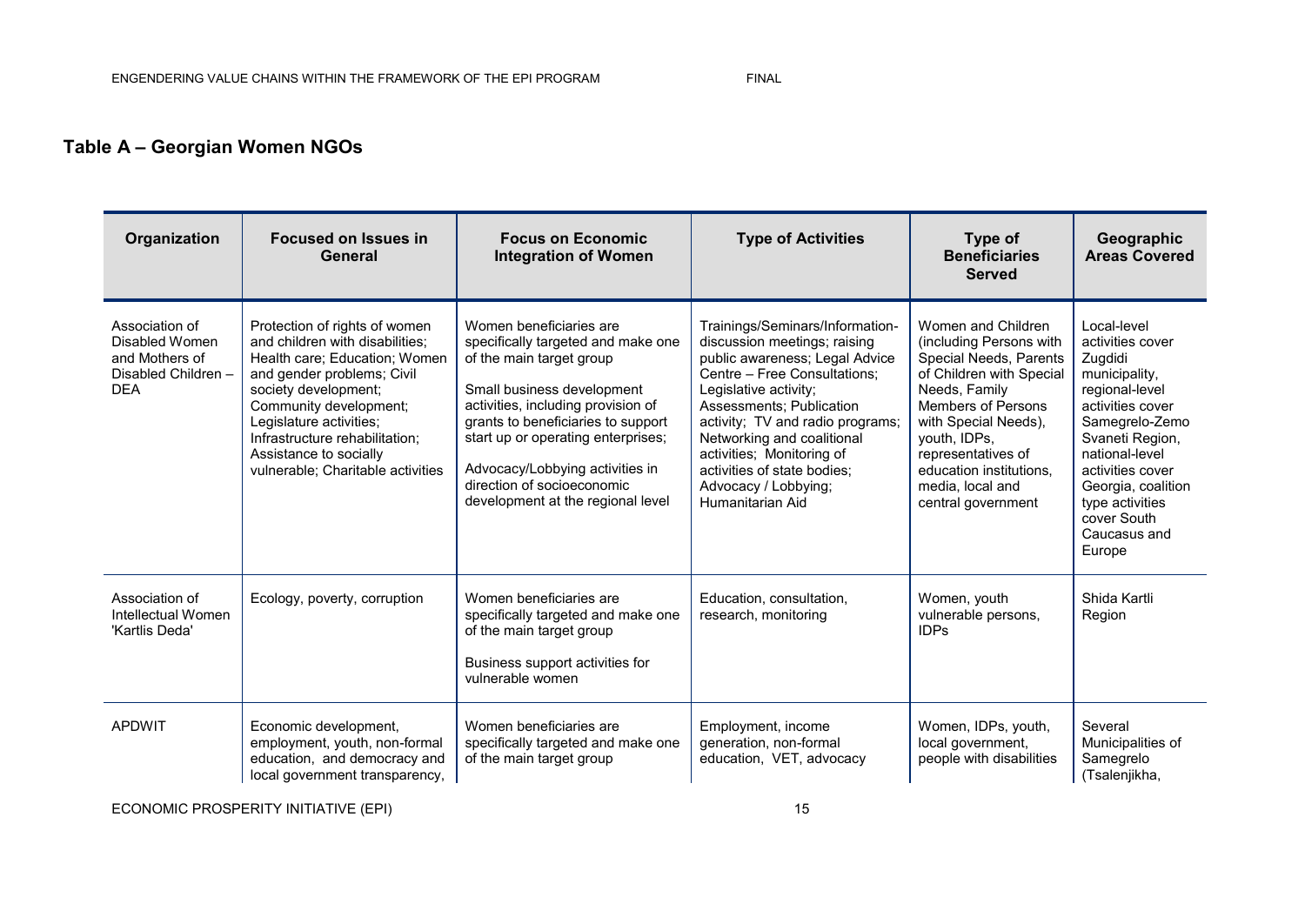## Table A – Georgian Women NGOs

| Organization | Focused on Issues in General | Focus on Economic Integration of Women | Type of Activities | Type of Beneficiaries Served | Geographic Areas Covered |
|---|---|---|---|---|---|
| Association of Disabled Women and Mothers of Disabled Children – DEA | Protection of rights of women and children with disabilities; Health care; Education; Women and gender problems; Civil society development; Community development; Legislature activities; Infrastructure rehabilitation; Assistance to socially vulnerable; Charitable activities | Women beneficiaries are specifically targeted and make one of the main target group<br><br>Small business development activities, including provision of grants to beneficiaries to support start up or operating enterprises;<br><br>Advocacy/Lobbying activities in direction of socioeconomic development at the regional level | Trainings/Seminars/Information-discussion meetings; raising public awareness; Legal Advice Centre – Free Consultations; Legislative activity; Assessments; Publication activity; TV and radio programs; Networking and coalitional activities; Monitoring of activities of state bodies; Advocacy / Lobbying; Humanitarian Aid | Women and Children (including Persons with Special Needs, Parents of Children with Special Needs, Family Members of Persons with Special Needs), youth, IDPs, representatives of education institutions, media, local and central government | Local-level activities cover Zugdidi municipality, regional-level activities cover Samegrelo-Zemo Svaneti Region, national-level activities cover Georgia, coalition type activities cover South Caucasus and Europe |
| Association of Intellectual Women 'Kartlis Deda' | Ecology, poverty, corruption | Women beneficiaries are specifically targeted and make one of the main target group<br><br>Business support activities for vulnerable women | Education, consultation, research, monitoring | Women, youth vulnerable persons, IDPs | Shida Kartli Region |
| APDWIT | Economic development, employment, youth, non-formal education, and democracy and local government transparency, | Women beneficiaries are specifically targeted and make one of the main target group | Employment, income generation, non-formal education, VET, advocacy | Women, IDPs, youth, local government, people with disabilities | Several Municipalities of Samegrelo (Tsalenjikha, |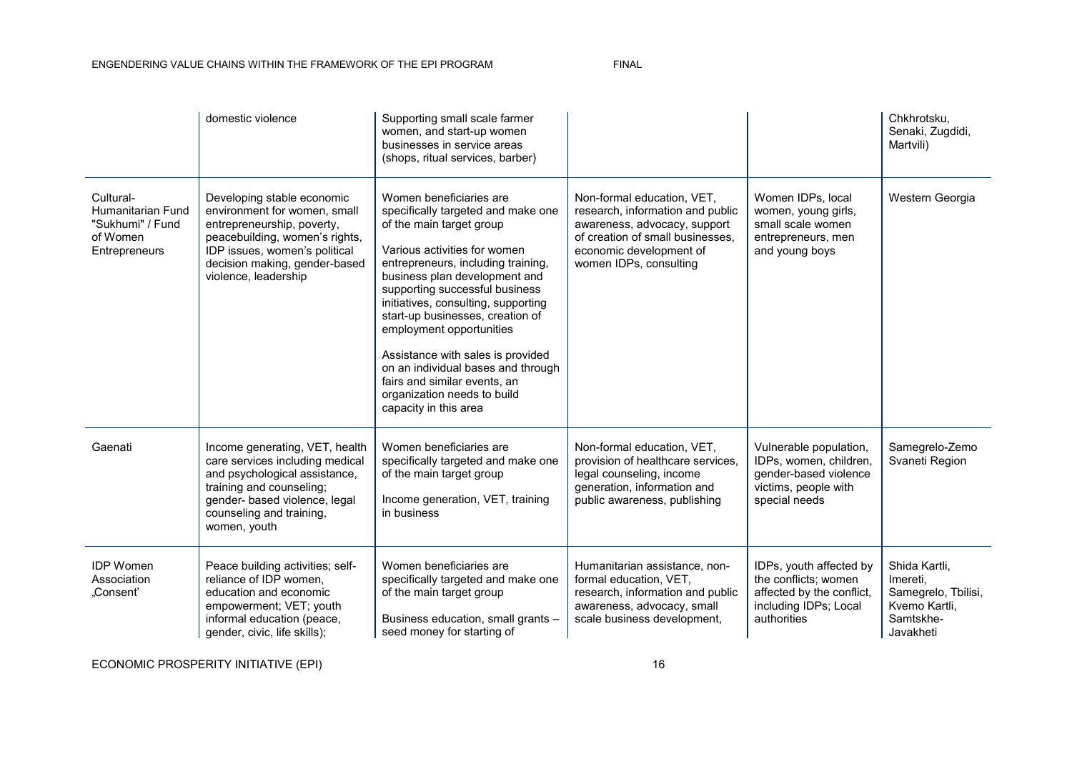| | | | | | |
|---|---|---|---|---|---|
| | domestic violence | Supporting small scale farmer women, and start-up women businesses in service areas (shops, ritual services, barber) | | | Chkhrotsku, Senaki, Zugdidi, Martvili) |
| Cultural-Humanitarian Fund "Sukhumi" / Fund of Women Entrepreneurs | Developing stable economic environment for women, small entrepreneurship, poverty, peacebuilding, women's rights, IDP issues, women's political decision making, gender-based violence, leadership | Women beneficiaries are specifically targeted and make one of the main target group<br><br>Various activities for women entrepreneurs, including training, business plan development and supporting successful business initiatives, consulting, supporting start-up businesses, creation of employment opportunities<br><br>Assistance with sales is provided on an individual bases and through fairs and similar events, an organization needs to build capacity in this area | Non-formal education, VET, research, information and public awareness, advocacy, support of creation of small businesses, economic development of women IDPs, consulting | Women IDPs, local women, young girls, small scale women entrepreneurs, men and young boys | Western Georgia |
| Gaenati | Income generating, VET, health care services including medical and psychological assistance, training and counseling; gender- based violence, legal counseling and training, women, youth | Women beneficiaries are specifically targeted and make one of the main target group<br><br>Income generation, VET, training in business | Non-formal education, VET, provision of healthcare services, legal counseling, income generation, information and public awareness, publishing | Vulnerable population, IDPs, women, children, gender-based violence victims, people with special needs | Samegrelo-Zemo Svaneti Region |
| IDP Women Association „Consent' | Peace building activities; self-reliance of IDP women, education and economic empowerment; VET; youth informal education (peace, gender, civic, life skills); | Women beneficiaries are specifically targeted and make one of the main target group<br><br>Business education, small grants – seed money for starting of | Humanitarian assistance, non-formal education, VET, research, information and public awareness, advocacy, small scale business development, | IDPs, youth affected by the conflicts; women affected by the conflict, including IDPs; Local authorities | Shida Kartli, Imereti, Samegrelo, Tbilisi, Kvemo Kartli, Samtskhe-Javakheti |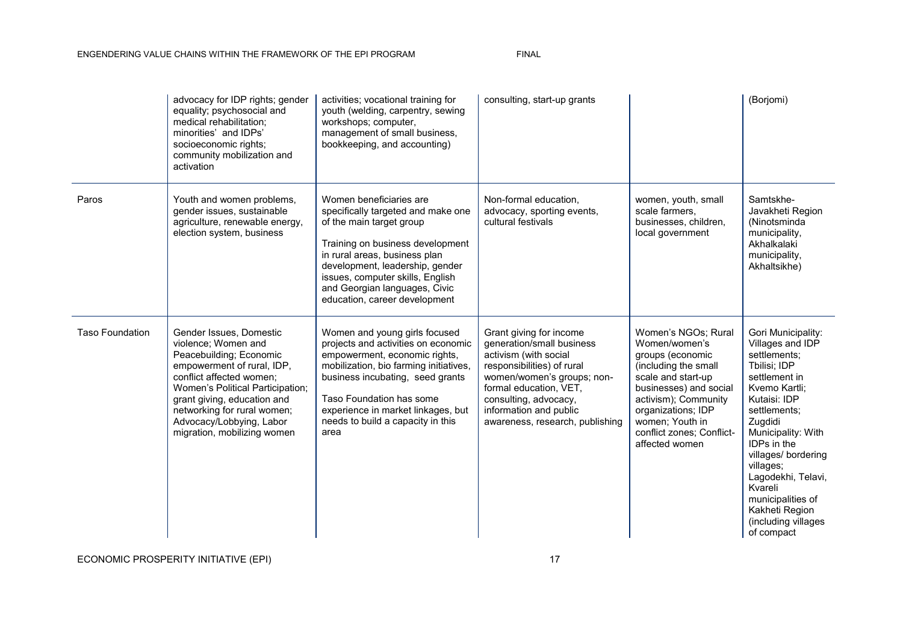| | | | | | |
|---|---|---|---|---|---|
| | advocacy for IDP rights; gender equality; psychosocial and medical rehabilitation; minorities' and IDPs' socioeconomic rights; community mobilization and activation | activities; vocational training for youth (welding, carpentry, sewing workshops; computer, management of small business, bookkeeping, and accounting) | consulting, start-up grants | | (Borjomi) |
| Paros | Youth and women problems, gender issues, sustainable agriculture, renewable energy, election system, business | Women beneficiaries are specifically targeted and make one of the main target group<br><br>Training on business development in rural areas, business plan development, leadership, gender issues, computer skills, English and Georgian languages, Civic education, career development | Non-formal education, advocacy, sporting events, cultural festivals | women, youth, small scale farmers, businesses, children, local government | Samtskhe-Javakheti Region (Ninotsminda municipality, Akhalkalaki municipality, Akhaltsikhe) |
| Taso Foundation | Gender Issues, Domestic violence; Women and Peacebuilding; Economic empowerment of rural, IDP, conflict affected women; Women's Political Participation; grant giving, education and networking for rural women; Advocacy/Lobbying, Labor migration, mobilizing women | Women and young girls focused projects and activities on economic empowerment, economic rights, mobilization, bio farming initiatives, business incubating, seed grants<br><br>Taso Foundation has some experience in market linkages, but needs to build a capacity in this area | Grant giving for income generation/small business activism (with social responsibilities) of rural women/women's groups; non-formal education, VET, consulting, advocacy, information and public awareness, research, publishing | Women's NGOs; Rural Women/women's groups (economic (including the small scale and start-up businesses) and social activism); Community organizations; IDP women; Youth in conflict zones; Conflict-affected women | Gori Municipality: Villages and IDP settlements; Tbilisi; IDP settlement in Kvemo Kartli; Kutaisi: IDP settlements; Zugdidi Municipality: With IDPs in the villages/ bordering villages; Lagodekhi, Telavi, Kvareli municipalities of Kakheti Region (including villages of compact |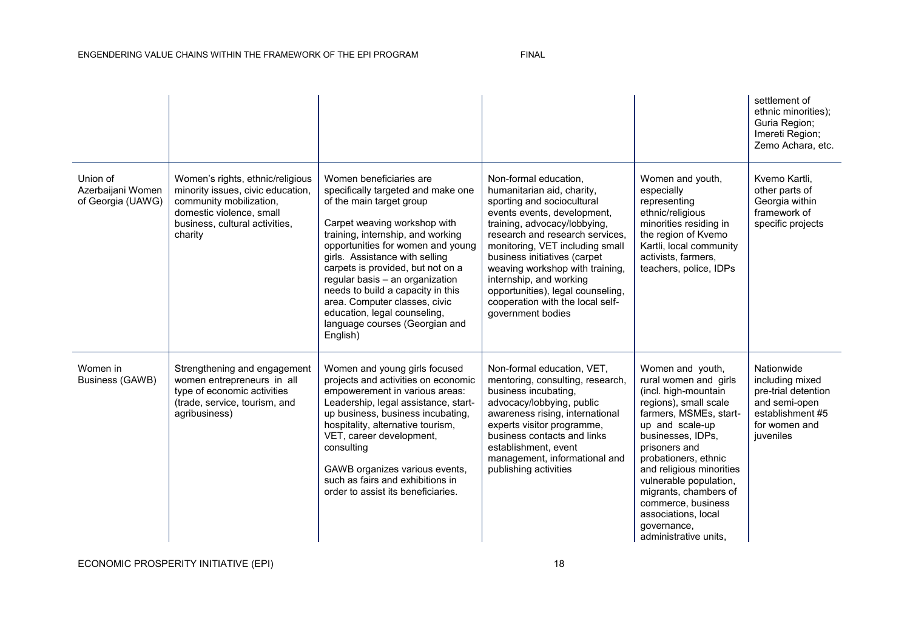| | | | | | |
|---|---|---|---|---|---|
| | | | | | settlement of ethnic minorities); Guria Region; Imereti Region; Zemo Achara, etc. |
| Union of Azerbaijani Women of Georgia (UAWG) | Women's rights, ethnic/religious minority issues, civic education, community mobilization, domestic violence, small business, cultural activities, charity | Women beneficiaries are specifically targeted and make one of the main target group<br><br>Carpet weaving workshop with training, internship, and working opportunities for women and young girls. Assistance with selling carpets is provided, but not on a regular basis – an organization needs to build a capacity in this area. Computer classes, civic education, legal counseling, language courses (Georgian and English) | Non-formal education, humanitarian aid, charity, sporting and sociocultural events events, development, training, advocacy/lobbying, research and research services, monitoring, VET including small business initiatives (carpet weaving workshop with training, internship, and working opportunities), legal counseling, cooperation with the local self-government bodies | Women and youth, especially representing ethnic/religious minorities residing in the region of Kvemo Kartli, local community activists, farmers, teachers, police, IDPs | Kvemo Kartli, other parts of Georgia within framework of specific projects |
| Women in Business (GAWB) | Strengthening and engagement women entrepreneurs in all type of economic activities (trade, service, tourism, and agribusiness) | Women and young girls focused projects and activities on economic empowerement in various areas: Leadership, legal assistance, start-up business, business incubating, hospitality, alternative tourism, VET, career development, consulting<br><br>GAWB organizes various events, such as fairs and exhibitions in order to assist its beneficiaries. | Non-formal education, VET, mentoring, consulting, research, business incubating, advocacy/lobbying, public awareness rising, international experts visitor programme, business contacts and links establishment, event management, informational and publishing activities | Women and youth, rural women and girls (incl. high-mountain regions), small scale farmers, MSMEs, start-up and scale-up businesses, IDPs, prisoners and probationers, ethnic and religious minorities vulnerable population, migrants, chambers of commerce, business associations, local governance, administrative units, | Nationwide including mixed pre-trial detention and semi-open establishment #5 for women and juveniles |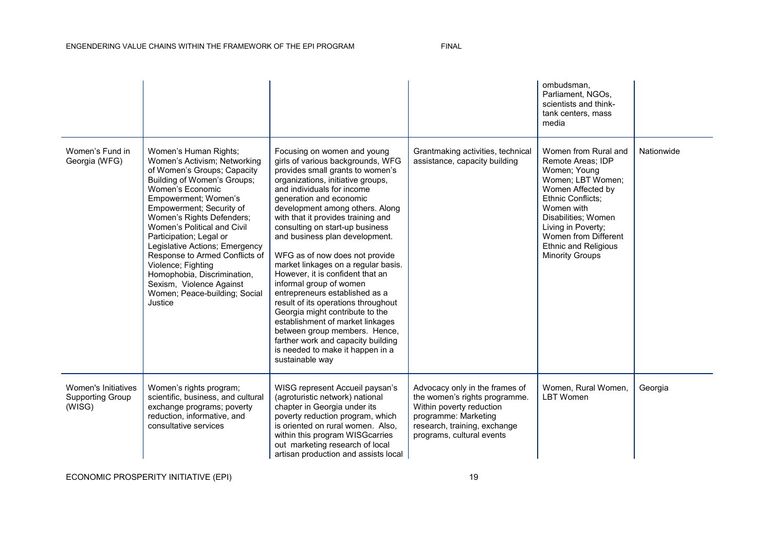| | | | | | |
|---|---|---|---|---|---|
| | | | | ombudsman, Parliament, NGOs, scientists and think-tank centers, mass media | |
| Women's Fund in Georgia (WFG) | Women's Human Rights; Women's Activism; Networking of Women's Groups; Capacity Building of Women's Groups; Women's Economic Empowerment; Women's Empowerment; Security of Women's Rights Defenders; Women's Political and Civil Participation; Legal or Legislative Actions; Emergency Response to Armed Conflicts of Violence; Fighting Homophobia, Discrimination, Sexism, Violence Against Women; Peace-building; Social Justice | Focusing on women and young girls of various backgrounds, WFG provides small grants to women's organizations, initiative groups, and individuals for income generation and economic development among others. Along with that it provides training and consulting on start-up business and business plan development.<br><br>WFG as of now does not provide market linkages on a regular basis. However, it is confident that an informal group of women entrepreneurs established as a result of its operations throughout Georgia might contribute to the establishment of market linkages between group members. Hence, farther work and capacity building is needed to make it happen in a sustainable way | Grantmaking activities, technical assistance, capacity building | Women from Rural and Remote Areas; IDP Women; Young Women; LBT Women; Women Affected by Ethnic Conflicts; Women with Disabilities; Women Living in Poverty; Women from Different Ethnic and Religious Minority Groups | Nationwide |
| Women's Initiatives Supporting Group (WISG) | Women's rights program; scientific, business, and cultural exchange programs; poverty reduction, informative, and consultative services | WISG represent Accueil paysan's (agroturistic network) national chapter in Georgia under its poverty reduction program, which is oriented on rural women. Also, within this program WISGcarries out marketing research of local artisan production and assists local | Advocacy only in the frames of the women's rights programme. Within poverty reduction programme: Marketing research, training, exchange programs, cultural events | Women, Rural Women, LBT Women | Georgia |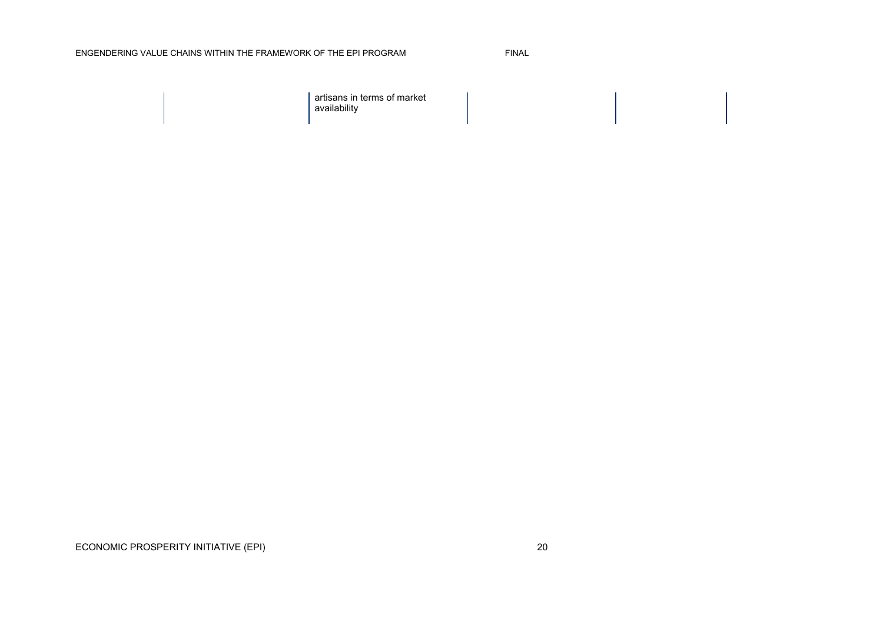|  | artisans in terms of market availability |  |  |
| --- | --- | --- | --- |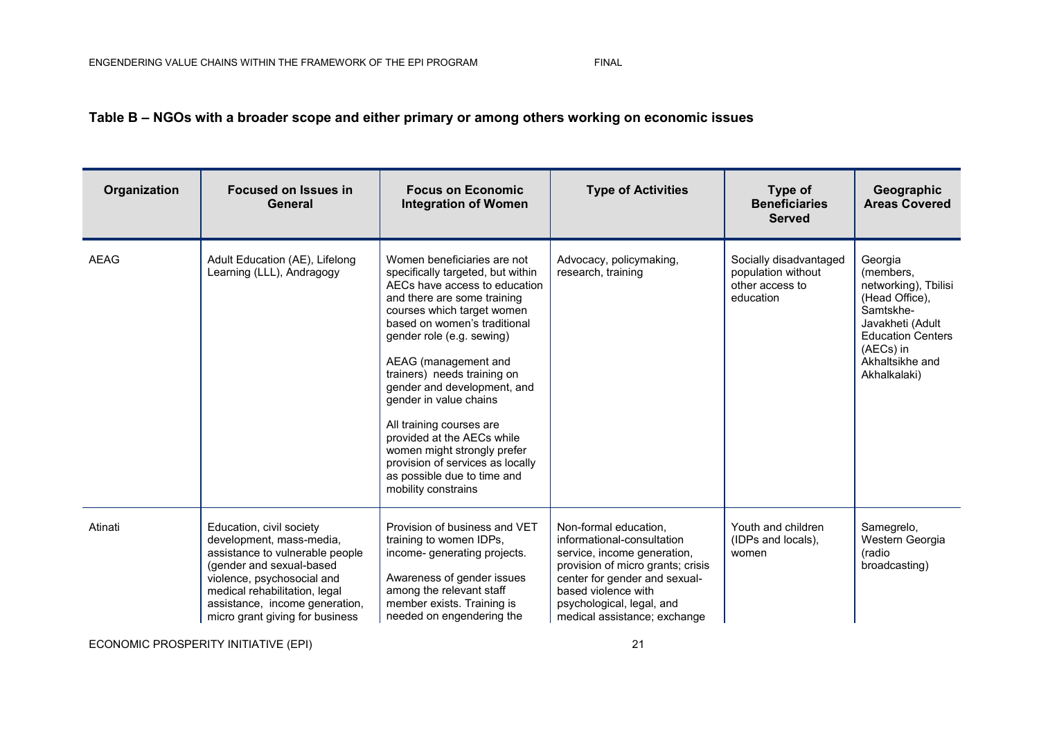## Table B – NGOs with a broader scope and either primary or among others working on economic issues

| Organization | Focused on Issues in General | Focus on Economic Integration of Women | Type of Activities | Type of Beneficiaries Served | Geographic Areas Covered |
|---|---|---|---|---|---|
| AEAG | Adult Education (AE), Lifelong Learning (LLL), Andragogy | Women beneficiaries are not specifically targeted, but within AECs have access to education and there are some training courses which target women based on women's traditional gender role (e.g. sewing)<br><br>AEAG (management and trainers) needs training on gender and development, and gender in value chains<br><br>All training courses are provided at the AECs while women might strongly prefer provision of services as locally as possible due to time and mobility constrains | Advocacy, policymaking, research, training | Socially disadvantaged population without other access to education | Georgia (members, networking), Tbilisi (Head Office), Samtskhe-Javakheti (Adult Education Centers (AECs) in Akhaltsikhe and Akhalkalaki) |
| Atinati | Education, civil society development, mass-media, assistance to vulnerable people (gender and sexual-based violence, psychosocial and medical rehabilitation, legal assistance, income generation, micro grant giving for business | Provision of business and VET training to women IDPs, income- generating projects.<br><br>Awareness of gender issues among the relevant staff member exists. Training is needed on engendering the | Non-formal education, informational-consultation service, income generation, provision of micro grants; crisis center for gender and sexual-based violence with psychological, legal, and medical assistance; exchange | Youth and children (IDPs and locals), women | Samegrelo, Western Georgia (radio broadcasting) |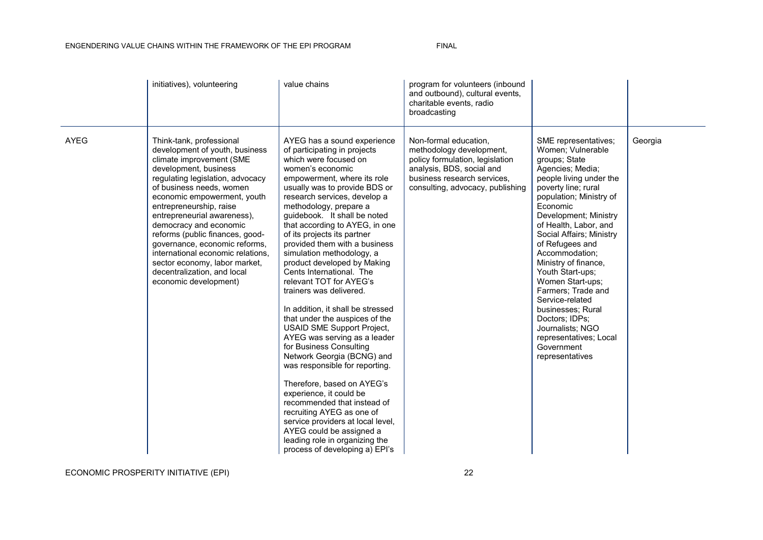| | | | | | |
|---|---|---|---|---|---|
| | initiatives), volunteering | value chains | program for volunteers (inbound and outbound), cultural events, charitable events, radio broadcasting | | |
| AYEG | Think-tank, professional development of youth, business climate improvement (SME development, business regulating legislation, advocacy of business needs, women economic empowerment, youth entrepreneurship, raise entrepreneurial awareness), democracy and economic reforms (public finances, good-governance, economic reforms, international economic relations, sector economy, labor market, decentralization, and local economic development) | AYEG has a sound experience of participating in projects which were focused on women's economic empowerment, where its role usually was to provide BDS or research services, develop a methodology, prepare a guidebook. It shall be noted that according to AYEG, in one of its projects its partner provided them with a business simulation methodology, a product developed by Making Cents International. The relevant TOT for AYEG's trainers was delivered.<br><br>In addition, it shall be stressed that under the auspices of the USAID SME Support Project, AYEG was serving as a leader for Business Consulting Network Georgia (BCNG) and was responsible for reporting.<br><br>Therefore, based on AYEG's experience, it could be recommended that instead of recruiting AYEG as one of service providers at local level, AYEG could be assigned a leading role in organizing the process of developing a) EPI's | Non-formal education, methodology development, policy formulation, legislation analysis, BDS, social and business research services, consulting, advocacy, publishing | SME representatives; Women; Vulnerable groups; State Agencies; Media; people living under the poverty line; rural population; Ministry of Economic Development; Ministry of Health, Labor, and Social Affairs; Ministry of Refugees and Accommodation; Ministry of finance, Youth Start-ups; Women Start-ups; Farmers; Trade and Service-related businesses; Rural Doctors; IDPs; Journalists; NGO representatives; Local Government representatives | Georgia |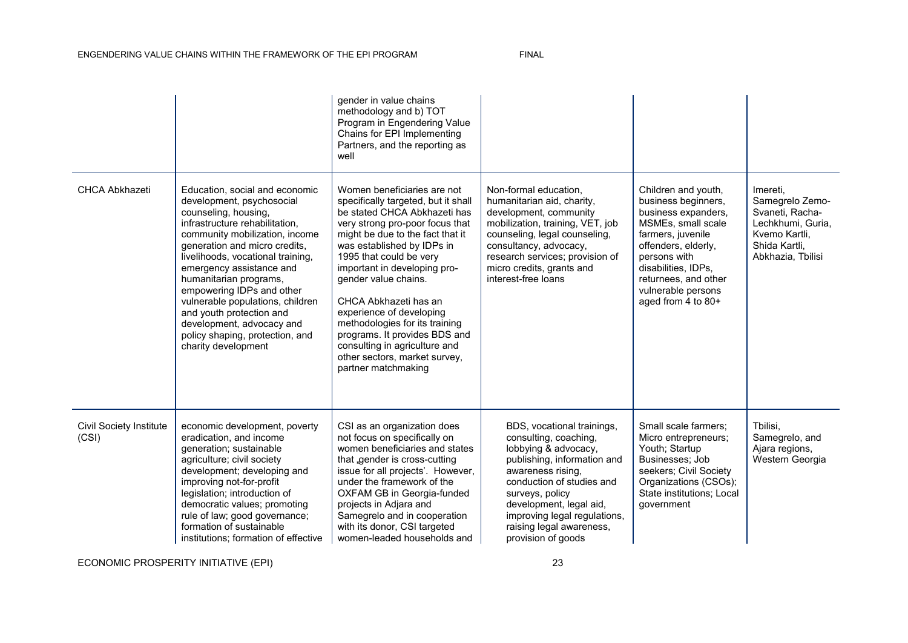| | | | | | |
|---|---|---|---|---|---|
| | | gender in value chains methodology and b) TOT Program in Engendering Value Chains for EPI Implementing Partners, and the reporting as well | | | |
| CHCA Abkhazeti | Education, social and economic development, psychosocial counseling, housing, infrastructure rehabilitation, community mobilization, income generation and micro credits, livelihoods, vocational training, emergency assistance and humanitarian programs, empowering IDPs and other vulnerable populations, children and youth protection and development, advocacy and policy shaping, protection, and charity development | Women beneficiaries are not specifically targeted, but it shall be stated CHCA Abkhazeti has very strong pro-poor focus that might be due to the fact that it was established by IDPs in 1995 that could be very important in developing pro-gender value chains.<br><br>CHCA Abkhazeti has an experience of developing methodologies for its training programs. It provides BDS and consulting in agriculture and other sectors, market survey, partner matchmaking | Non-formal education, humanitarian aid, charity, development, community mobilization, training, VET, job counseling, legal counseling, consultancy, advocacy, research services; provision of micro credits, grants and interest-free loans | Children and youth, business beginners, business expanders, MSMEs, small scale farmers, juvenile offenders, elderly, persons with disabilities, IDPs, returnees, and other vulnerable persons aged from 4 to 80+ | Imereti, Samegrelo Zemo-Svaneti, Racha-Lechkhumi, Guria, Kvemo Kartli, Shida Kartli, Abkhazia, Tbilisi |
| Civil Society Institute (CSI) | economic development, poverty eradication, and income generation; sustainable agriculture; civil society development; developing and improving not-for-profit legislation; introduction of democratic values; promoting rule of law; good governance; formation of sustainable institutions; formation of effective | CSI as an organization does not focus on specifically on women beneficiaries and states that ‚gender is cross-cutting issue for all projects'. However, under the framework of the OXFAM GB in Georgia-funded projects in Adjara and Samegrelo and in cooperation with its donor, CSI targeted women-leaded households and | BDS, vocational trainings, consulting, coaching, lobbying & advocacy, publishing, information and awareness rising, conduction of studies and surveys, policy development, legal aid, improving legal regulations, raising legal awareness, provision of goods | Small scale farmers; Micro entrepreneurs; Youth; Startup Businesses; Job seekers; Civil Society Organizations (CSOs); State institutions; Local government | Tbilisi, Samegrelo, and Ajara regions, Western Georgia |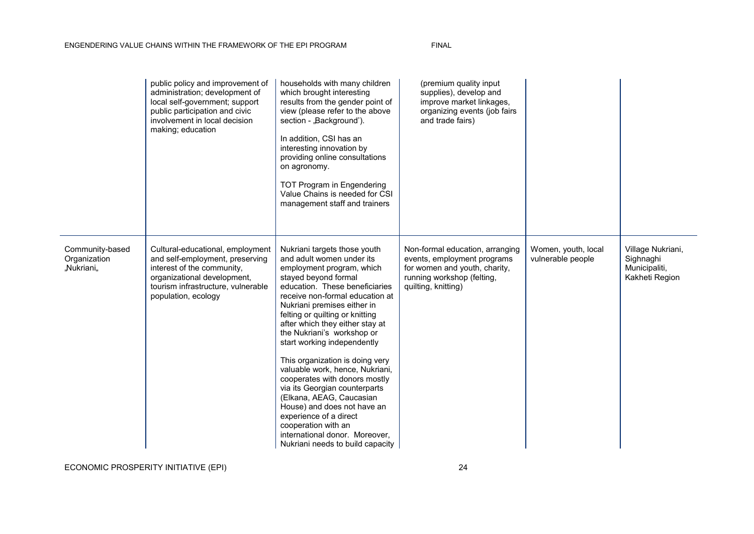| | | | | | |
|---|---|---|---|---|---|
| | public policy and improvement of administration; development of local self-government; support public participation and civic involvement in local decision making; education | households with many children which brought interesting results from the gender point of view (please refer to the above section - „Background'). In addition, CSI has an interesting innovation by providing online consultations on agronomy. TOT Program in Engendering Value Chains is needed for CSI management staff and trainers | (premium quality input supplies), develop and improve market linkages, organizing events (job fairs and trade fairs) | | |
| Community-based Organization „Nukriani„ | Cultural-educational, employment and self-employment, preserving interest of the community, organizational development, tourism infrastructure, vulnerable population, ecology | Nukriani targets those youth and adult women under its employment program, which stayed beyond formal education. These beneficiaries receive non-formal education at Nukriani premises either in felting or quilting or knitting after which they either stay at the Nukriani's workshop or start working independently. This organization is doing very valuable work, hence, Nukriani, cooperates with donors mostly via its Georgian counterparts (Elkana, AEAG, Caucasian House) and does not have an experience of a direct cooperation with an international donor. Moreover, Nukriani needs to build capacity | Non-formal education, arranging events, employment programs for women and youth, charity, running workshop (felting, quilting, knitting) | Women, youth, local vulnerable people | Village Nukriani, Sighnaghi Municipaliti, Kakheti Region |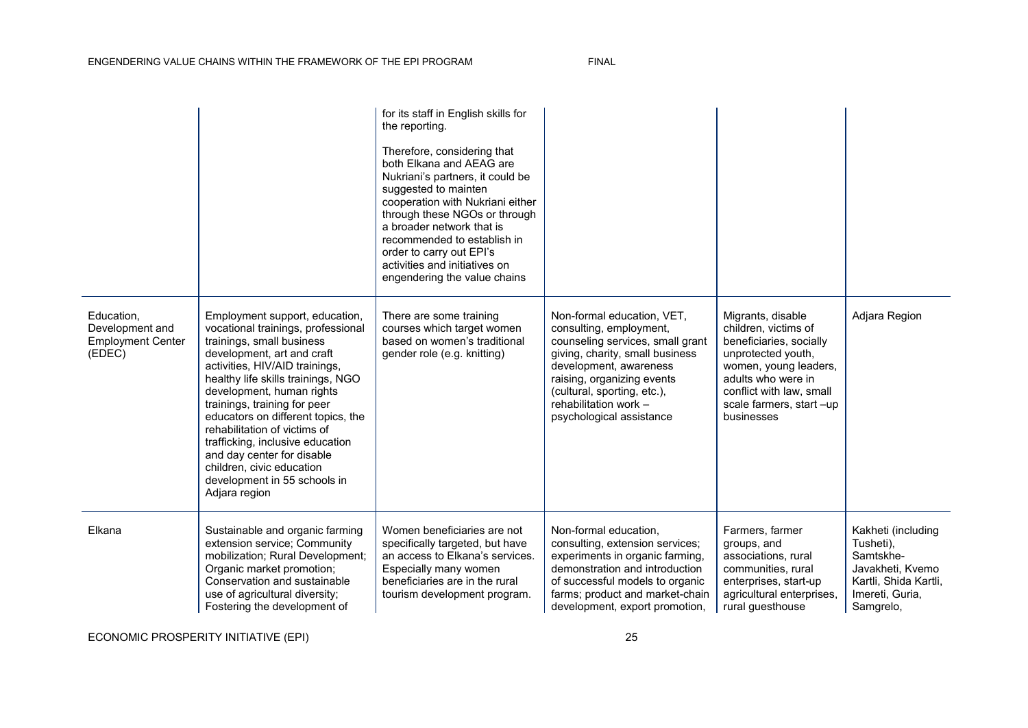| | | | | | |
|---|---|---|---|---|---|
| | | for its staff in English skills for the reporting.<br><br>Therefore, considering that both Elkana and AEAG are Nukriani's partners, it could be suggested to mainten cooperation with Nukriani either through these NGOs or through a broader network that is recommended to establish in order to carry out EPI's activities and initiatives on engendering the value chains | | | |
| Education, Development and Employment Center (EDEC) | Employment support, education, vocational trainings, professional trainings, small business development, art and craft activities, HIV/AID trainings, healthy life skills trainings, NGO development, human rights trainings, training for peer educators on different topics, the rehabilitation of victims of trafficking, inclusive education and day center for disable children, civic education development in 55 schools in Adjara region | There are some training courses which target women based on women's traditional gender role (e.g. knitting) | Non-formal education, VET, consulting, employment, counseling services, small grant giving, charity, small business development, awareness raising, organizing events (cultural, sporting, etc.), rehabilitation work – psychological assistance | Migrants, disable children, victims of beneficiaries, socially unprotected youth, women, young leaders, adults who were in conflict with law, small scale farmers, start –up businesses | Adjara Region |
| Elkana | Sustainable and organic farming extension service; Community mobilization; Rural Development; Organic market promotion; Conservation and sustainable use of agricultural diversity; Fostering the development of | Women beneficiaries are not specifically targeted, but have an access to Elkana's services. Especially many women beneficiaries are in the rural tourism development program. | Non-formal education, consulting, extension services; experiments in organic farming, demonstration and introduction of successful models to organic farms; product and market-chain development, export promotion, | Farmers, farmer groups, and associations, rural communities, rural enterprises, start-up agricultural enterprises, rural guesthouse | Kakheti (including Tusheti), Samtskhe-Javakheti, Kvemo Kartli, Shida Kartli, Imereti, Guria, Samgrelo, |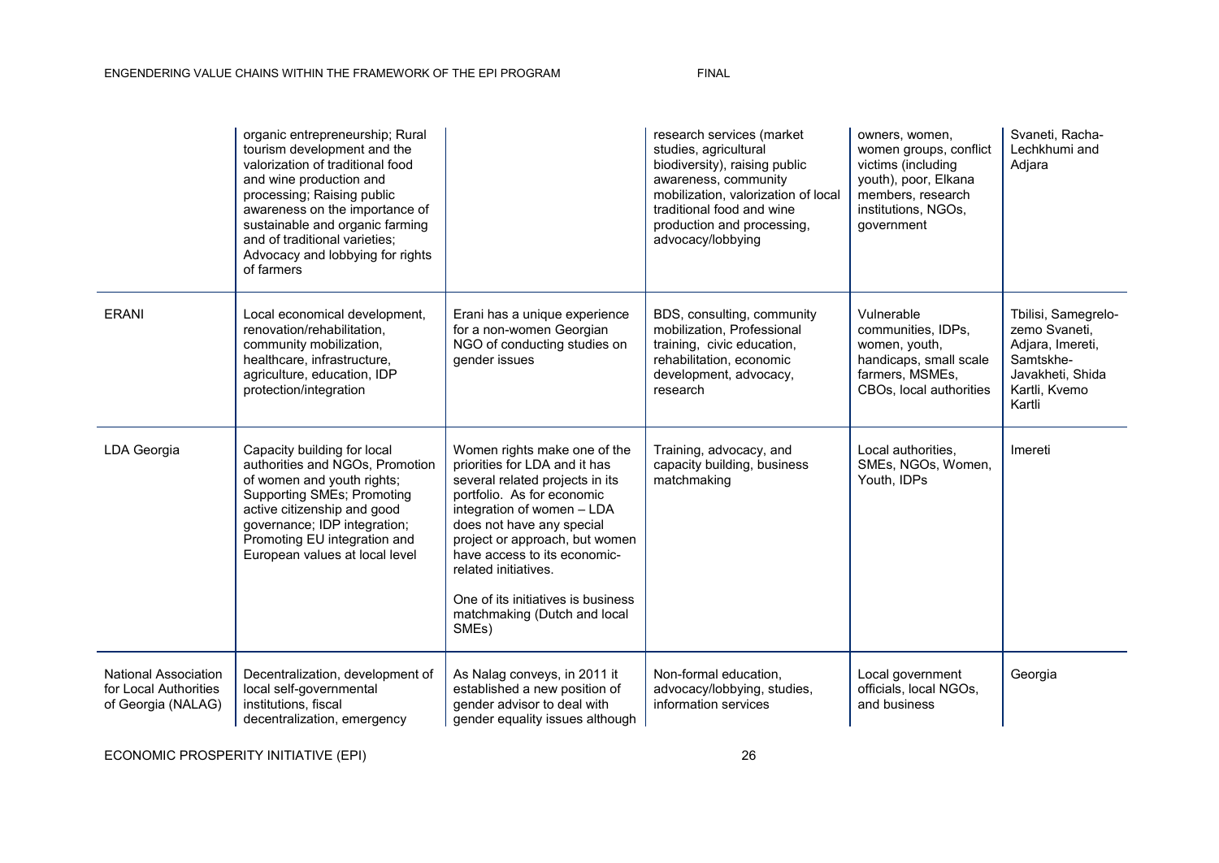| | | | | | |
|---|---|---|---|---|---|
| | organic entrepreneurship; Rural tourism development and the valorization of traditional food and wine production and processing; Raising public awareness on the importance of sustainable and organic farming and of traditional varieties; Advocacy and lobbying for rights of farmers | | research services (market studies, agricultural biodiversity), raising public awareness, community mobilization, valorization of local traditional food and wine production and processing, advocacy/lobbying | owners, women, women groups, conflict victims (including youth), poor, Elkana members, research institutions, NGOs, government | Svaneti, Racha-Lechkhumi and Adjara |
| ERANI | Local economical development, renovation/rehabilitation, community mobilization, healthcare, infrastructure, agriculture, education, IDP protection/integration | Erani has a unique experience for a non-women Georgian NGO of conducting studies on gender issues | BDS, consulting, community mobilization, Professional training, civic education, rehabilitation, economic development, advocacy, research | Vulnerable communities, IDPs, women, youth, handicaps, small scale farmers, MSMEs, CBOs, local authorities | Tbilisi, Samegrelo-zemo Svaneti, Adjara, Imereti, Samtskhe-Javakheti, Shida Kartli, Kvemo Kartli |
| LDA Georgia | Capacity building for local authorities and NGOs, Promotion of women and youth rights; Supporting SMEs; Promoting active citizenship and good governance; IDP integration; Promoting EU integration and European values at local level | Women rights make one of the priorities for LDA and it has several related projects in its portfolio. As for economic integration of women – LDA does not have any special project or approach, but women have access to its economic-related initiatives.<br><br>One of its initiatives is business matchmaking (Dutch and local SMEs) | Training, advocacy, and capacity building, business matchmaking | Local authorities, SMEs, NGOs, Women, Youth, IDPs | Imereti |
| National Association for Local Authorities of Georgia (NALAG) | Decentralization, development of local self-governmental institutions, fiscal decentralization, emergency | As Nalag conveys, in 2011 it established a new position of gender advisor to deal with gender equality issues although | Non-formal education, advocacy/lobbying, studies, information services | Local government officials, local NGOs, and business | Georgia |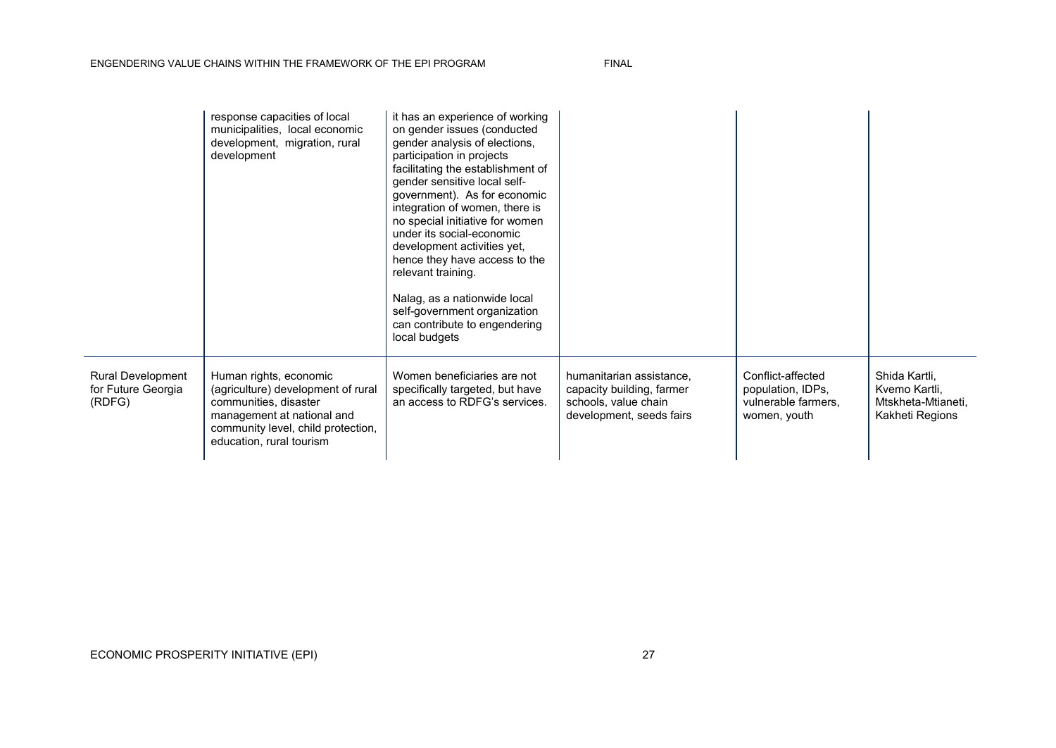| | | | | | |
|---|---|---|---|---|---|
| | response capacities of local municipalities, local economic development, migration, rural development | it has an experience of working on gender issues (conducted gender analysis of elections, participation in projects facilitating the establishment of gender sensitive local self-government). As for economic integration of women, there is no special initiative for women under its social-economic development activities yet, hence they have access to the relevant training.<br><br>Nalag, as a nationwide local self-government organization can contribute to engendering local budgets | | | |
| Rural Development for Future Georgia (RDFG) | Human rights, economic (agriculture) development of rural communities, disaster management at national and community level, child protection, education, rural tourism | Women beneficiaries are not specifically targeted, but have an access to RDFG's services. | humanitarian assistance, capacity building, farmer schools, value chain development, seeds fairs | Conflict-affected population, IDPs, vulnerable farmers, women, youth | Shida Kartli, Kvemo Kartli, Mtskheta-Mtianeti, Kakheti Regions |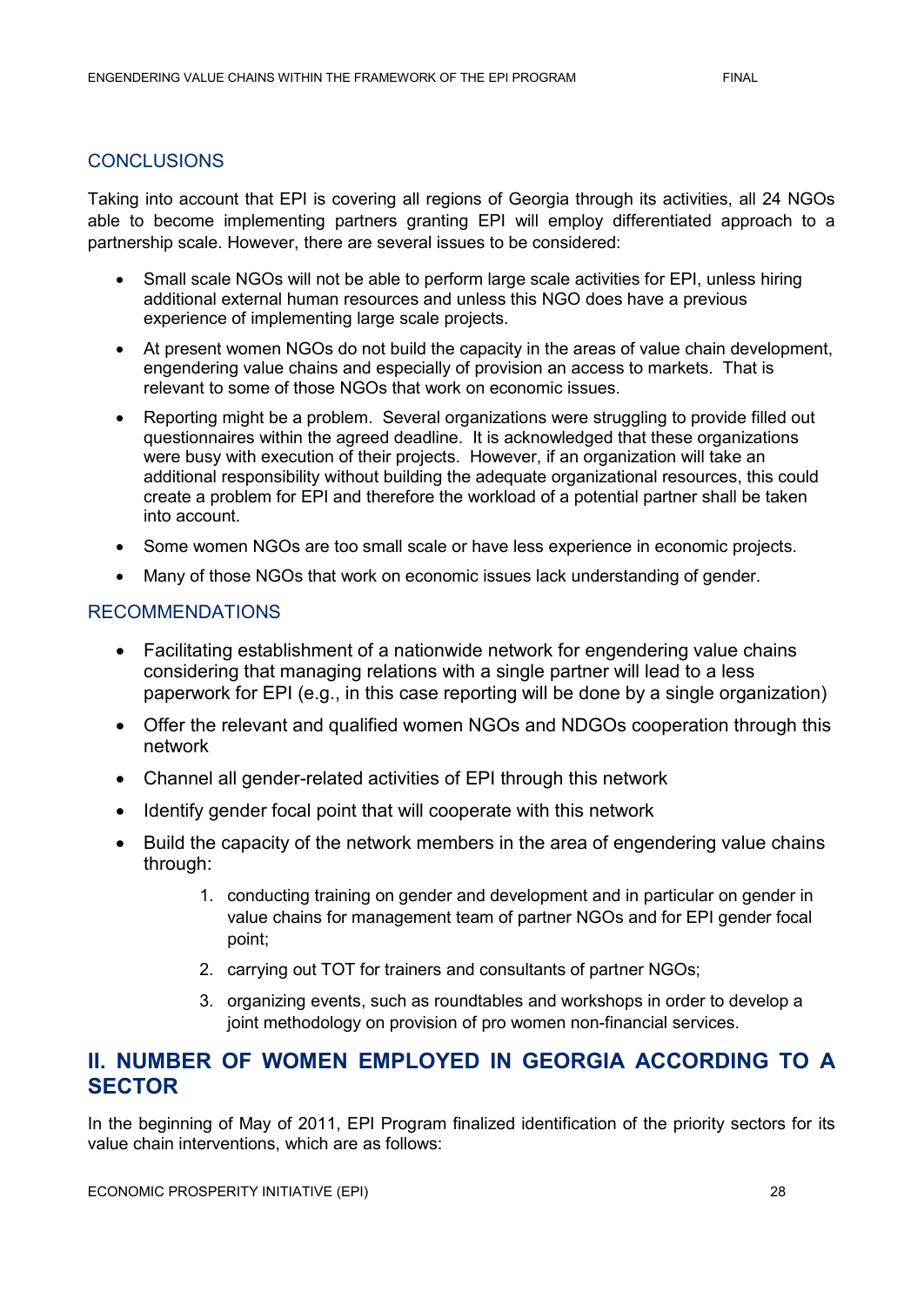## CONCLUSIONS

Taking into account that EPI is covering all regions of Georgia through its activities, all 24 NGOs able to become implementing partners granting EPI will employ differentiated approach to a partnership scale. However, there are several issues to be considered:

- Small scale NGOs will not be able to perform large scale activities for EPI, unless hiring additional external human resources and unless this NGO does have a previous experience of implementing large scale projects.
- At present women NGOs do not build the capacity in the areas of value chain development, engendering value chains and especially of provision an access to markets. That is relevant to some of those NGOs that work on economic issues.
- Reporting might be a problem. Several organizations were struggling to provide filled out questionnaires within the agreed deadline. It is acknowledged that these organizations were busy with execution of their projects. However, if an organization will take an additional responsibility without building the adequate organizational resources, this could create a problem for EPI and therefore the workload of a potential partner shall be taken into account.
- Some women NGOs are too small scale or have less experience in economic projects.
- Many of those NGOs that work on economic issues lack understanding of gender.

## RECOMMENDATIONS

- Facilitating establishment of a nationwide network for engendering value chains considering that managing relations with a single partner will lead to a less paperwork for EPI (e.g., in this case reporting will be done by a single organization)
- Offer the relevant and qualified women NGOs and NDGOs cooperation through this network
- Channel all gender-related activities of EPI through this network
- Identify gender focal point that will cooperate with this network
- Build the capacity of the network members in the area of engendering value chains through:
    1. conducting training on gender and development and in particular on gender in value chains for management team of partner NGOs and for EPI gender focal point;
    2. carrying out TOT for trainers and consultants of partner NGOs;
    3. organizing events, such as roundtables and workshops in order to develop a joint methodology on provision of pro women non-financial services.

# II. NUMBER OF WOMEN EMPLOYED IN GEORGIA ACCORDING TO A SECTOR

In the beginning of May of 2011, EPI Program finalized identification of the priority sectors for its value chain interventions, which are as follows: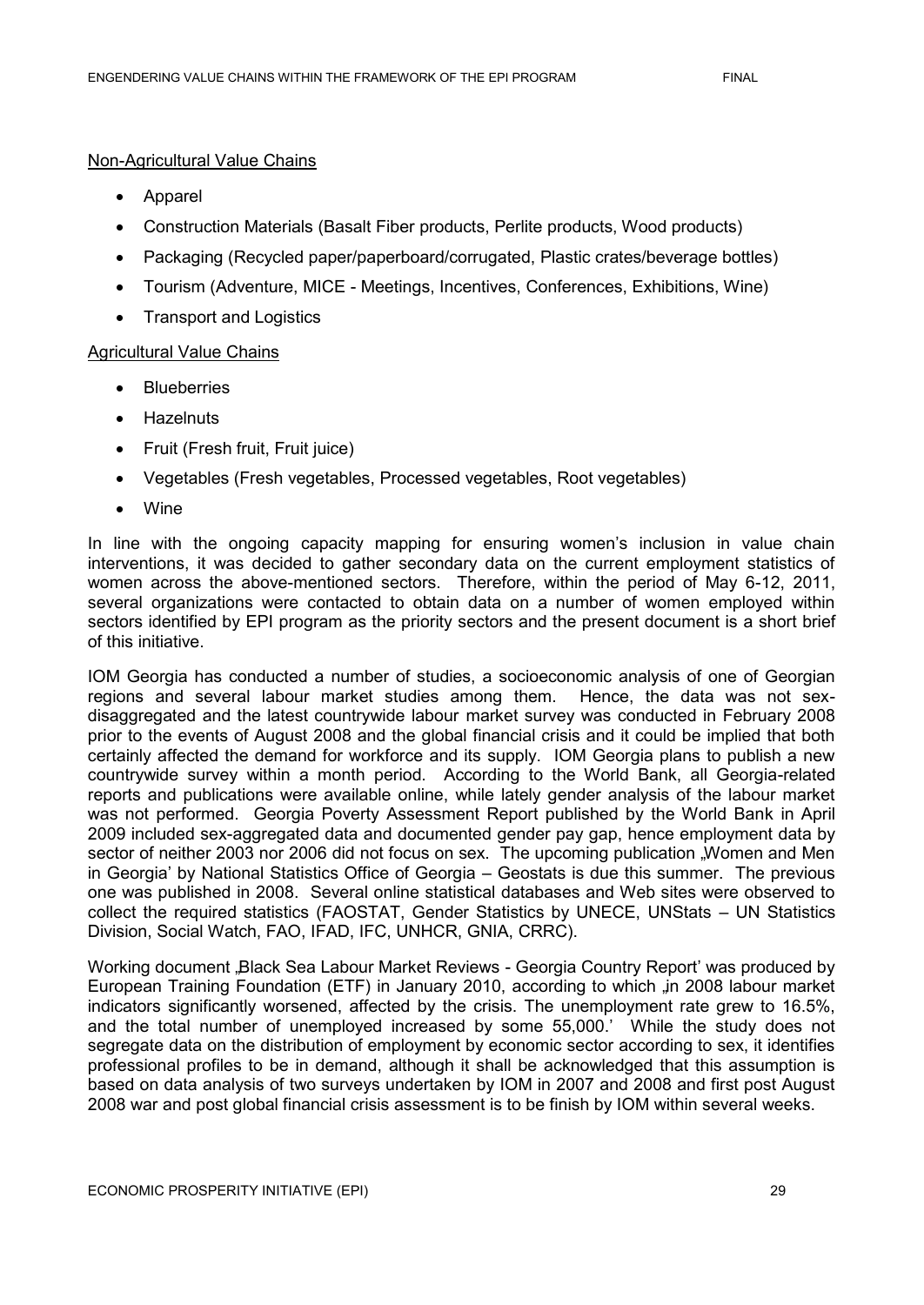Non-Agricultural Value Chains

- Apparel
- Construction Materials (Basalt Fiber products, Perlite products, Wood products)
- Packaging (Recycled paper/paperboard/corrugated, Plastic crates/beverage bottles)
- Tourism (Adventure, MICE - Meetings, Incentives, Conferences, Exhibitions, Wine)
- Transport and Logistics

Agricultural Value Chains

- Blueberries
- Hazelnuts
- Fruit (Fresh fruit, Fruit juice)
- Vegetables (Fresh vegetables, Processed vegetables, Root vegetables)
- Wine

In line with the ongoing capacity mapping for ensuring women's inclusion in value chain interventions, it was decided to gather secondary data on the current employment statistics of women across the above-mentioned sectors. Therefore, within the period of May 6-12, 2011, several organizations were contacted to obtain data on a number of women employed within sectors identified by EPI program as the priority sectors and the present document is a short brief of this initiative.

IOM Georgia has conducted a number of studies, a socioeconomic analysis of one of Georgian regions and several labour market studies among them. Hence, the data was not sex-disaggregated and the latest countrywide labour market survey was conducted in February 2008 prior to the events of August 2008 and the global financial crisis and it could be implied that both certainly affected the demand for workforce and its supply. IOM Georgia plans to publish a new countrywide survey within a month period. According to the World Bank, all Georgia-related reports and publications were available online, while lately gender analysis of the labour market was not performed. Georgia Poverty Assessment Report published by the World Bank in April 2009 included sex-aggregated data and documented gender pay gap, hence employment data by sector of neither 2003 nor 2006 did not focus on sex. The upcoming publication „Women and Men in Georgia' by National Statistics Office of Georgia – Geostats is due this summer. The previous one was published in 2008. Several online statistical databases and Web sites were observed to collect the required statistics (FAOSTAT, Gender Statistics by UNECE, UNStats – UN Statistics Division, Social Watch, FAO, IFAD, IFC, UNHCR, GNIA, CRRC).

Working document „Black Sea Labour Market Reviews - Georgia Country Report' was produced by European Training Foundation (ETF) in January 2010, according to which „in 2008 labour market indicators significantly worsened, affected by the crisis. The unemployment rate grew to 16.5%, and the total number of unemployed increased by some 55,000.' While the study does not segregate data on the distribution of employment by economic sector according to sex, it identifies professional profiles to be in demand, although it shall be acknowledged that this assumption is based on data analysis of two surveys undertaken by IOM in 2007 and 2008 and first post August 2008 war and post global financial crisis assessment is to be finish by IOM within several weeks.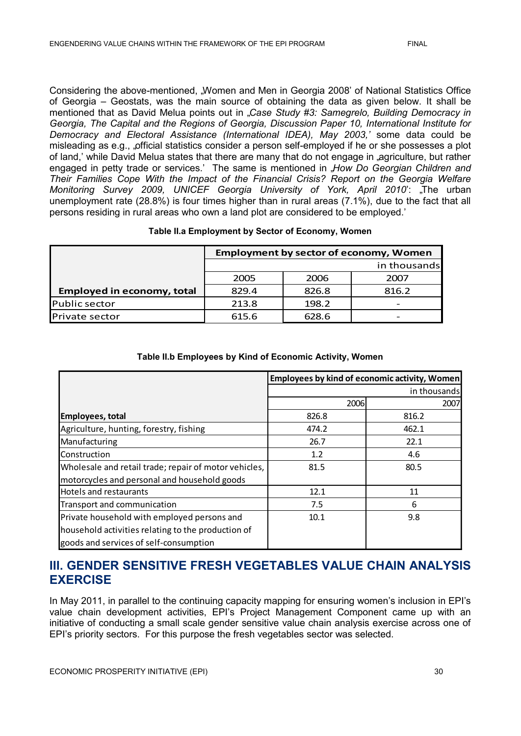Considering the above-mentioned, „Women and Men in Georgia 2008' of National Statistics Office of Georgia – Geostats, was the main source of obtaining the data as given below. It shall be mentioned that as David Melua points out in „*Case Study #3: Samegrelo, Building Democracy in Georgia, The Capital and the Regions of Georgia, Discussion Paper 10, International Institute for Democracy and Electoral Assistance (International IDEA), May 2003,'* some data could be misleading as e.g., „official statistics consider a person self-employed if he or she possesses a plot of land,' while David Melua states that there are many that do not engage in „agriculture, but rather engaged in petty trade or services.' The same is mentioned in „*How Do Georgian Children and Their Families Cope With the Impact of the Financial Crisis? Report on the Georgia Welfare Monitoring Survey 2009, UNICEF Georgia University of York, April 2010*': „The urban unemployment rate (28.8%) is four times higher than in rural areas (7.1%), due to the fact that all persons residing in rural areas who own a land plot are considered to be employed.'

**Table II.a Employment by Sector of Economy, Women**

| | Employment by sector of economy, Women | | |
|---|---|---|---|
| | in thousands | | |
| | 2005 | 2006 | 2007 |
| **Employed in economy, total** | 829.4 | 826.8 | 816.2 |
| Public sector | 213.8 | 198.2 | - |
| Private sector | 615.6 | 628.6 | - |

**Table II.b Employees by Kind of Economic Activity, Women**

| | Employees by kind of economic activity, Women | |
|---|---|---|
| | in thousands | |
| | 2006 | 2007 |
| **Employees, total** | 826.8 | 816.2 |
| Agriculture, hunting, forestry, fishing | 474.2 | 462.1 |
| Manufacturing | 26.7 | 22.1 |
| Construction | 1.2 | 4.6 |
| Wholesale and retail trade; repair of motor vehicles, motorcycles and personal and household goods | 81.5 | 80.5 |
| Hotels and restaurants | 12.1 | 11 |
| Transport and communication | 7.5 | 6 |
| Private household with employed persons and household activities relating to the production of goods and services of self-consumption | 10.1 | 9.8 |

## III. GENDER SENSITIVE FRESH VEGETABLES VALUE CHAIN ANALYSIS EXERCISE

In May 2011, in parallel to the continuing capacity mapping for ensuring women's inclusion in EPI's value chain development activities, EPI's Project Management Component came up with an initiative of conducting a small scale gender sensitive value chain analysis exercise across one of EPI's priority sectors. For this purpose the fresh vegetables sector was selected.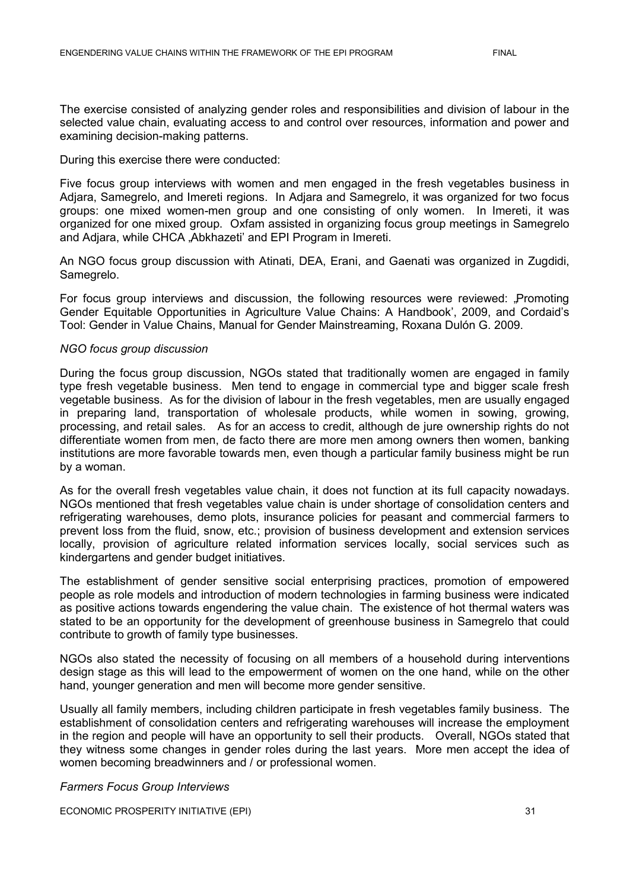The exercise consisted of analyzing gender roles and responsibilities and division of labour in the selected value chain, evaluating access to and control over resources, information and power and examining decision-making patterns.

During this exercise there were conducted:

Five focus group interviews with women and men engaged in the fresh vegetables business in Adjara, Samegrelo, and Imereti regions. In Adjara and Samegrelo, it was organized for two focus groups: one mixed women-men group and one consisting of only women. In Imereti, it was organized for one mixed group. Oxfam assisted in organizing focus group meetings in Samegrelo and Adjara, while CHCA „Abkhazeti' and EPI Program in Imereti.

An NGO focus group discussion with Atinati, DEA, Erani, and Gaenati was organized in Zugdidi, Samegrelo.

For focus group interviews and discussion, the following resources were reviewed: „Promoting Gender Equitable Opportunities in Agriculture Value Chains: A Handbook', 2009, and Cordaid's Tool: Gender in Value Chains, Manual for Gender Mainstreaming, Roxana Dulón G. 2009.

*NGO focus group discussion*

During the focus group discussion, NGOs stated that traditionally women are engaged in family type fresh vegetable business. Men tend to engage in commercial type and bigger scale fresh vegetable business. As for the division of labour in the fresh vegetables, men are usually engaged in preparing land, transportation of wholesale products, while women in sowing, growing, processing, and retail sales. As for an access to credit, although de jure ownership rights do not differentiate women from men, de facto there are more men among owners then women, banking institutions are more favorable towards men, even though a particular family business might be run by a woman.

As for the overall fresh vegetables value chain, it does not function at its full capacity nowadays. NGOs mentioned that fresh vegetables value chain is under shortage of consolidation centers and refrigerating warehouses, demo plots, insurance policies for peasant and commercial farmers to prevent loss from the fluid, snow, etc.; provision of business development and extension services locally, provision of agriculture related information services locally, social services such as kindergartens and gender budget initiatives.

The establishment of gender sensitive social enterprising practices, promotion of empowered people as role models and introduction of modern technologies in farming business were indicated as positive actions towards engendering the value chain. The existence of hot thermal waters was stated to be an opportunity for the development of greenhouse business in Samegrelo that could contribute to growth of family type businesses.

NGOs also stated the necessity of focusing on all members of a household during interventions design stage as this will lead to the empowerment of women on the one hand, while on the other hand, younger generation and men will become more gender sensitive.

Usually all family members, including children participate in fresh vegetables family business. The establishment of consolidation centers and refrigerating warehouses will increase the employment in the region and people will have an opportunity to sell their products. Overall, NGOs stated that they witness some changes in gender roles during the last years. More men accept the idea of women becoming breadwinners and / or professional women.

*Farmers Focus Group Interviews*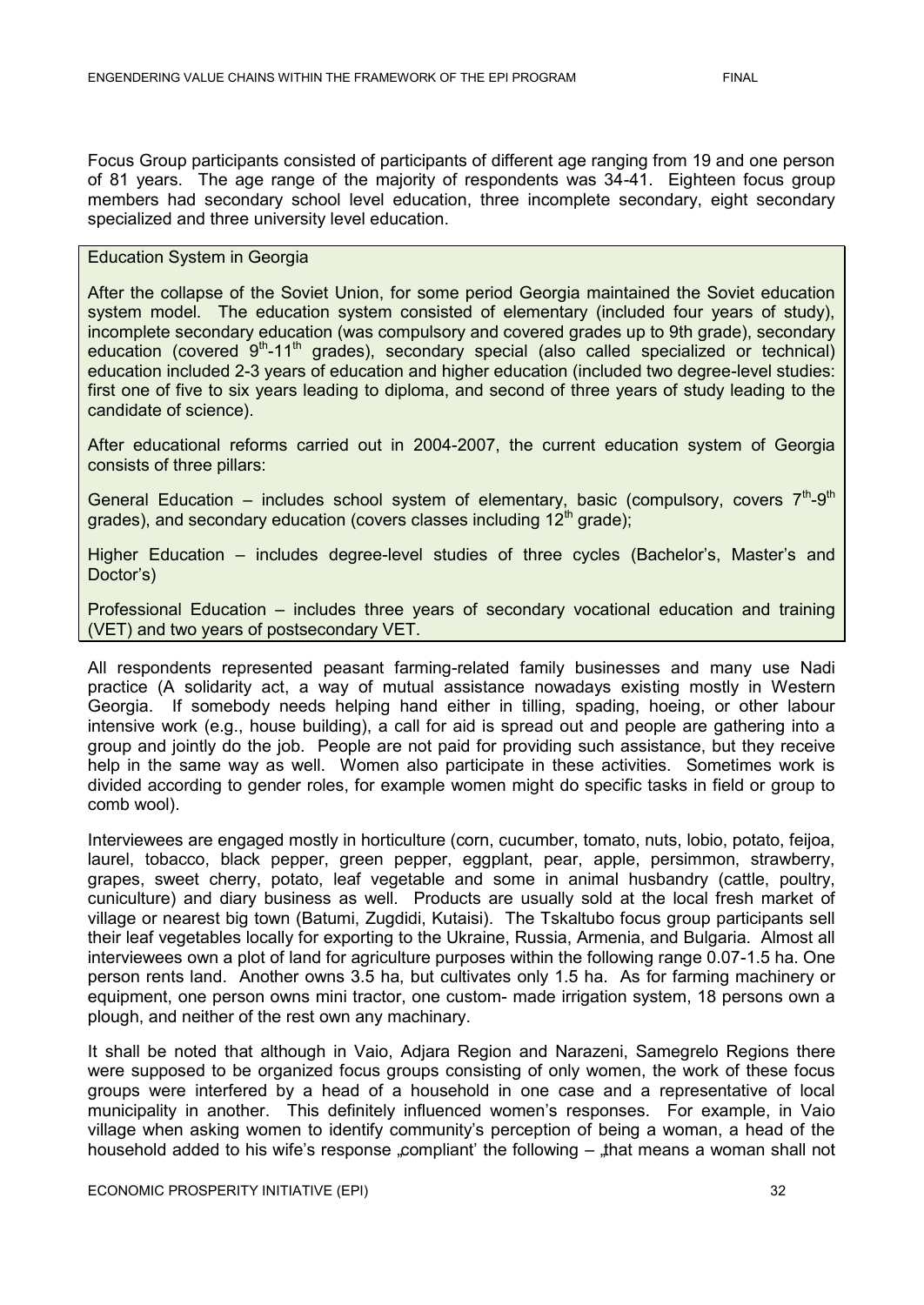Focus Group participants consisted of participants of different age ranging from 19 and one person of 81 years. The age range of the majority of respondents was 34-41. Eighteen focus group members had secondary school level education, three incomplete secondary, eight secondary specialized and three university level education.

> **Education System in Georgia**
>
> After the collapse of the Soviet Union, for some period Georgia maintained the Soviet education system model. The education system consisted of elementary (included four years of study), incomplete secondary education (was compulsory and covered grades up to 9th grade), secondary education (covered 9th-11th grades), secondary special (also called specialized or technical) education included 2-3 years of education and higher education (included two degree-level studies: first one of five to six years leading to diploma, and second of three years of study leading to the candidate of science).
>
> After educational reforms carried out in 2004-2007, the current education system of Georgia consists of three pillars:
>
> General Education – includes school system of elementary, basic (compulsory, covers 7th-9th grades), and secondary education (covers classes including 12th grade);
>
> Higher Education – includes degree-level studies of three cycles (Bachelor's, Master's and Doctor's)
>
> Professional Education – includes three years of secondary vocational education and training (VET) and two years of postsecondary VET.

All respondents represented peasant farming-related family businesses and many use Nadi practice (A solidarity act, a way of mutual assistance nowadays existing mostly in Western Georgia. If somebody needs helping hand either in tilling, spading, hoeing, or other labour intensive work (e.g., house building), a call for aid is spread out and people are gathering into a group and jointly do the job. People are not paid for providing such assistance, but they receive help in the same way as well. Women also participate in these activities. Sometimes work is divided according to gender roles, for example women might do specific tasks in field or group to comb wool).

Interviewees are engaged mostly in horticulture (corn, cucumber, tomato, nuts, lobio, potato, feijoa, laurel, tobacco, black pepper, green pepper, eggplant, pear, apple, persimmon, strawberry, grapes, sweet cherry, potato, leaf vegetable and some in animal husbandry (cattle, poultry, cuniculture) and diary business as well. Products are usually sold at the local fresh market of village or nearest big town (Batumi, Zugdidi, Kutaisi). The Tskaltubo focus group participants sell their leaf vegetables locally for exporting to the Ukraine, Russia, Armenia, and Bulgaria. Almost all interviewees own a plot of land for agriculture purposes within the following range 0.07-1.5 ha. One person rents land. Another owns 3.5 ha, but cultivates only 1.5 ha. As for farming machinery or equipment, one person owns mini tractor, one custom- made irrigation system, 18 persons own a plough, and neither of the rest own any machinary.

It shall be noted that although in Vaio, Adjara Region and Narazeni, Samegrelo Regions there were supposed to be organized focus groups consisting of only women, the work of these focus groups were interfered by a head of a household in one case and a representative of local municipality in another. This definitely influenced women's responses. For example, in Vaio village when asking women to identify community's perception of being a woman, a head of the household added to his wife's response „compliant' the following – „that means a woman shall not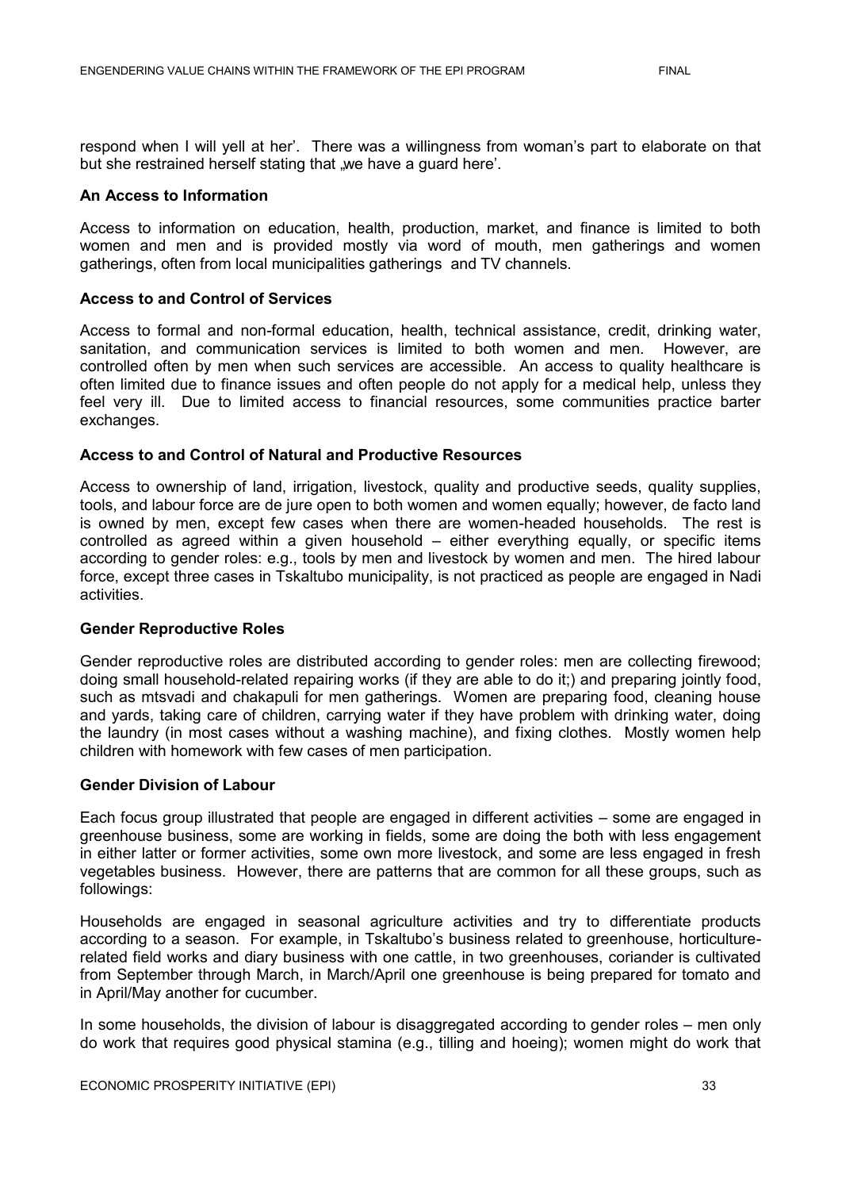respond when I will yell at her'. There was a willingness from woman's part to elaborate on that but she restrained herself stating that „we have a guard here'.

**An Access to Information**

Access to information on education, health, production, market, and finance is limited to both women and men and is provided mostly via word of mouth, men gatherings and women gatherings, often from local municipalities gatherings and TV channels.

**Access to and Control of Services**

Access to formal and non-formal education, health, technical assistance, credit, drinking water, sanitation, and communication services is limited to both women and men. However, are controlled often by men when such services are accessible. An access to quality healthcare is often limited due to finance issues and often people do not apply for a medical help, unless they feel very ill. Due to limited access to financial resources, some communities practice barter exchanges.

**Access to and Control of Natural and Productive Resources**

Access to ownership of land, irrigation, livestock, quality and productive seeds, quality supplies, tools, and labour force are de jure open to both women and women equally; however, de facto land is owned by men, except few cases when there are women-headed households. The rest is controlled as agreed within a given household – either everything equally, or specific items according to gender roles: e.g., tools by men and livestock by women and men. The hired labour force, except three cases in Tskaltubo municipality, is not practiced as people are engaged in Nadi activities.

**Gender Reproductive Roles**

Gender reproductive roles are distributed according to gender roles: men are collecting firewood; doing small household-related repairing works (if they are able to do it;) and preparing jointly food, such as mtsvadi and chakapuli for men gatherings. Women are preparing food, cleaning house and yards, taking care of children, carrying water if they have problem with drinking water, doing the laundry (in most cases without a washing machine), and fixing clothes. Mostly women help children with homework with few cases of men participation.

**Gender Division of Labour**

Each focus group illustrated that people are engaged in different activities – some are engaged in greenhouse business, some are working in fields, some are doing the both with less engagement in either latter or former activities, some own more livestock, and some are less engaged in fresh vegetables business. However, there are patterns that are common for all these groups, such as followings:

Households are engaged in seasonal agriculture activities and try to differentiate products according to a season. For example, in Tskaltubo's business related to greenhouse, horticulture-related field works and diary business with one cattle, in two greenhouses, coriander is cultivated from September through March, in March/April one greenhouse is being prepared for tomato and in April/May another for cucumber.

In some households, the division of labour is disaggregated according to gender roles – men only do work that requires good physical stamina (e.g., tilling and hoeing); women might do work that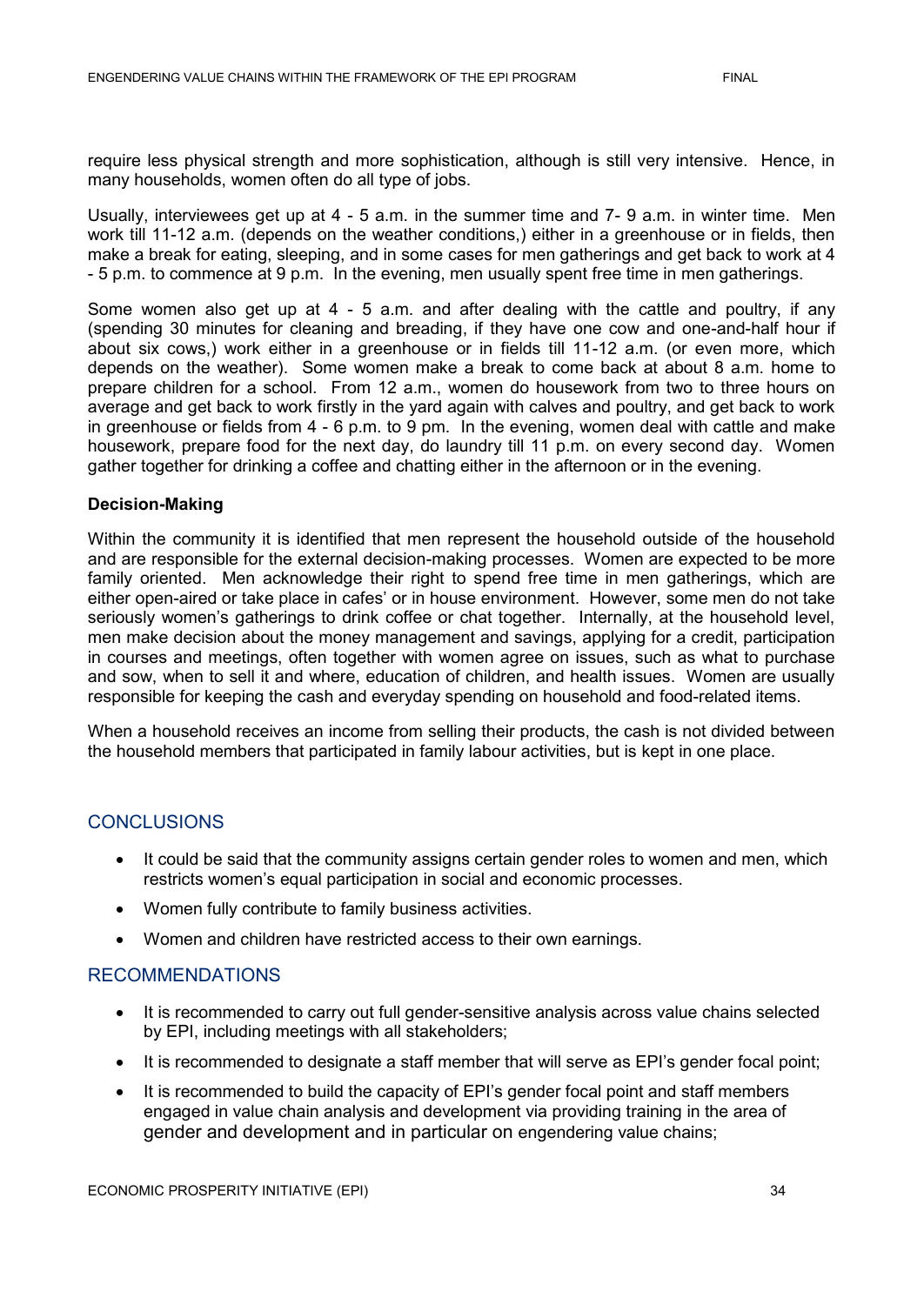require less physical strength and more sophistication, although is still very intensive. Hence, in many households, women often do all type of jobs.

Usually, interviewees get up at 4 - 5 a.m. in the summer time and 7- 9 a.m. in winter time. Men work till 11-12 a.m. (depends on the weather conditions,) either in a greenhouse or in fields, then make a break for eating, sleeping, and in some cases for men gatherings and get back to work at 4 - 5 p.m. to commence at 9 p.m. In the evening, men usually spent free time in men gatherings.

Some women also get up at 4 - 5 a.m. and after dealing with the cattle and poultry, if any (spending 30 minutes for cleaning and breading, if they have one cow and one-and-half hour if about six cows,) work either in a greenhouse or in fields till 11-12 a.m. (or even more, which depends on the weather). Some women make a break to come back at about 8 a.m. home to prepare children for a school. From 12 a.m., women do housework from two to three hours on average and get back to work firstly in the yard again with calves and poultry, and get back to work in greenhouse or fields from 4 - 6 p.m. to 9 pm. In the evening, women deal with cattle and make housework, prepare food for the next day, do laundry till 11 p.m. on every second day. Women gather together for drinking a coffee and chatting either in the afternoon or in the evening.

**Decision-Making**

Within the community it is identified that men represent the household outside of the household and are responsible for the external decision-making processes. Women are expected to be more family oriented. Men acknowledge their right to spend free time in men gatherings, which are either open-aired or take place in cafes' or in house environment. However, some men do not take seriously women's gatherings to drink coffee or chat together. Internally, at the household level, men make decision about the money management and savings, applying for a credit, participation in courses and meetings, often together with women agree on issues, such as what to purchase and sow, when to sell it and where, education of children, and health issues. Women are usually responsible for keeping the cash and everyday spending on household and food-related items.

When a household receives an income from selling their products, the cash is not divided between the household members that participated in family labour activities, but is kept in one place.

## CONCLUSIONS

- It could be said that the community assigns certain gender roles to women and men, which restricts women's equal participation in social and economic processes.
- Women fully contribute to family business activities.
- Women and children have restricted access to their own earnings.

## RECOMMENDATIONS

- It is recommended to carry out full gender-sensitive analysis across value chains selected by EPI, including meetings with all stakeholders;
- It is recommended to designate a staff member that will serve as EPI's gender focal point;
- It is recommended to build the capacity of EPI's gender focal point and staff members engaged in value chain analysis and development via providing training in the area of gender and development and in particular on engendering value chains;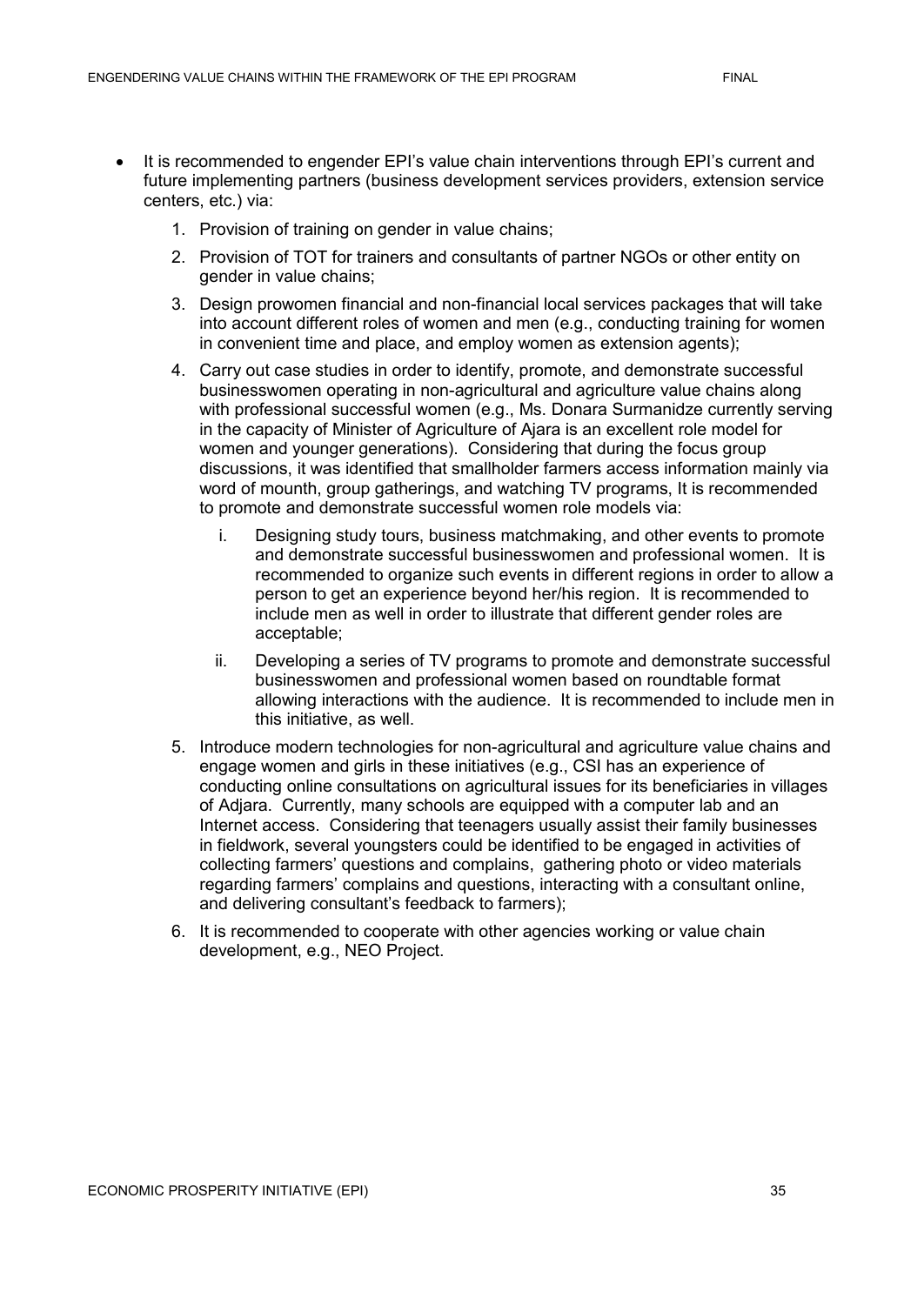- It is recommended to engender EPI's value chain interventions through EPI's current and future implementing partners (business development services providers, extension service centers, etc.) via:

    1. Provision of training on gender in value chains;
    2. Provision of TOT for trainers and consultants of partner NGOs or other entity on gender in value chains;
    3. Design prowomen financial and non-financial local services packages that will take into account different roles of women and men (e.g., conducting training for women in convenient time and place, and employ women as extension agents);
    4. Carry out case studies in order to identify, promote, and demonstrate successful businesswomen operating in non-agricultural and agriculture value chains along with professional successful women (e.g., Ms. Donara Surmanidze currently serving in the capacity of Minister of Agriculture of Ajara is an excellent role model for women and younger generations). Considering that during the focus group discussions, it was identified that smallholder farmers access information mainly via word of mounth, group gatherings, and watching TV programs, It is recommended to promote and demonstrate successful women role models via:
        i. Designing study tours, business matchmaking, and other events to promote and demonstrate successful businesswomen and professional women. It is recommended to organize such events in different regions in order to allow a person to get an experience beyond her/his region. It is recommended to include men as well in order to illustrate that different gender roles are acceptable;
        ii. Developing a series of TV programs to promote and demonstrate successful businesswomen and professional women based on roundtable format allowing interactions with the audience. It is recommended to include men in this initiative, as well.
    5. Introduce modern technologies for non-agricultural and agriculture value chains and engage women and girls in these initiatives (e.g., CSI has an experience of conducting online consultations on agricultural issues for its beneficiaries in villages of Adjara. Currently, many schools are equipped with a computer lab and an Internet access. Considering that teenagers usually assist their family businesses in fieldwork, several youngsters could be identified to be engaged in activities of collecting farmers' questions and complains, gathering photo or video materials regarding farmers' complains and questions, interacting with a consultant online, and delivering consultant's feedback to farmers);
    6. It is recommended to cooperate with other agencies working or value chain development, e.g., NEO Project.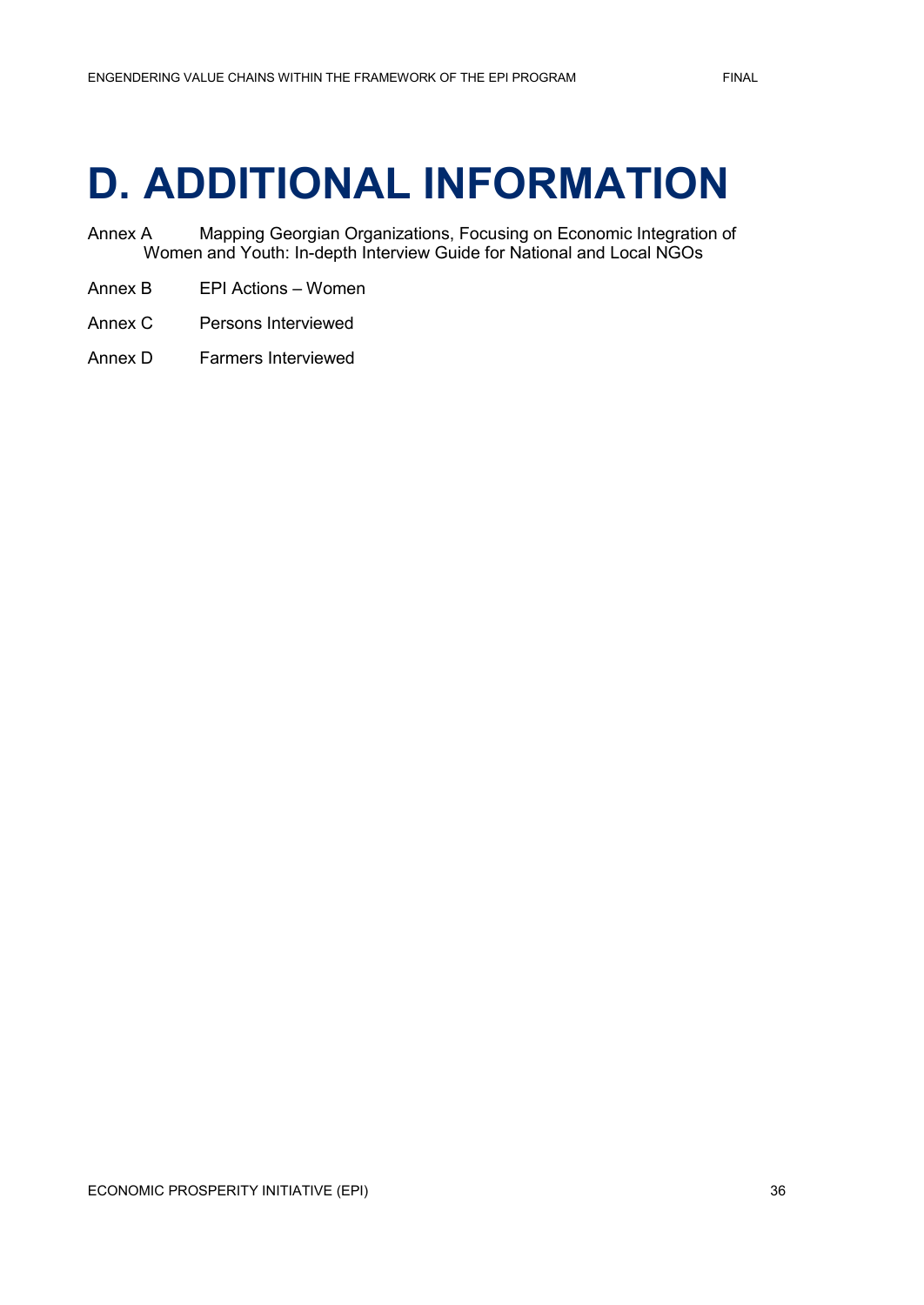# D. ADDITIONAL INFORMATION

Annex A  Mapping Georgian Organizations, Focusing on Economic Integration of Women and Youth: In-depth Interview Guide for National and Local NGOs

Annex B  EPI Actions – Women

Annex C  Persons Interviewed

Annex D  Farmers Interviewed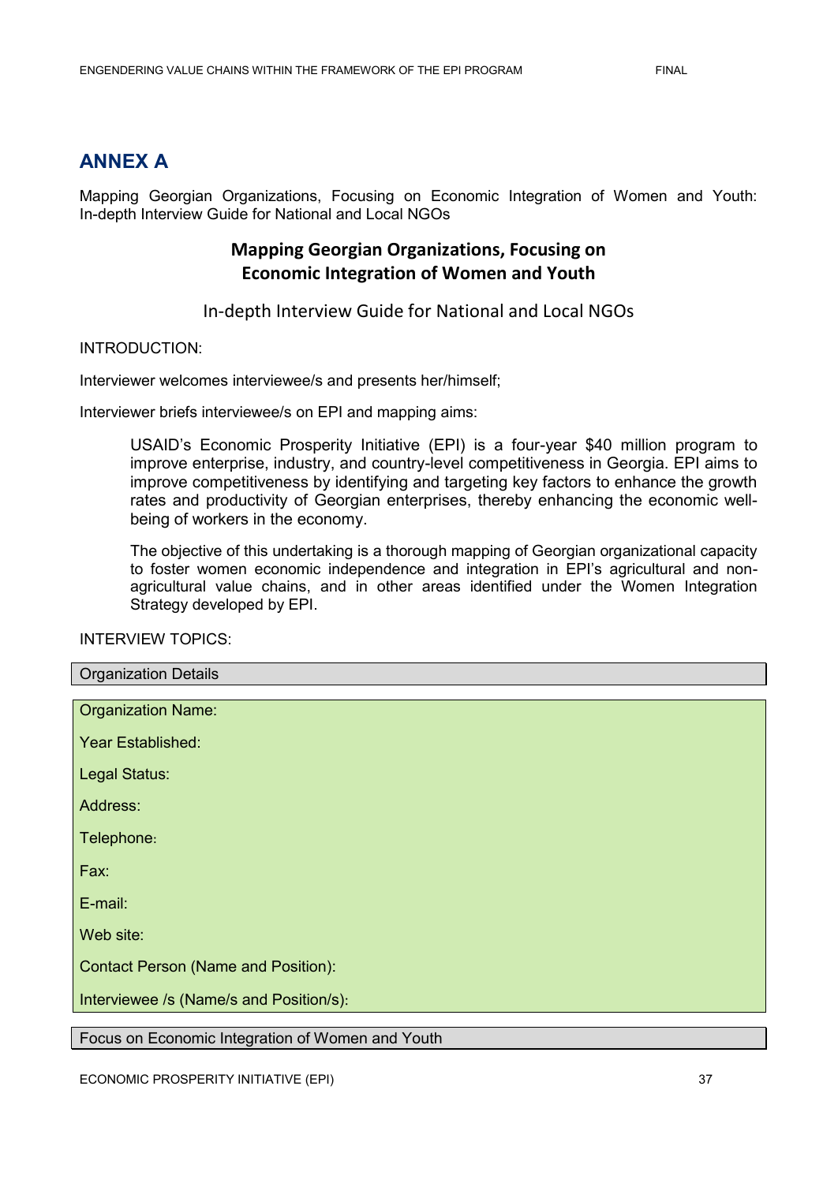## ANNEX A

Mapping Georgian Organizations, Focusing on Economic Integration of Women and Youth: In-depth Interview Guide for National and Local NGOs

### Mapping Georgian Organizations, Focusing on Economic Integration of Women and Youth

In-depth Interview Guide for National and Local NGOs

INTRODUCTION:

Interviewer welcomes interviewee/s and presents her/himself;

Interviewer briefs interviewee/s on EPI and mapping aims:

> USAID's Economic Prosperity Initiative (EPI) is a four-year $40 million program to improve enterprise, industry, and country-level competitiveness in Georgia. EPI aims to improve competitiveness by identifying and targeting key factors to enhance the growth rates and productivity of Georgian enterprises, thereby enhancing the economic well-being of workers in the economy.
>
> The objective of this undertaking is a thorough mapping of Georgian organizational capacity to foster women economic independence and integration in EPI's agricultural and non-agricultural value chains, and in other areas identified under the Women Integration Strategy developed by EPI.

INTERVIEW TOPICS:

| Organization Details |
|---|

| |
|---|
| Organization Name: |
| Year Established: |
| Legal Status: |
| Address: |
| Telephone: |
| Fax: |
| E-mail: |
| Web site: |
| Contact Person (Name and Position): |
| Interviewee /s (Name/s and Position/s): |

| Focus on Economic Integration of Women and Youth |
|---|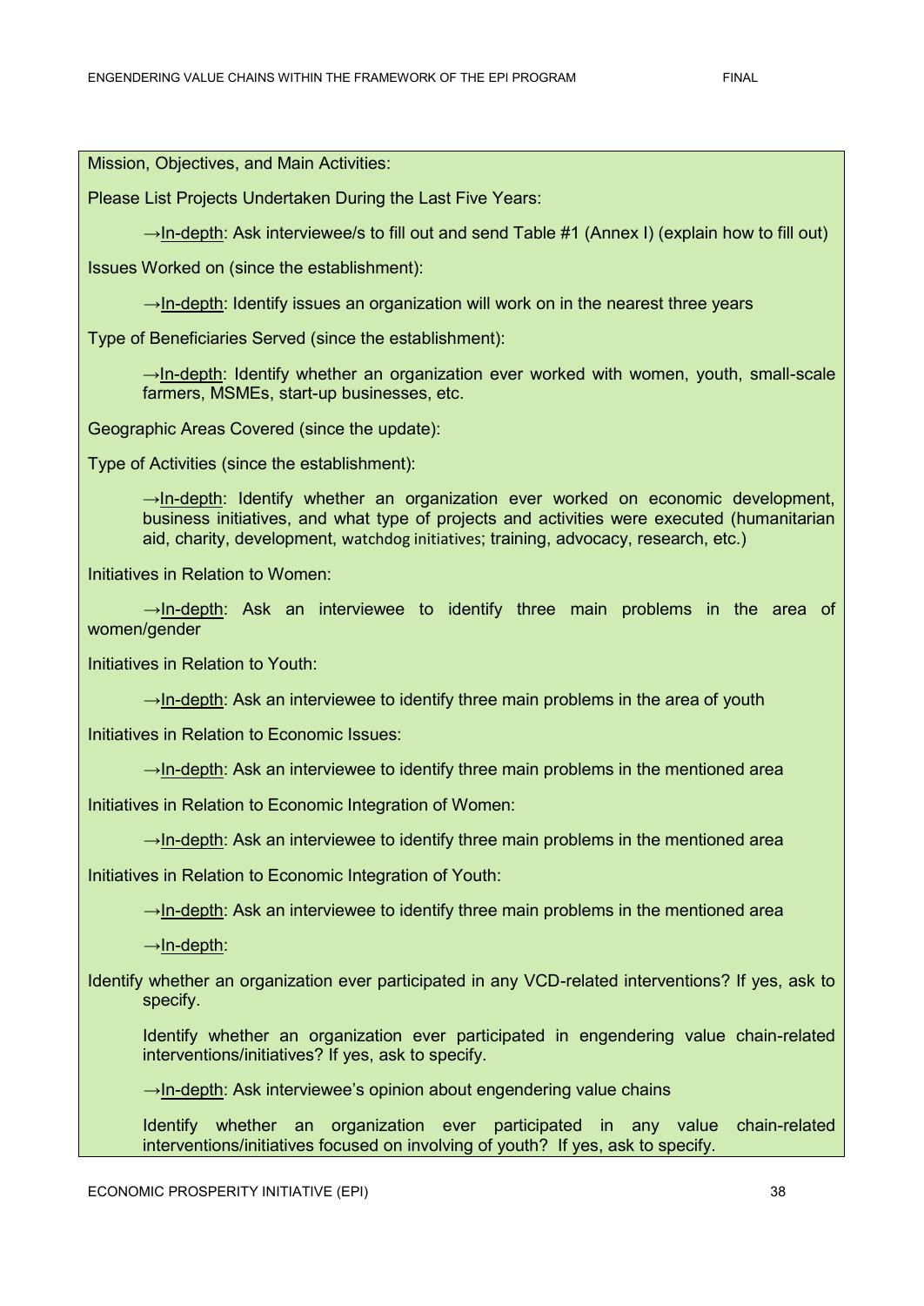Mission, Objectives, and Main Activities:

Please List Projects Undertaken During the Last Five Years:

> →In-depth: Ask interviewee/s to fill out and send Table #1 (Annex I) (explain how to fill out)

Issues Worked on (since the establishment):

> →In-depth: Identify issues an organization will work on in the nearest three years

Type of Beneficiaries Served (since the establishment):

> →In-depth: Identify whether an organization ever worked with women, youth, small-scale farmers, MSMEs, start-up businesses, etc.

Geographic Areas Covered (since the update):

Type of Activities (since the establishment):

> →In-depth: Identify whether an organization ever worked on economic development, business initiatives, and what type of projects and activities were executed (humanitarian aid, charity, development, watchdog initiatives; training, advocacy, research, etc.)

Initiatives in Relation to Women:

> →In-depth: Ask an interviewee to identify three main problems in the area of women/gender

Initiatives in Relation to Youth:

> →In-depth: Ask an interviewee to identify three main problems in the area of youth

Initiatives in Relation to Economic Issues:

> →In-depth: Ask an interviewee to identify three main problems in the mentioned area

Initiatives in Relation to Economic Integration of Women:

> →In-depth: Ask an interviewee to identify three main problems in the mentioned area

Initiatives in Relation to Economic Integration of Youth:

> →In-depth: Ask an interviewee to identify three main problems in the mentioned area

> →In-depth:

Identify whether an organization ever participated in any VCD-related interventions? If yes, ask to specify.

> Identify whether an organization ever participated in engendering value chain-related interventions/initiatives? If yes, ask to specify.

> →In-depth: Ask interviewee's opinion about engendering value chains

> Identify whether an organization ever participated in any value chain-related interventions/initiatives focused on involving of youth? If yes, ask to specify.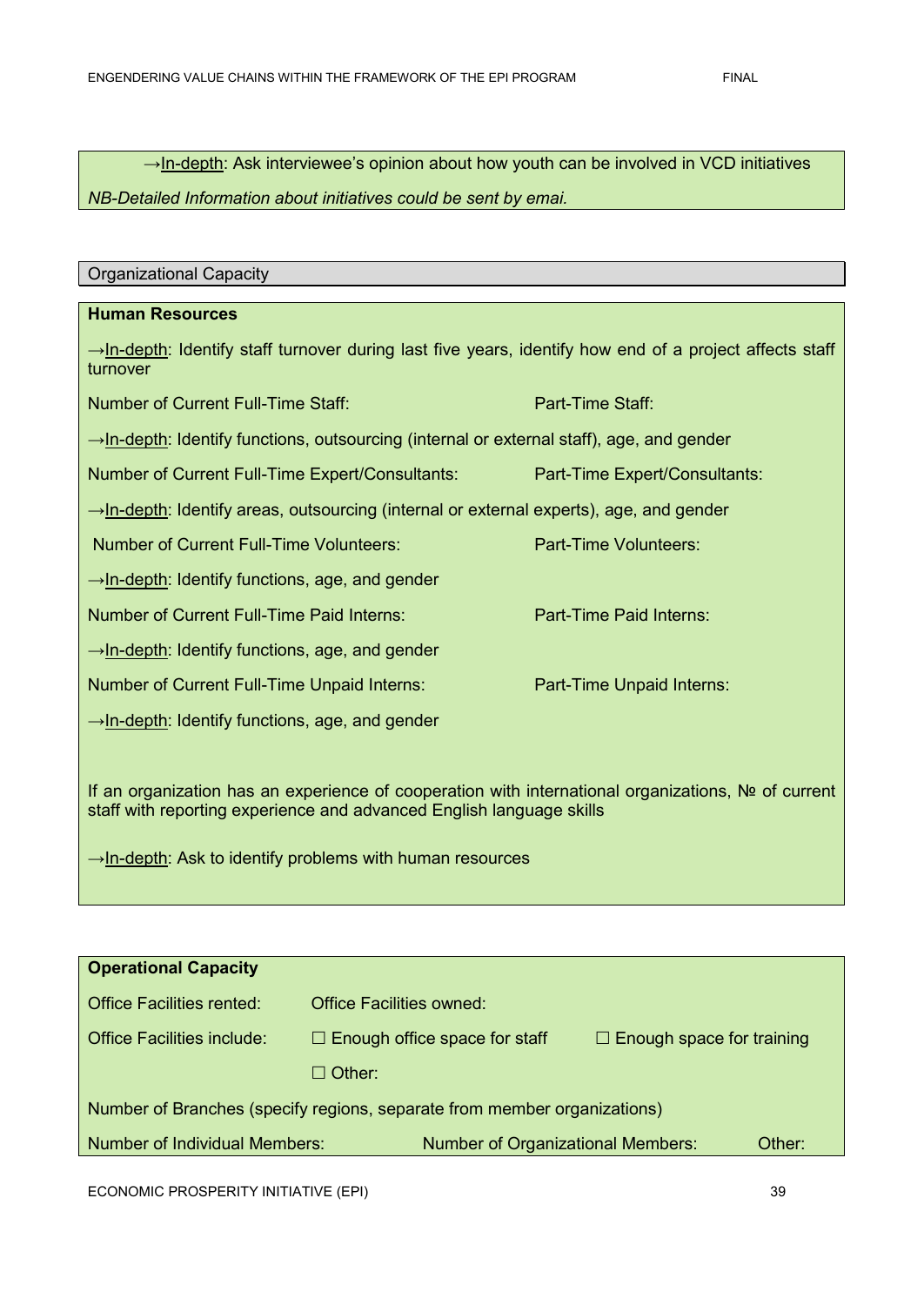→<u>In-depth</u>: Ask interviewee's opinion about how youth can be involved in VCD initiatives

*NB-Detailed Information about initiatives could be sent by emai.*

Organizational Capacity

**Human Resources**

→<u>In-depth</u>: Identify staff turnover during last five years, identify how end of a project affects staff turnover

Number of Current Full-Time Staff: Part-Time Staff:

→<u>In-depth</u>: Identify functions, outsourcing (internal or external staff), age, and gender

Number of Current Full-Time Expert/Consultants: Part-Time Expert/Consultants:

→<u>In-depth</u>: Identify areas, outsourcing (internal or external experts), age, and gender

Number of Current Full-Time Volunteers: Part-Time Volunteers:

→<u>In-depth</u>: Identify functions, age, and gender

Number of Current Full-Time Paid Interns: Part-Time Paid Interns:

→<u>In-depth</u>: Identify functions, age, and gender

Number of Current Full-Time Unpaid Interns: Part-Time Unpaid Interns:

→<u>In-depth</u>: Identify functions, age, and gender

If an organization has an experience of cooperation with international organizations, № of current staff with reporting experience and advanced English language skills

→<u>In-depth</u>: Ask to identify problems with human resources

**Operational Capacity**

Office Facilities rented: Office Facilities owned:

Office Facilities include: ☐ Enough office space for staff ☐ Enough space for training

☐ Other:

Number of Branches (specify regions, separate from member organizations)

Number of Individual Members: Number of Organizational Members: Other: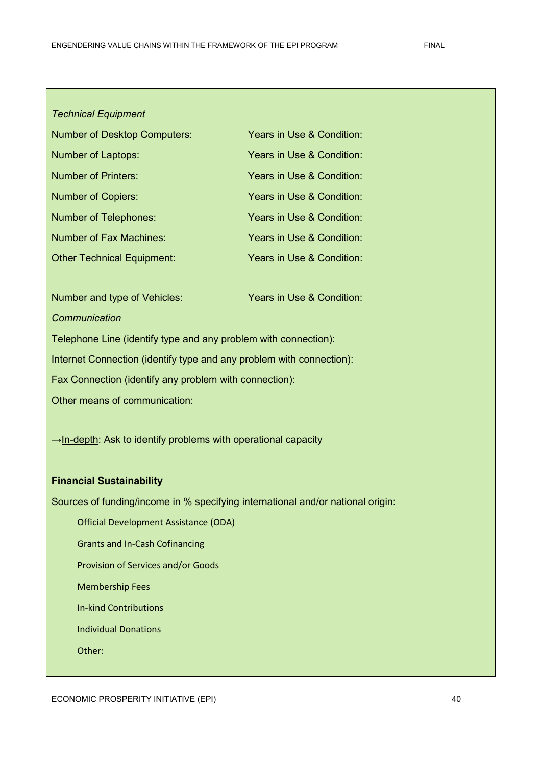*Technical Equipment*

| | |
|---|---|
| Number of Desktop Computers: | Years in Use & Condition: |
| Number of Laptops: | Years in Use & Condition: |
| Number of Printers: | Years in Use & Condition: |
| Number of Copiers: | Years in Use & Condition: |
| Number of Telephones: | Years in Use & Condition: |
| Number of Fax Machines: | Years in Use & Condition: |
| Other Technical Equipment: | Years in Use & Condition: |
| | |
| Number and type of Vehicles: | Years in Use & Condition: |

*Communication*

Telephone Line (identify type and any problem with connection):

Internet Connection (identify type and any problem with connection):

Fax Connection (identify any problem with connection):

Other means of communication:

→In-depth: Ask to identify problems with operational capacity

**Financial Sustainability**

Sources of funding/income in % specifying international and/or national origin:

- Official Development Assistance (ODA)
- Grants and In-Cash Cofinancing
- Provision of Services and/or Goods
- Membership Fees
- In-kind Contributions
- Individual Donations
- Other: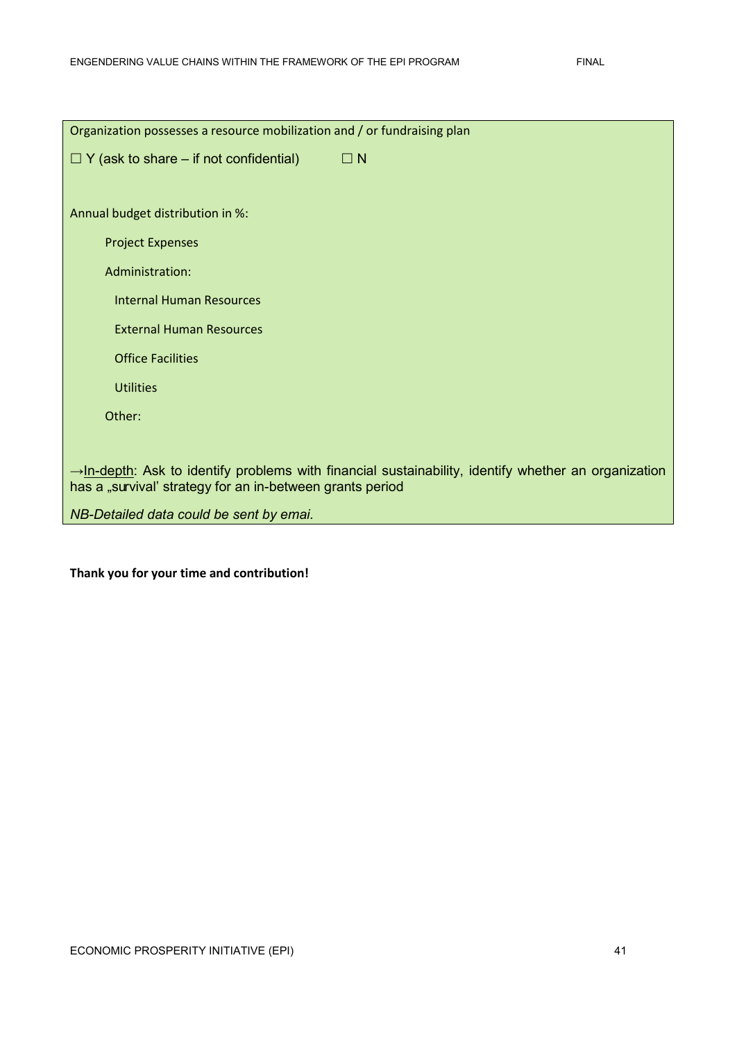Organization possesses a resource mobilization and / or fundraising plan

☐ Y (ask to share – if not confidential) ☐ N

Annual budget distribution in %:

- Project Expenses
- Administration:
  - Internal Human Resources
  - External Human Resources
  - Office Facilities
  - Utilities
- Other:

→In-depth: Ask to identify problems with financial sustainability, identify whether an organization has a „survival' strategy for an in-between grants period

*NB-Detailed data could be sent by emai.*

**Thank you for your time and contribution!**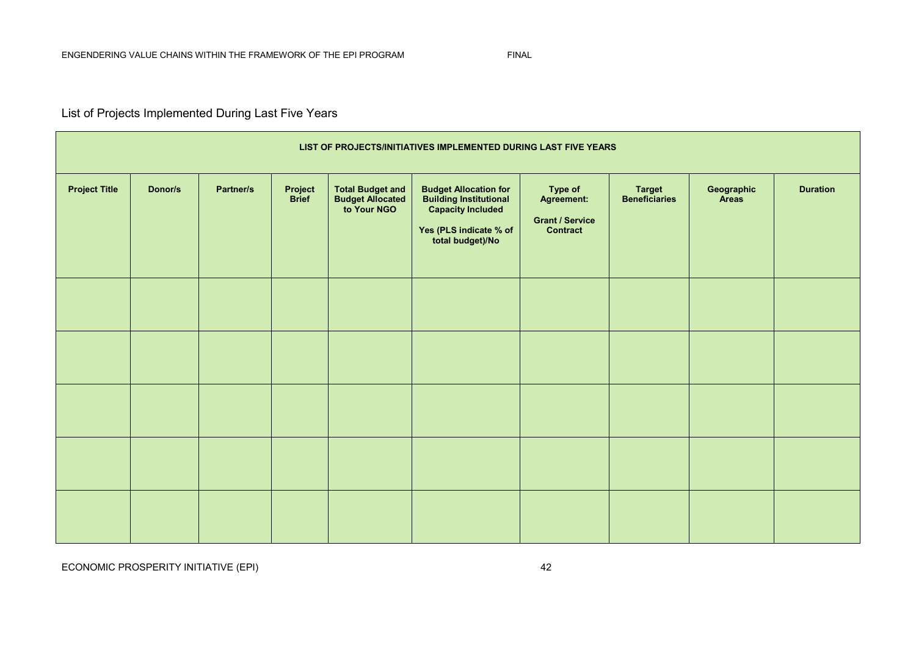List of Projects Implemented During Last Five Years

| LIST OF PROJECTS/INITIATIVES IMPLEMENTED DURING LAST FIVE YEARS | | | | | | | | | |
|---|---|---|---|---|---|---|---|---|---|
| **Project Title** | **Donor/s** | **Partner/s** | **Project Brief** | **Total Budget and Budget Allocated to Your NGO** | **Budget Allocation for Building Institutional Capacity Included**<br><br>**Yes (PLS indicate % of total budget)/No** | **Type of Agreement:**<br><br>**Grant / Service Contract** | **Target Beneficiaries** | **Geographic Areas** | **Duration** |
| | | | | | | | | | |
| | | | | | | | | | |
| | | | | | | | | | |
| | | | | | | | | | |
| | | | | | | | | | |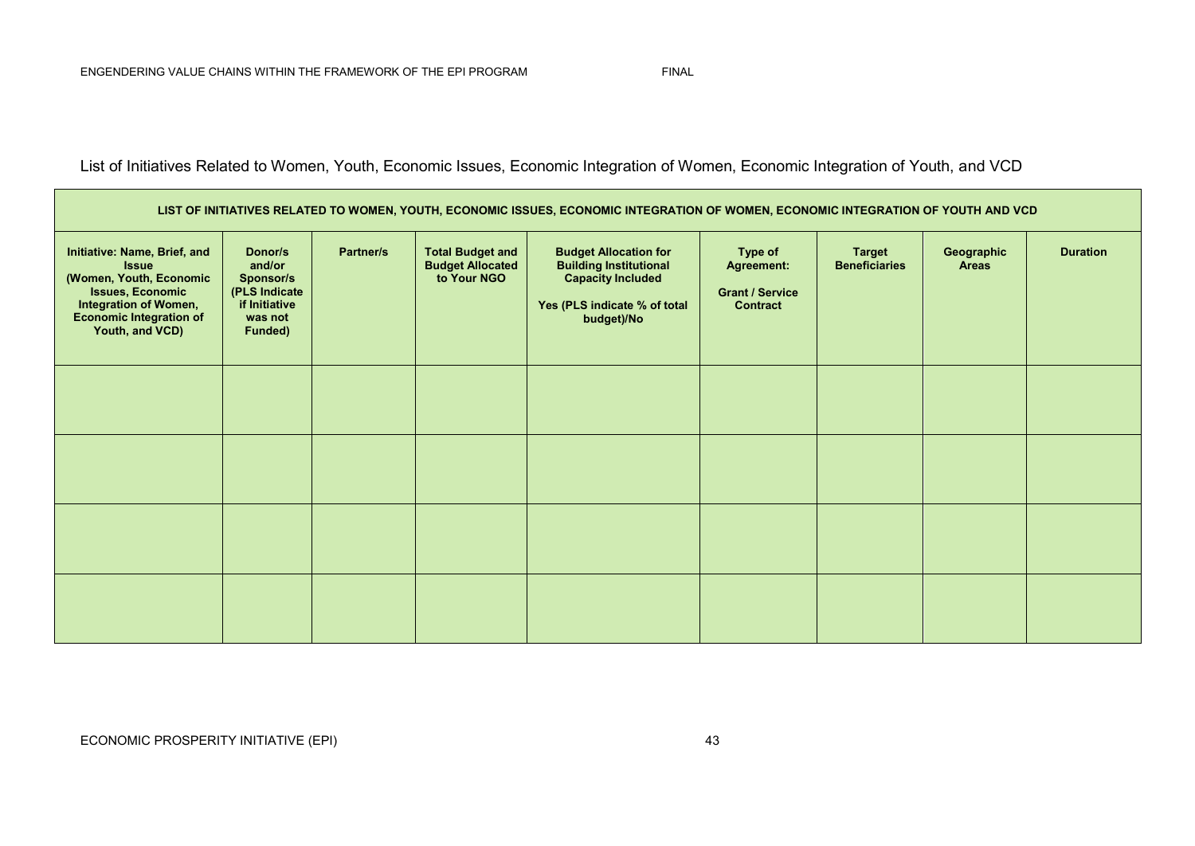List of Initiatives Related to Women, Youth, Economic Issues, Economic Integration of Women, Economic Integration of Youth, and VCD

| **LIST OF INITIATIVES RELATED TO WOMEN, YOUTH, ECONOMIC ISSUES, ECONOMIC INTEGRATION OF WOMEN, ECONOMIC INTEGRATION OF YOUTH AND VCD** | | | | | | | | |
|---|---|---|---|---|---|---|---|---|
| **Initiative: Name, Brief, and Issue (Women, Youth, Economic Issues, Economic Integration of Women, Economic Integration of Youth, and VCD)** | **Donor/s and/or Sponsor/s (PLS Indicate if Initiative was not Funded)** | **Partner/s** | **Total Budget and Budget Allocated to Your NGO** | **Budget Allocation for Building Institutional Capacity Included Yes (PLS indicate % of total budget)/No** | **Type of Agreement: Grant / Service Contract** | **Target Beneficiaries** | **Geographic Areas** | **Duration** |
| | | | | | | | | |
| | | | | | | | | |
| | | | | | | | | |
| | | | | | | | | |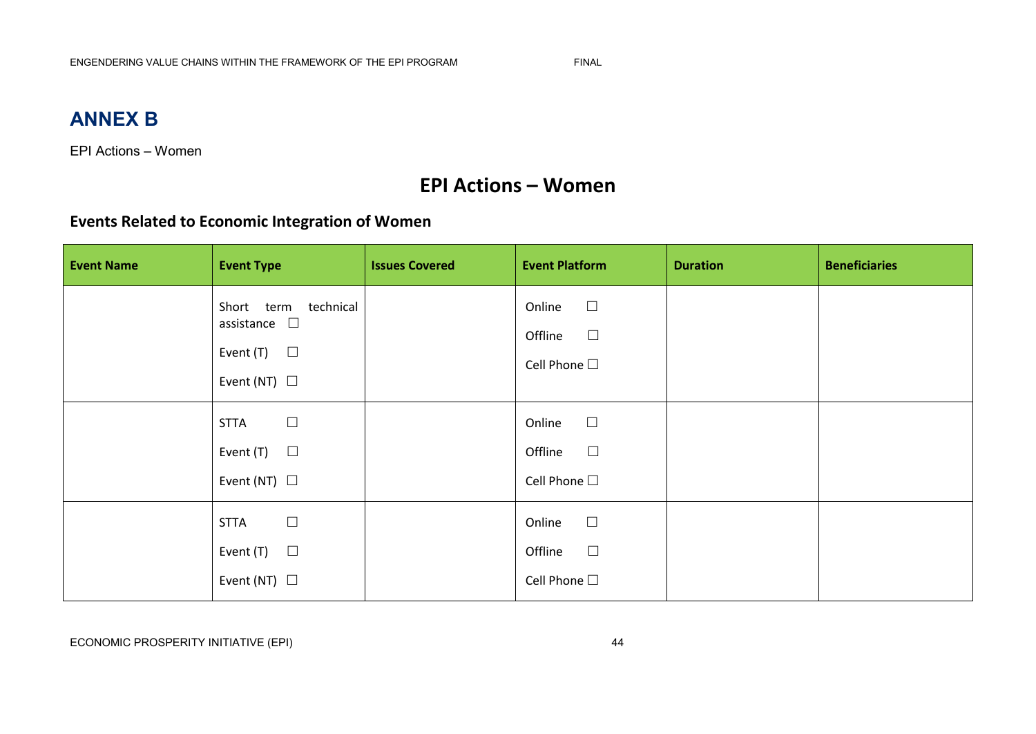# ANNEX B

EPI Actions – Women

## EPI Actions – Women

### Events Related to Economic Integration of Women

| Event Name | Event Type | Issues Covered | Event Platform | Duration | Beneficiaries |
|---|---|---|---|---|---|
| | Short term technical assistance ☐<br>Event (T) ☐<br>Event (NT) ☐ | | Online ☐<br>Offline ☐<br>Cell Phone ☐ | | |
| | STTA ☐<br>Event (T) ☐<br>Event (NT) ☐ | | Online ☐<br>Offline ☐<br>Cell Phone ☐ | | |
| | STTA ☐<br>Event (T) ☐<br>Event (NT) ☐ | | Online ☐<br>Offline ☐<br>Cell Phone ☐ | | |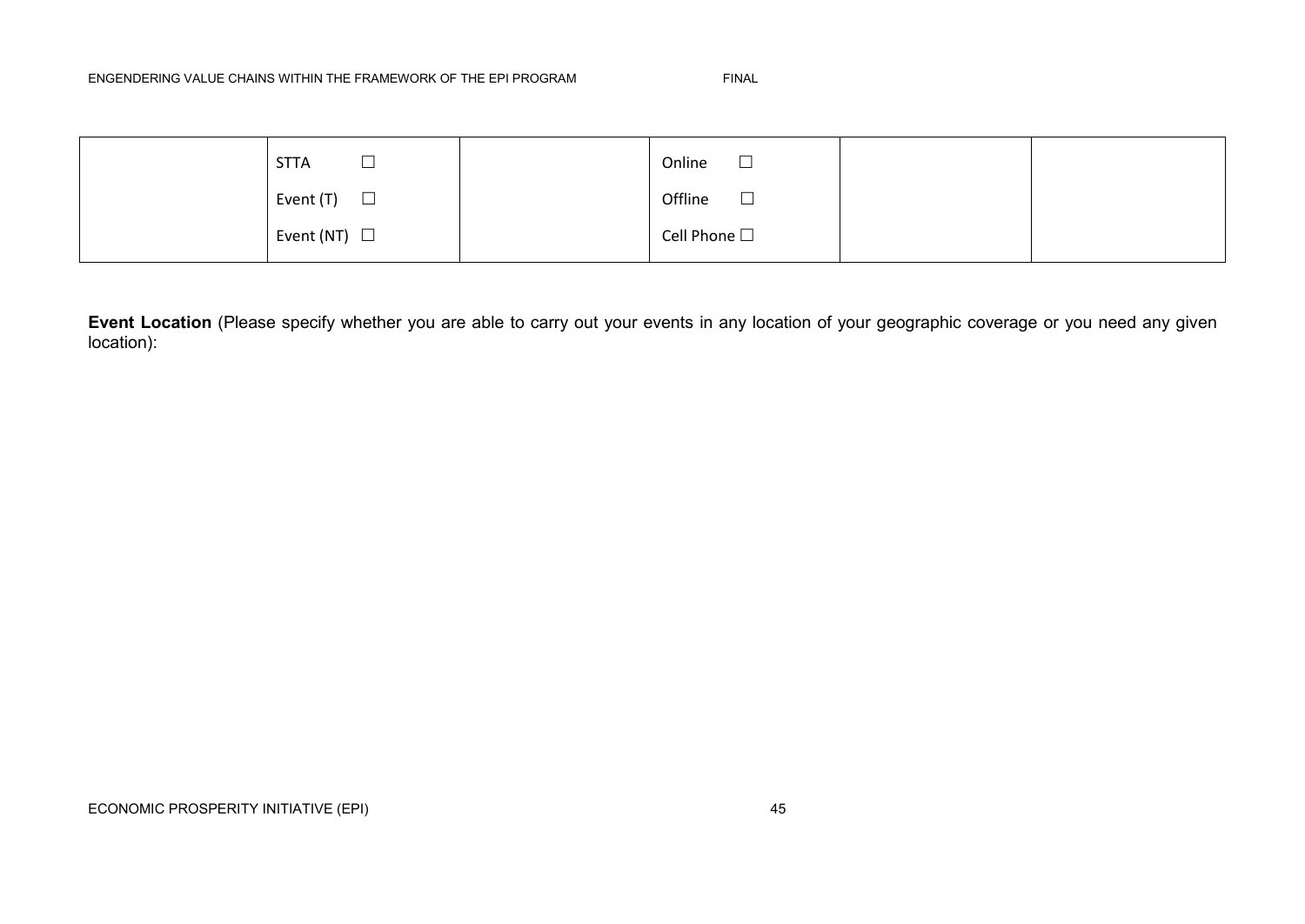|  | STTA ☐<br>Event (T) ☐<br>Event (NT) ☐ |  | Online ☐<br>Offline ☐<br>Cell Phone ☐ |  |  |
|---|---|---|---|---|---|

**Event Location** (Please specify whether you are able to carry out your events in any location of your geographic coverage or you need any given location):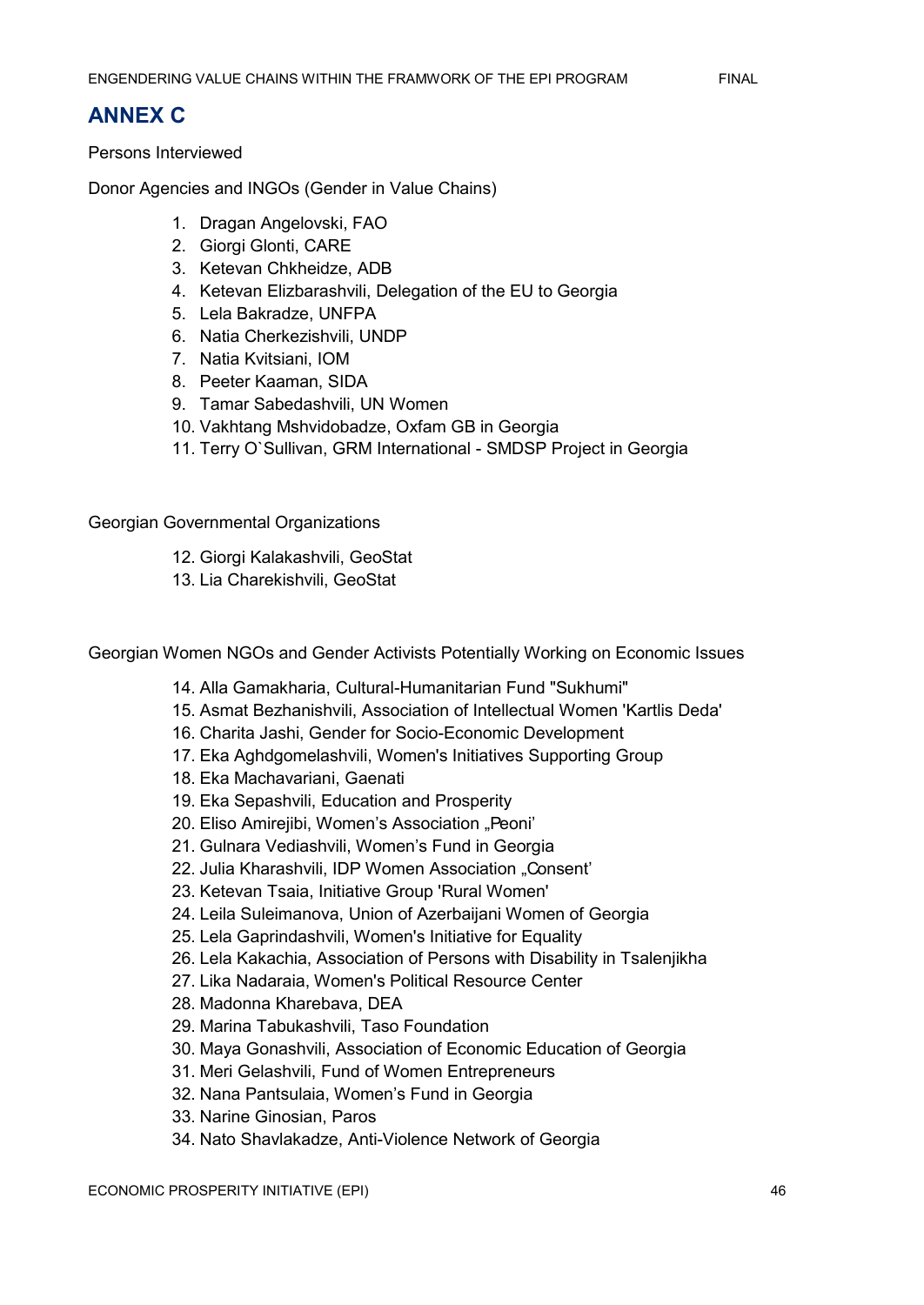## ANNEX C

Persons Interviewed

Donor Agencies and INGOs (Gender in Value Chains)

1. Dragan Angelovski, FAO
2. Giorgi Glonti, CARE
3. Ketevan Chkheidze, ADB
4. Ketevan Elizbarashvili, Delegation of the EU to Georgia
5. Lela Bakradze, UNFPA
6. Natia Cherkezishvili, UNDP
7. Natia Kvitsiani, IOM
8. Peeter Kaaman, SIDA
9. Tamar Sabedashvili, UN Women
10. Vakhtang Mshvidobadze, Oxfam GB in Georgia
11. Terry O`Sullivan, GRM International - SMDSP Project in Georgia

Georgian Governmental Organizations

12. Giorgi Kalakashvili, GeoStat
13. Lia Charekishvili, GeoStat

Georgian Women NGOs and Gender Activists Potentially Working on Economic Issues

14. Alla Gamakharia, Cultural-Humanitarian Fund "Sukhumi"
15. Asmat Bezhanishvili, Association of Intellectual Women 'Kartlis Deda'
16. Charita Jashi, Gender for Socio-Economic Development
17. Eka Aghdgomelashvili, Women's Initiatives Supporting Group
18. Eka Machavariani, Gaenati
19. Eka Sepashvili, Education and Prosperity
20. Eliso Amirejibi, Women's Association „Peoni'
21. Gulnara Vediashvili, Women's Fund in Georgia
22. Julia Kharashvili, IDP Women Association „Consent'
23. Ketevan Tsaia, Initiative Group 'Rural Women'
24. Leila Suleimanova, Union of Azerbaijani Women of Georgia
25. Lela Gaprindashvili, Women's Initiative for Equality
26. Lela Kakachia, Association of Persons with Disability in Tsalenjikha
27. Lika Nadaraia, Women's Political Resource Center
28. Madonna Kharebava, DEA
29. Marina Tabukashvili, Taso Foundation
30. Maya Gonashvili, Association of Economic Education of Georgia
31. Meri Gelashvili, Fund of Women Entrepreneurs
32. Nana Pantsulaia, Women's Fund in Georgia
33. Narine Ginosian, Paros
34. Nato Shavlakadze, Anti-Violence Network of Georgia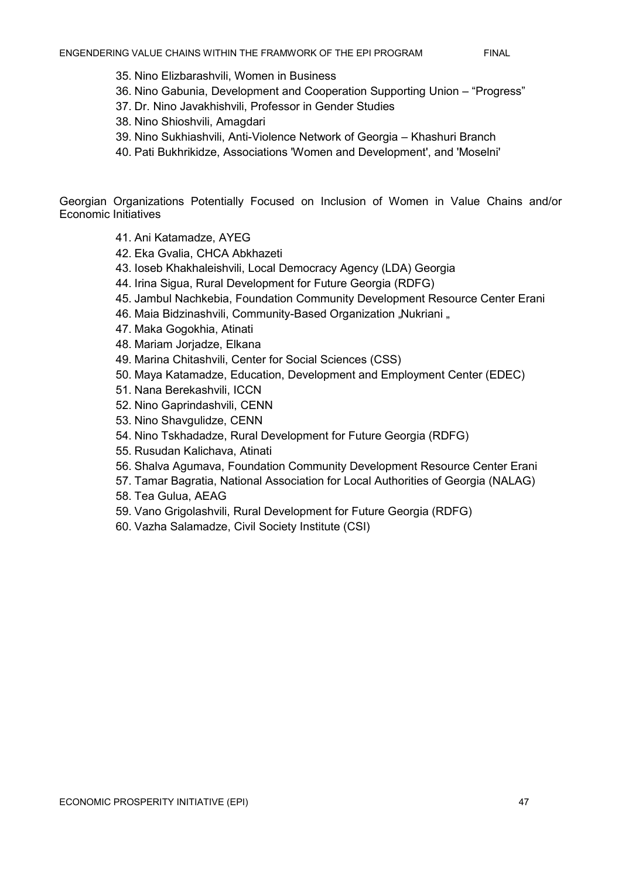35. Nino Elizbarashvili, Women in Business
36. Nino Gabunia, Development and Cooperation Supporting Union – "Progress"
37. Dr. Nino Javakhishvili, Professor in Gender Studies
38. Nino Shioshvili, Amagdari
39. Nino Sukhiashvili, Anti-Violence Network of Georgia – Khashuri Branch
40. Pati Bukhrikidze, Associations 'Women and Development', and 'Moselni'

Georgian Organizations Potentially Focused on Inclusion of Women in Value Chains and/or Economic Initiatives

41. Ani Katamadze, AYEG
42. Eka Gvalia, CHCA Abkhazeti
43. Ioseb Khakhaleishvili, Local Democracy Agency (LDA) Georgia
44. Irina Sigua, Rural Development for Future Georgia (RDFG)
45. Jambul Nachkebia, Foundation Community Development Resource Center Erani
46. Maia Bidzinashvili, Community-Based Organization „Nukriani „
47. Maka Gogokhia, Atinati
48. Mariam Jorjadze, Elkana
49. Marina Chitashvili, Center for Social Sciences (CSS)
50. Maya Katamadze, Education, Development and Employment Center (EDEC)
51. Nana Berekashvili, ICCN
52. Nino Gaprindashvili, CENN
53. Nino Shavgulidze, CENN
54. Nino Tskhadadze, Rural Development for Future Georgia (RDFG)
55. Rusudan Kalichava, Atinati
56. Shalva Agumava, Foundation Community Development Resource Center Erani
57. Tamar Bagratia, National Association for Local Authorities of Georgia (NALAG)
58. Tea Gulua, AEAG
59. Vano Grigolashvili, Rural Development for Future Georgia (RDFG)
60. Vazha Salamadze, Civil Society Institute (CSI)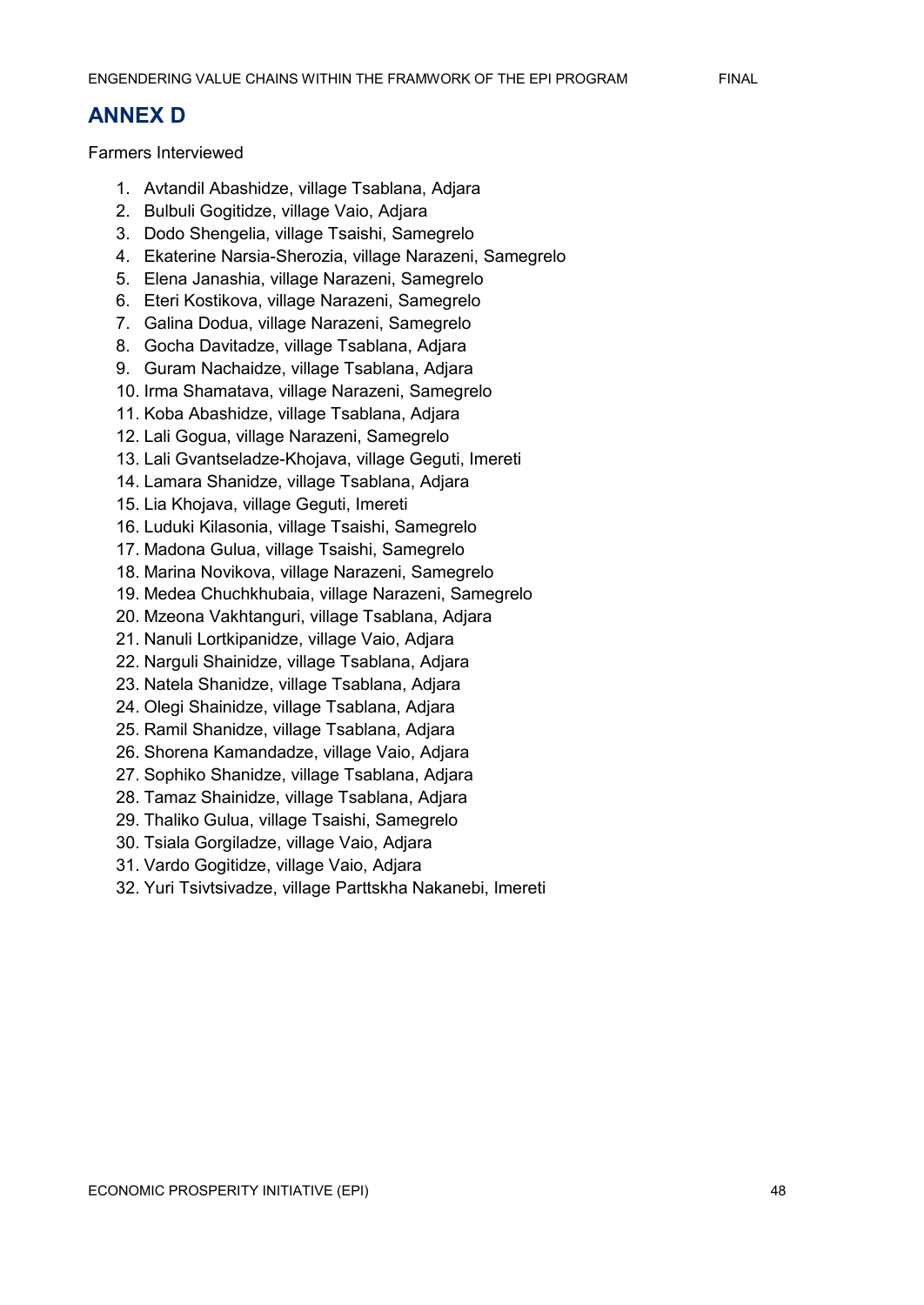# ANNEX D

Farmers Interviewed

1. Avtandil Abashidze, village Tsablana, Adjara
2. Bulbuli Gogitidze, village Vaio, Adjara
3. Dodo Shengelia, village Tsaishi, Samegrelo
4. Ekaterine Narsia-Sherozia, village Narazeni, Samegrelo
5. Elena Janashia, village Narazeni, Samegrelo
6. Eteri Kostikova, village Narazeni, Samegrelo
7. Galina Dodua, village Narazeni, Samegrelo
8. Gocha Davitadze, village Tsablana, Adjara
9. Guram Nachaidze, village Tsablana, Adjara
10. Irma Shamatava, village Narazeni, Samegrelo
11. Koba Abashidze, village Tsablana, Adjara
12. Lali Gogua, village Narazeni, Samegrelo
13. Lali Gvantseladze-Khojava, village Geguti, Imereti
14. Lamara Shanidze, village Tsablana, Adjara
15. Lia Khojava, village Geguti, Imereti
16. Luduki Kilasonia, village Tsaishi, Samegrelo
17. Madona Gulua, village Tsaishi, Samegrelo
18. Marina Novikova, village Narazeni, Samegrelo
19. Medea Chuchkhubaia, village Narazeni, Samegrelo
20. Mzeona Vakhtanguri, village Tsablana, Adjara
21. Nanuli Lortkipanidze, village Vaio, Adjara
22. Narguli Shainidze, village Tsablana, Adjara
23. Natela Shanidze, village Tsablana, Adjara
24. Olegi Shainidze, village Tsablana, Adjara
25. Ramil Shanidze, village Tsablana, Adjara
26. Shorena Kamandadze, village Vaio, Adjara
27. Sophiko Shanidze, village Tsablana, Adjara
28. Tamaz Shainidze, village Tsablana, Adjara
29. Thaliko Gulua, village Tsaishi, Samegrelo
30. Tsiala Gorgiladze, village Vaio, Adjara
31. Vardo Gogitidze, village Vaio, Adjara
32. Yuri Tsivtsivadze, village Parttskha Nakanebi, Imereti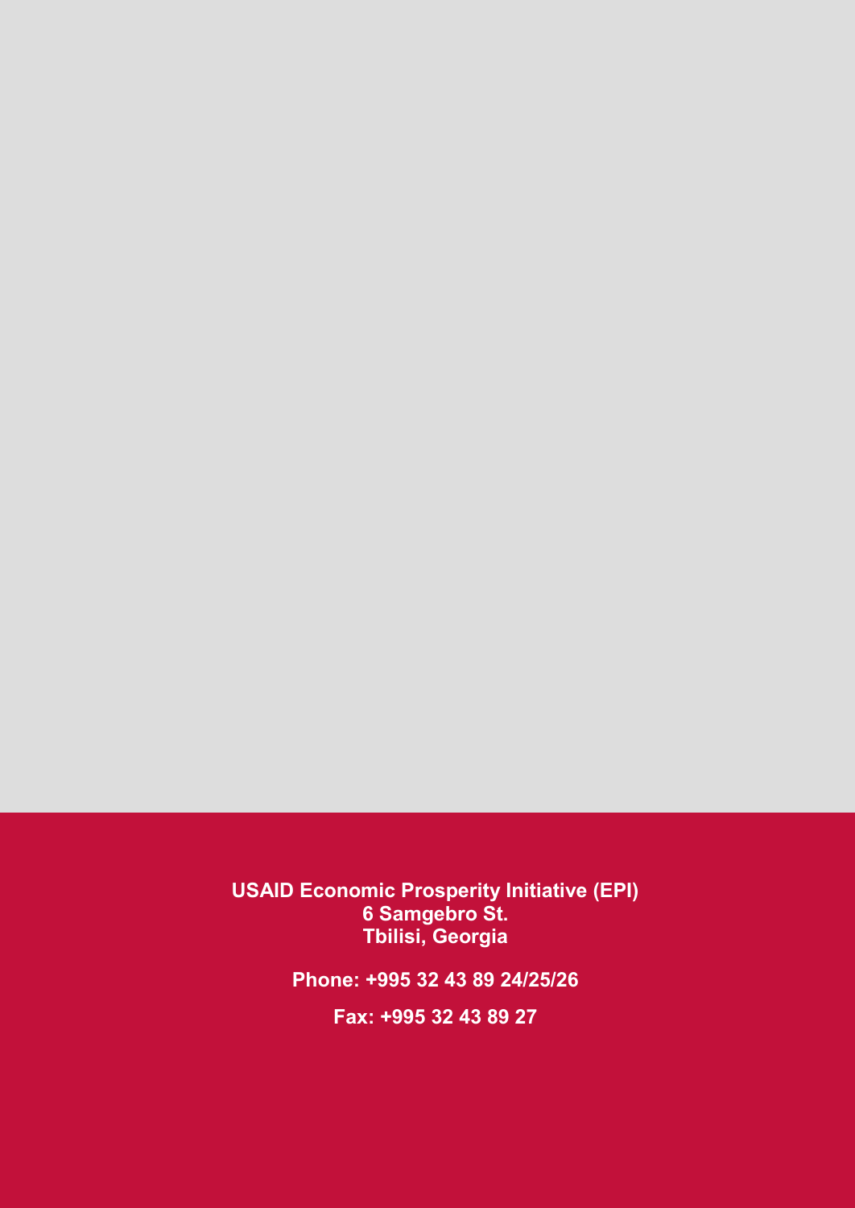**USAID Economic Prosperity Initiative (EPI)**
**6 Samgebro St.**
**Tbilisi, Georgia**

**Phone: +995 32 43 89 24/25/26**

**Fax: +995 32 43 89 27**